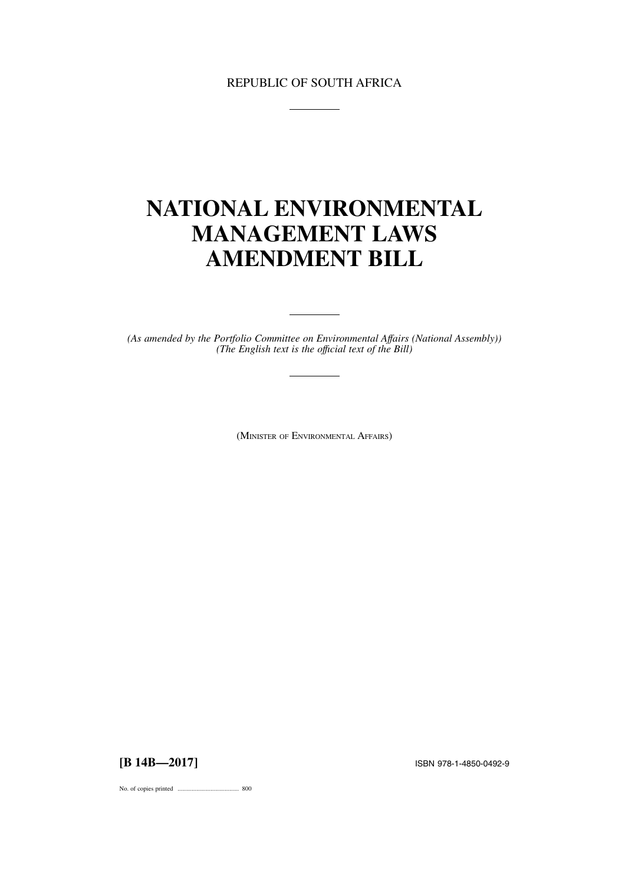REPUBLIC OF SOUTH AFRICA

# NATIONAL ENVIRONMENTAL MANAGEMENT LAWS AMENDMENT BILL

*(As amended by the Portfolio Committee on Environmental Affairs (National Assembly))*
*(The English text is the official text of the Bill)*

(MINISTER OF ENVIRONMENTAL AFFAIRS)

**[B 14B—2017]**

ISBN 978-1-4850-0492-9

No. of copies printed ....................................... 800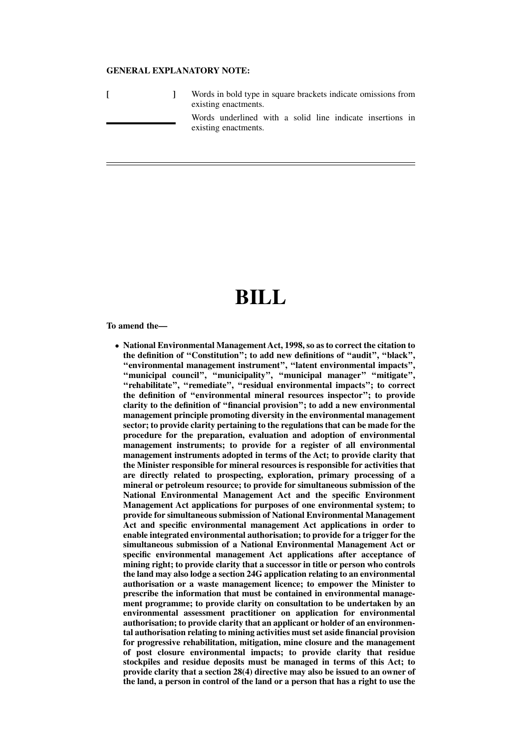**GENERAL EXPLANATORY NOTE:**

| | |
|---|---|
| **[ ]** | Words in bold type in square brackets indicate omissions from existing enactments. |
| ______ | Words underlined with a solid line indicate insertions in existing enactments. |

---

# BILL

**To amend the—**

- **National Environmental Management Act, 1998, so as to correct the citation to the definition of "Constitution"; to add new definitions of "audit", "black", "environmental management instrument", "latent environmental impacts", "municipal council", "municipality", "municipal manager" "mitigate", "rehabilitate", "remediate", "residual environmental impacts"; to correct the definition of "environmental mineral resources inspector"; to provide clarity to the definition of "financial provision"; to add a new environmental management principle promoting diversity in the environmental management sector; to provide clarity pertaining to the regulations that can be made for the procedure for the preparation, evaluation and adoption of environmental management instruments; to provide for a register of all environmental management instruments adopted in terms of the Act; to provide clarity that the Minister responsible for mineral resources is responsible for activities that are directly related to prospecting, exploration, primary processing of a mineral or petroleum resource; to provide for simultaneous submission of the National Environmental Management Act and the specific Environment Management Act applications for purposes of one environmental system; to provide for simultaneous submission of National Environmental Management Act and specific environmental management Act applications in order to enable integrated environmental authorisation; to provide for a trigger for the simultaneous submission of a National Environmental Management Act or specific environmental management Act applications after acceptance of mining right; to provide clarity that a successor in title or person who controls the land may also lodge a section 24G application relating to an environmental authorisation or a waste management licence; to empower the Minister to prescribe the information that must be contained in environmental management programme; to provide clarity on consultation to be undertaken by an environmental assessment practitioner on application for environmental authorisation; to provide clarity that an applicant or holder of an environmental authorisation relating to mining activities must set aside financial provision for progressive rehabilitation, mitigation, mine closure and the management of post closure environmental impacts; to provide clarity that residue stockpiles and residue deposits must be managed in terms of this Act; to provide clarity that a section 28(4) directive may also be issued to an owner of the land, a person in control of the land or a person that has a right to use the**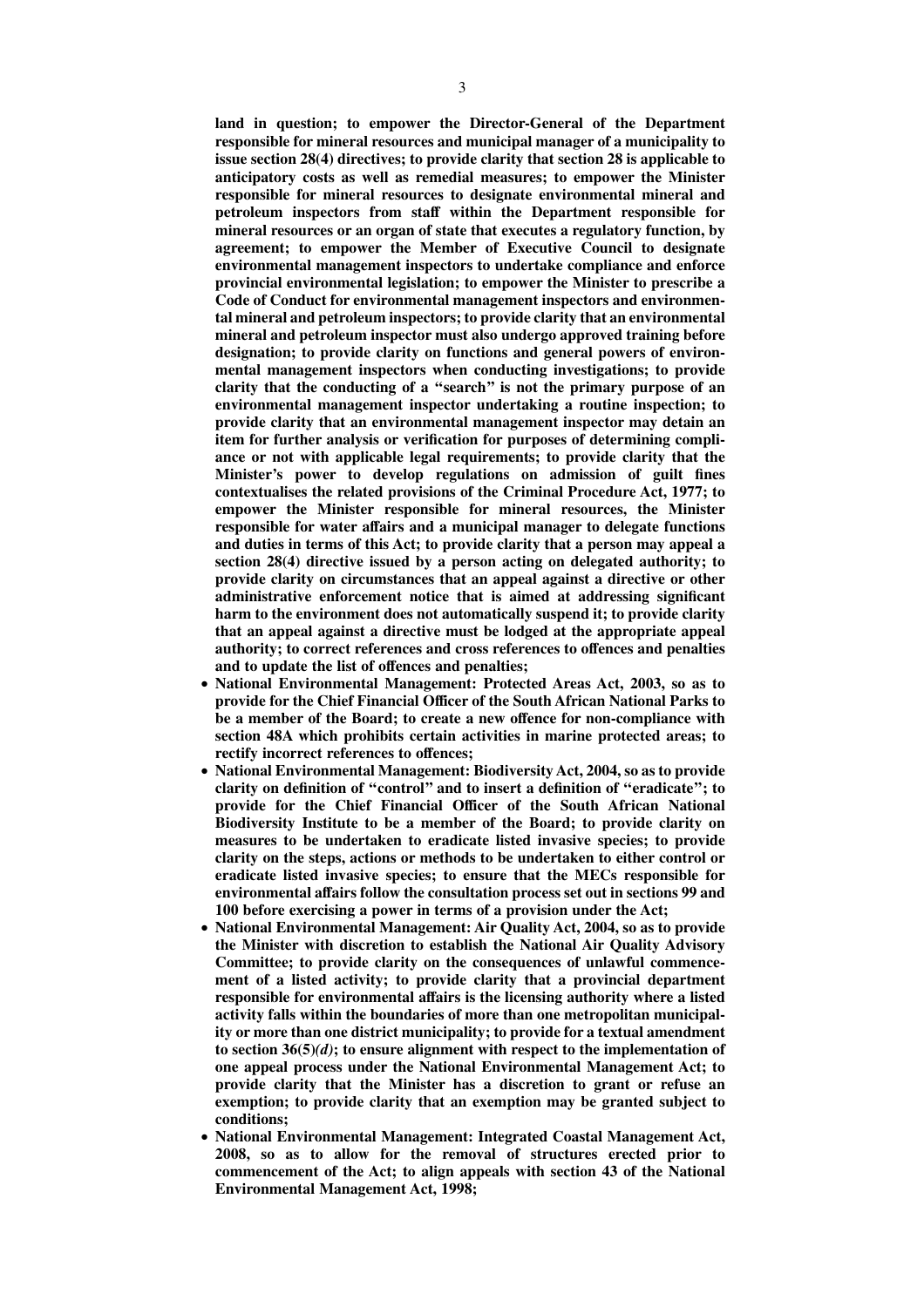**land in question; to empower the Director-General of the Department responsible for mineral resources and municipal manager of a municipality to issue section 28(4) directives; to provide clarity that section 28 is applicable to anticipatory costs as well as remedial measures; to empower the Minister responsible for mineral resources to designate environmental mineral and petroleum inspectors from staff within the Department responsible for mineral resources or an organ of state that executes a regulatory function, by agreement; to empower the Member of Executive Council to designate environmental management inspectors to undertake compliance and enforce provincial environmental legislation; to empower the Minister to prescribe a Code of Conduct for environmental management inspectors and environmental mineral and petroleum inspectors; to provide clarity that an environmental mineral and petroleum inspector must also undergo approved training before designation; to provide clarity on functions and general powers of environmental management inspectors when conducting investigations; to provide clarity that the conducting of a "search" is not the primary purpose of an environmental management inspector undertaking a routine inspection; to provide clarity that an environmental management inspector may detain an item for further analysis or verification for purposes of determining compliance or not with applicable legal requirements; to provide clarity that the Minister's power to develop regulations on admission of guilt fines contextualises the related provisions of the Criminal Procedure Act, 1977; to empower the Minister responsible for mineral resources, the Minister responsible for water affairs and a municipal manager to delegate functions and duties in terms of this Act; to provide clarity that a person may appeal a section 28(4) directive issued by a person acting on delegated authority; to provide clarity on circumstances that an appeal against a directive or other administrative enforcement notice that is aimed at addressing significant harm to the environment does not automatically suspend it; to provide clarity that an appeal against a directive must be lodged at the appropriate appeal authority; to correct references and cross references to offences and penalties and to update the list of offences and penalties;**

- **National Environmental Management: Protected Areas Act, 2003, so as to provide for the Chief Financial Officer of the South African National Parks to be a member of the Board; to create a new offence for non-compliance with section 48A which prohibits certain activities in marine protected areas; to rectify incorrect references to offences;**
- **National Environmental Management: Biodiversity Act, 2004, so as to provide clarity on definition of "control" and to insert a definition of "eradicate"; to provide for the Chief Financial Officer of the South African National Biodiversity Institute to be a member of the Board; to provide clarity on measures to be undertaken to eradicate listed invasive species; to provide clarity on the steps, actions or methods to be undertaken to either control or eradicate listed invasive species; to ensure that the MECs responsible for environmental affairs follow the consultation process set out in sections 99 and 100 before exercising a power in terms of a provision under the Act;**
- **National Environmental Management: Air Quality Act, 2004, so as to provide the Minister with discretion to establish the National Air Quality Advisory Committee; to provide clarity on the consequences of unlawful commencement of a listed activity; to provide clarity that a provincial department responsible for environmental affairs is the licensing authority where a listed activity falls within the boundaries of more than one metropolitan municipality or more than one district municipality; to provide for a textual amendment to section 36(5)*(d)*; to ensure alignment with respect to the implementation of one appeal process under the National Environmental Management Act; to provide clarity that the Minister has a discretion to grant or refuse an exemption; to provide clarity that an exemption may be granted subject to conditions;**
- **National Environmental Management: Integrated Coastal Management Act, 2008, so as to allow for the removal of structures erected prior to commencement of the Act; to align appeals with section 43 of the National Environmental Management Act, 1998;**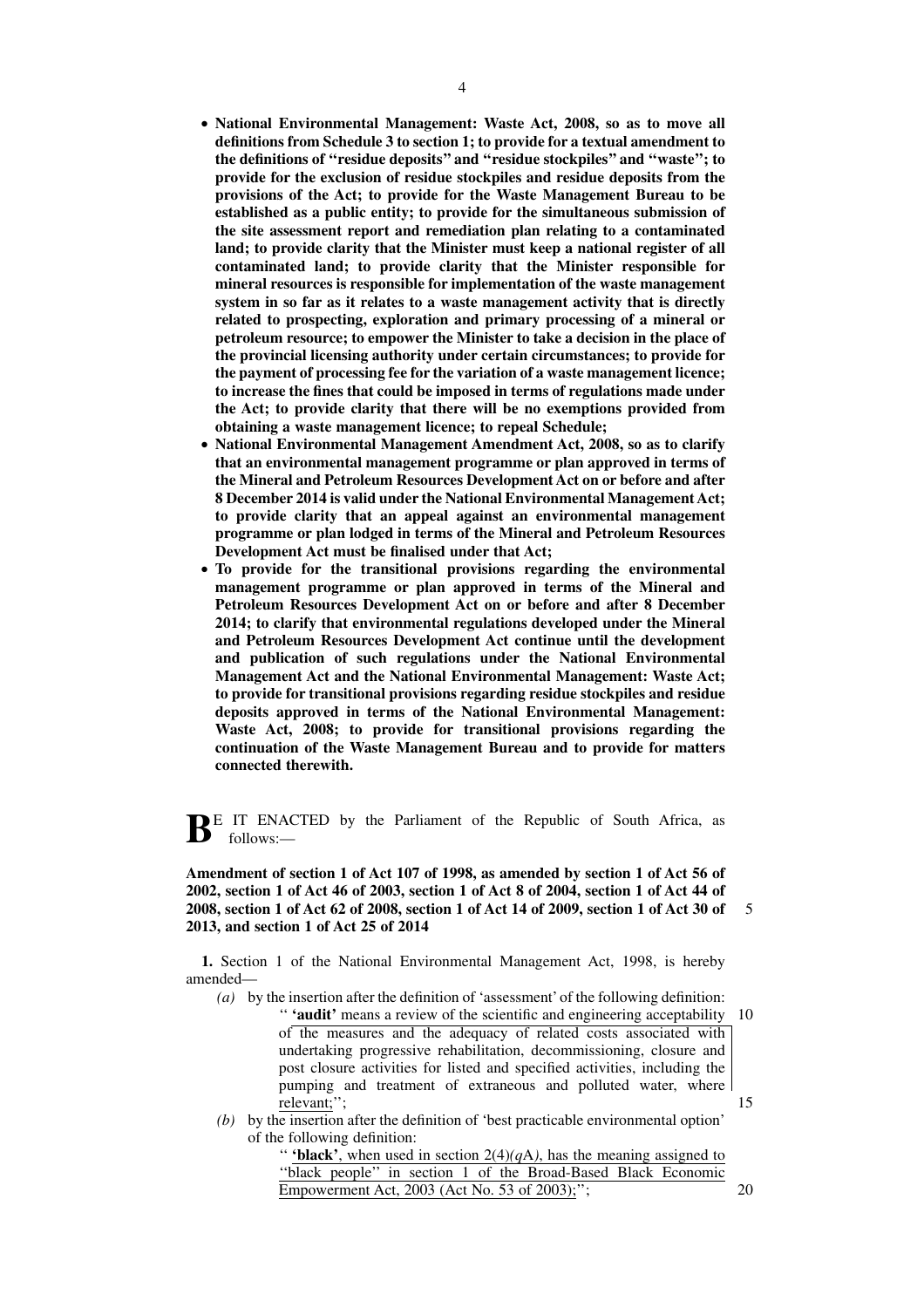- **National Environmental Management: Waste Act, 2008, so as to move all definitions from Schedule 3 to section 1; to provide for a textual amendment to the definitions of "residue deposits" and "residue stockpiles" and "waste"; to provide for the exclusion of residue stockpiles and residue deposits from the provisions of the Act; to provide for the Waste Management Bureau to be established as a public entity; to provide for the simultaneous submission of the site assessment report and remediation plan relating to a contaminated land; to provide clarity that the Minister must keep a national register of all contaminated land; to provide clarity that the Minister responsible for mineral resources is responsible for implementation of the waste management system in so far as it relates to a waste management activity that is directly related to prospecting, exploration and primary processing of a mineral or petroleum resource; to empower the Minister to take a decision in the place of the provincial licensing authority under certain circumstances; to provide for the payment of processing fee for the variation of a waste management licence; to increase the fines that could be imposed in terms of regulations made under the Act; to provide clarity that there will be no exemptions provided from obtaining a waste management licence; to repeal Schedule;**
- **National Environmental Management Amendment Act, 2008, so as to clarify that an environmental management programme or plan approved in terms of the Mineral and Petroleum Resources Development Act on or before and after 8 December 2014 is valid under the National Environmental Management Act; to provide clarity that an appeal against an environmental management programme or plan lodged in terms of the Mineral and Petroleum Resources Development Act must be finalised under that Act;**
- **To provide for the transitional provisions regarding the environmental management programme or plan approved in terms of the Mineral and Petroleum Resources Development Act on or before and after 8 December 2014; to clarify that environmental regulations developed under the Mineral and Petroleum Resources Development Act continue until the development and publication of such regulations under the National Environmental Management Act and the National Environmental Management: Waste Act; to provide for transitional provisions regarding residue stockpiles and residue deposits approved in terms of the National Environmental Management: Waste Act, 2008; to provide for transitional provisions regarding the continuation of the Waste Management Bureau and to provide for matters connected therewith.**

BE IT ENACTED by the Parliament of the Republic of South Africa, as follows:—

**Amendment of section 1 of Act 107 of 1998, as amended by section 1 of Act 56 of 2002, section 1 of Act 46 of 2003, section 1 of Act 8 of 2004, section 1 of Act 44 of 2008, section 1 of Act 62 of 2008, section 1 of Act 14 of 2009, section 1 of Act 30 of 2013, and section 1 of Act 25 of 2014**

**1.** Section 1 of the National Environmental Management Act, 1998, is hereby amended—

*(a)* by the insertion after the definition of 'assessment' of the following definition:
"**'audit'** means a review of the scientific and engineering acceptability of the measures and the adequacy of related costs associated with undertaking progressive rehabilitation, decommissioning, closure and post closure activities for listed and specified activities, including the pumping and treatment of extraneous and polluted water, where relevant;";

*(b)* by the insertion after the definition of 'best practicable environmental option' of the following definition:
"**'black'**, when used in section 2(4)*(q*A*)*, has the meaning assigned to "black people" in section 1 of the Broad-Based Black Economic Empowerment Act, 2003 (Act No. 53 of 2003);";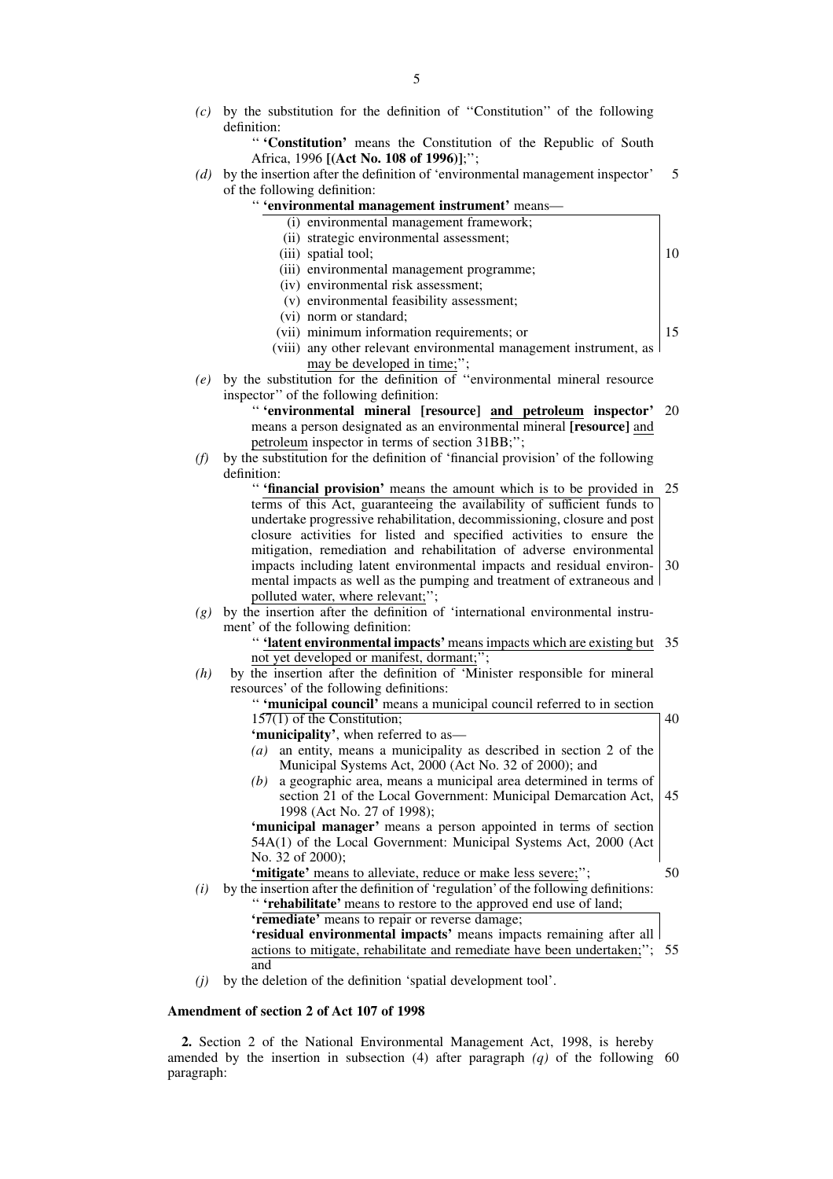*(c)* by the substitution for the definition of ''Constitution'' of the following definition:

'' **'Constitution'** means the Constitution of the Republic of South Africa, 1996 **[(Act No. 108 of 1996)]**;'';

*(d)* by the insertion after the definition of 'environmental management inspector' of the following definition:

'' **'environmental management instrument'** means—

(i) environmental management framework;
(ii) strategic environmental assessment;
(iii) spatial tool;
(iii) environmental management programme;
(iv) environmental risk assessment;
(v) environmental feasibility assessment;
(vi) norm or standard;
(vii) minimum information requirements; or
(viii) any other relevant environmental management instrument, as may be developed in time;'';

*(e)* by the substitution for the definition of ''environmental mineral resource inspector'' of the following definition:

'' **'environmental mineral [resource] and petroleum inspector'** means a person designated as an environmental mineral **[resource]** and petroleum inspector in terms of section 31BB;'';

*(f)* by the substitution for the definition of 'financial provision' of the following definition:

'' **'financial provision'** means the amount which is to be provided in terms of this Act, guaranteeing the availability of sufficient funds to undertake progressive rehabilitation, decommissioning, closure and post closure activities for listed and specified activities to ensure the mitigation, remediation and rehabilitation of adverse environmental impacts including latent environmental impacts and residual environmental impacts as well as the pumping and treatment of extraneous and polluted water, where relevant;'';

*(g)* by the insertion after the definition of 'international environmental instrument' of the following definition:

'' **'latent environmental impacts'** means impacts which are existing but not yet developed or manifest, dormant;'';

*(h)* by the insertion after the definition of 'Minister responsible for mineral resources' of the following definitions:

'' **'municipal council'** means a municipal council referred to in section 157(1) of the Constitution;

**'municipality'**, when referred to as—

*(a)* an entity, means a municipality as described in section 2 of the Municipal Systems Act, 2000 (Act No. 32 of 2000); and

*(b)* a geographic area, means a municipal area determined in terms of section 21 of the Local Government: Municipal Demarcation Act, 1998 (Act No. 27 of 1998);

**'municipal manager'** means a person appointed in terms of section 54A(1) of the Local Government: Municipal Systems Act, 2000 (Act No. 32 of 2000);

**'mitigate'** means to alleviate, reduce or make less severe;'';

*(i)* by the insertion after the definition of 'regulation' of the following definitions:

'' **'rehabilitate'** means to restore to the approved end use of land;

**'remediate'** means to repair or reverse damage;

**'residual environmental impacts'** means impacts remaining after all actions to mitigate, rehabilitate and remediate have been undertaken;''; and

*(j)* by the deletion of the definition 'spatial development tool'.

**Amendment of section 2 of Act 107 of 1998**

**2.** Section 2 of the National Environmental Management Act, 1998, is hereby amended by the insertion in subsection (4) after paragraph *(q)* of the following paragraph: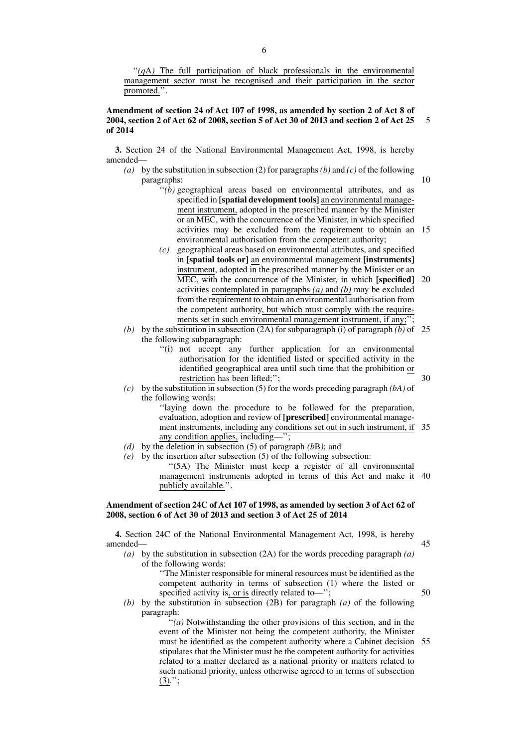"(*q*A) The full participation of black professionals in the environmental management sector must be recognised and their participation in the sector promoted.".

**Amendment of section 24 of Act 107 of 1998, as amended by section 2 of Act 8 of 2004, section 2 of Act 62 of 2008, section 5 of Act 30 of 2013 and section 2 of Act 25 of 2014**

**3.** Section 24 of the National Environmental Management Act, 1998, is hereby amended—

*(a)* by the substitution in subsection (2) for paragraphs *(b)* and *(c)* of the following paragraphs:

"*(b)* geographical areas based on environmental attributes, and as specified in **[spatial development tools]** an environmental management instrument, adopted in the prescribed manner by the Minister or an MEC, with the concurrence of the Minister, in which specified activities may be excluded from the requirement to obtain an environmental authorisation from the competent authority;

*(c)* geographical areas based on environmental attributes, and specified in **[spatial tools or]** an environmental management **[instruments]** instrument, adopted in the prescribed manner by the Minister or an MEC, with the concurrence of the Minister, in which **[specified]** activities contemplated in paragraphs *(a)* and *(b)* may be excluded from the requirement to obtain an environmental authorisation from the competent authority, but which must comply with the requirements set in such environmental management instrument, if any;";

*(b)* by the substitution in subsection (2A) for subparagraph (i) of paragraph *(b)* of the following subparagraph:

"(i) not accept any further application for an environmental authorisation for the identified listed or specified activity in the identified geographical area until such time that the prohibition or restriction has been lifted;";

*(c)* by the substitution in subsection (5) for the words preceding paragraph *(bA)* of the following words:

"laying down the procedure to be followed for the preparation, evaluation, adoption and review of **[prescribed]** environmental management instruments, including any conditions set out in such instrument, if any condition applies, including—";

*(d)* by the deletion in subsection (5) of paragraph *(b*B*)*; and

*(e)* by the insertion after subsection (5) of the following subsection:

"(5A) The Minister must keep a register of all environmental management instruments adopted in terms of this Act and make it publicly available.".

**Amendment of section 24C of Act 107 of 1998, as amended by section 3 of Act 62 of 2008, section 6 of Act 30 of 2013 and section 3 of Act 25 of 2014**

**4.** Section 24C of the National Environmental Management Act, 1998, is hereby amended—

*(a)* by the substitution in subsection (2A) for the words preceding paragraph *(a)* of the following words:

"The Minister responsible for mineral resources must be identified as the competent authority in terms of subsection (1) where the listed or specified activity is, or is directly related to—";

*(b)* by the substitution in subsection (2B) for paragraph *(a)* of the following paragraph:

"*(a)* Notwithstanding the other provisions of this section, and in the event of the Minister not being the competent authority, the Minister must be identified as the competent authority where a Cabinet decision stipulates that the Minister must be the competent authority for activities related to a matter declared as a national priority or matters related to such national priority, unless otherwise agreed to in terms of subsection (3).";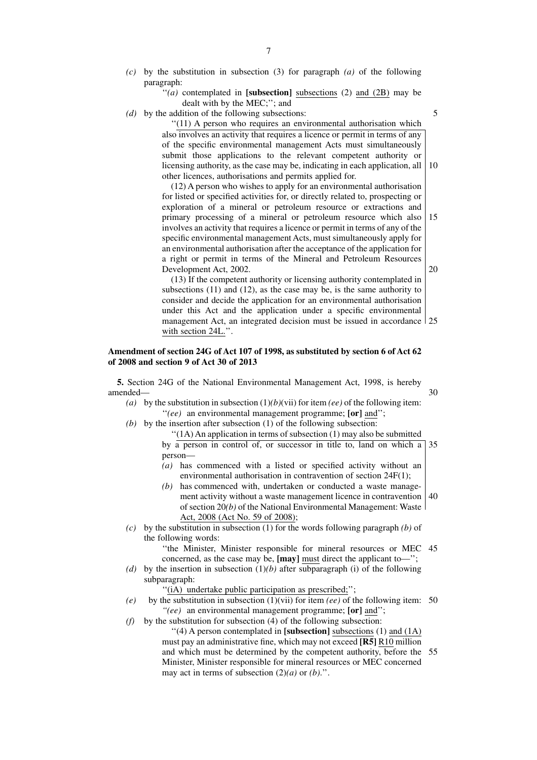*(c)* by the substitution in subsection (3) for paragraph *(a)* of the following paragraph:

"*(a)* contemplated in **[subsection]** <u>subsections</u> (2) <u>and (2B)</u> may be dealt with by the MEC;"; and

*(d)* by the addition of the following subsections:

"<u>(11) A person who requires an environmental authorisation which also involves an activity that requires a licence or permit in terms of any of the specific environmental management Acts must simultaneously submit those applications to the relevant competent authority or licensing authority, as the case may be, indicating in each application, all other licences, authorisations and permits applied for.</u>

<u>(12) A person who wishes to apply for an environmental authorisation for listed or specified activities for, or directly related to, prospecting or exploration of a mineral or petroleum resource or extractions and primary processing of a mineral or petroleum resource which also involves an activity that requires a licence or permit in terms of any of the specific environmental management Acts, must simultaneously apply for an environmental authorisation after the acceptance of the application for a right or permit in terms of the Mineral and Petroleum Resources Development Act, 2002.</u>

<u>(13) If the competent authority or licensing authority contemplated in subsections (11) and (12), as the case may be, is the same authority to consider and decide the application for an environmental authorisation under this Act and the application under a specific environmental management Act, an integrated decision must be issued in accordance with section 24L.</u>".

**Amendment of section 24G of Act 107 of 1998, as substituted by section 6 of Act 62 of 2008 and section 9 of Act 30 of 2013**

**5.** Section 24G of the National Environmental Management Act, 1998, is hereby amended—

*(a)* by the substitution in subsection (1)*(b)*(vii) for item *(ee)* of the following item:

"*(ee)* an environmental management programme; **[or]** <u>and</u>";

*(b)* by the insertion after subsection (1) of the following subsection:

"<u>(1A) An application in terms of subsection (1) may also be submitted by a person in control of, or successor in title to, land on which a person—</u>

<u>*(a)* has commenced with a listed or specified activity without an environmental authorisation in contravention of section 24F(1);</u>

<u>*(b)* has commenced with, undertaken or conducted a waste management activity without a waste management licence in contravention of section 20*(b)* of the National Environmental Management: Waste Act, 2008 (Act No. 59 of 2008);</u>

*(c)* by the substitution in subsection (1) for the words following paragraph *(b)* of the following words:

"the Minister, Minister responsible for mineral resources or MEC concerned, as the case may be, **[may]** <u>must</u> direct the applicant to—";

*(d)* by the insertion in subsection (1)*(b)* after subparagraph (i) of the following subparagraph:

"<u>(iA) undertake public participation as prescribed;</u>";

*(e)* by the substitution in subsection (1)(vii) for item *(ee)* of the following item:

"*(ee)* an environmental management programme; **[or]** <u>and</u>";

*(f)* by the substitution for subsection (4) of the following subsection:

"(4) A person contemplated in **[subsection]** <u>subsections</u> (1) <u>and (1A)</u> must pay an administrative fine, which may not exceed **[R5]** <u>R10</u> million and which must be determined by the competent authority, before the Minister, Minister responsible for mineral resources or MEC concerned may act in terms of subsection (2)*(a)* or *(b)*.".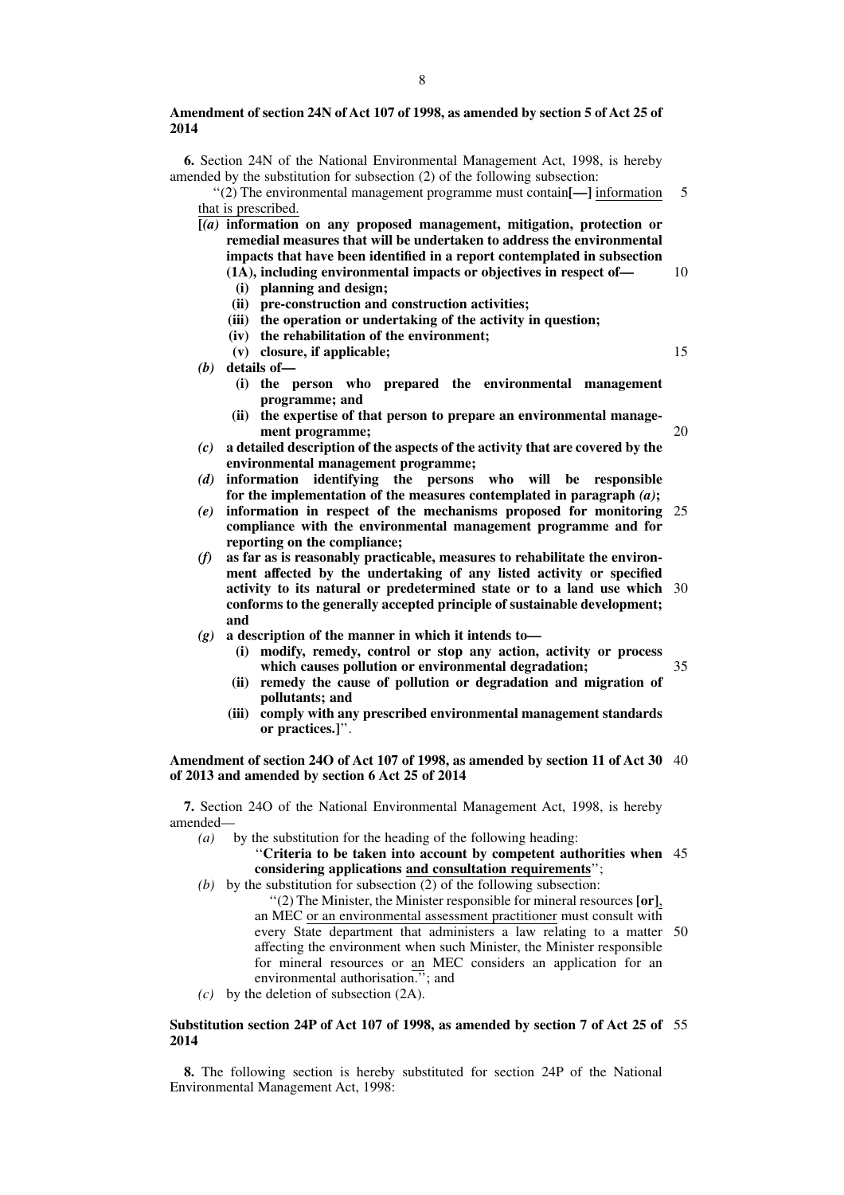**Amendment of section 24N of Act 107 of 1998, as amended by section 5 of Act 25 of 2014**

**6.** Section 24N of the National Environmental Management Act, 1998, is hereby amended by the substitution for subsection (2) of the following subsection:

''(2) The environmental management programme must contain**[—]** information that is prescribed.

**[*(a)* information on any proposed management, mitigation, protection or remedial measures that will be undertaken to address the environmental impacts that have been identified in a report contemplated in subsection (1A), including environmental impacts or objectives in respect of—**

**(i) planning and design;**

**(ii) pre-construction and construction activities;**

**(iii) the operation or undertaking of the activity in question;**

**(iv) the rehabilitation of the environment;**

**(v) closure, if applicable;**

***(b)* details of—**

**(i) the person who prepared the environmental management programme; and**

**(ii) the expertise of that person to prepare an environmental management programme;**

***(c)* a detailed description of the aspects of the activity that are covered by the environmental management programme;**

***(d)* information identifying the persons who will be responsible for the implementation of the measures contemplated in paragraph *(a)*;**

***(e)* information in respect of the mechanisms proposed for monitoring compliance with the environmental management programme and for reporting on the compliance;**

***(f)* as far as is reasonably practicable, measures to rehabilitate the environment affected by the undertaking of any listed activity or specified activity to its natural or predetermined state or to a land use which conforms to the generally accepted principle of sustainable development; and**

***(g)* a description of the manner in which it intends to—**

**(i) modify, remedy, control or stop any action, activity or process which causes pollution or environmental degradation;**

**(ii) remedy the cause of pollution or degradation and migration of pollutants; and**

**(iii) comply with any prescribed environmental management standards or practices.]**''.

**Amendment of section 24O of Act 107 of 1998, as amended by section 11 of Act 30 of 2013 and amended by section 6 Act 25 of 2014**

**7.** Section 24O of the National Environmental Management Act, 1998, is hereby amended—

*(a)* by the substitution for the heading of the following heading:

''**Criteria to be taken into account by competent authorities when considering applications and consultation requirements**'';

*(b)* by the substitution for subsection (2) of the following subsection:

''(2) The Minister, the Minister responsible for mineral resources **[or]**, an MEC or an environmental assessment practitioner must consult with every State department that administers a law relating to a matter affecting the environment when such Minister, the Minister responsible for mineral resources or an MEC considers an application for an environmental authorisation.''; and

*(c)* by the deletion of subsection (2A).

**Substitution section 24P of Act 107 of 1998, as amended by section 7 of Act 25 of 2014**

**8.** The following section is hereby substituted for section 24P of the National Environmental Management Act, 1998: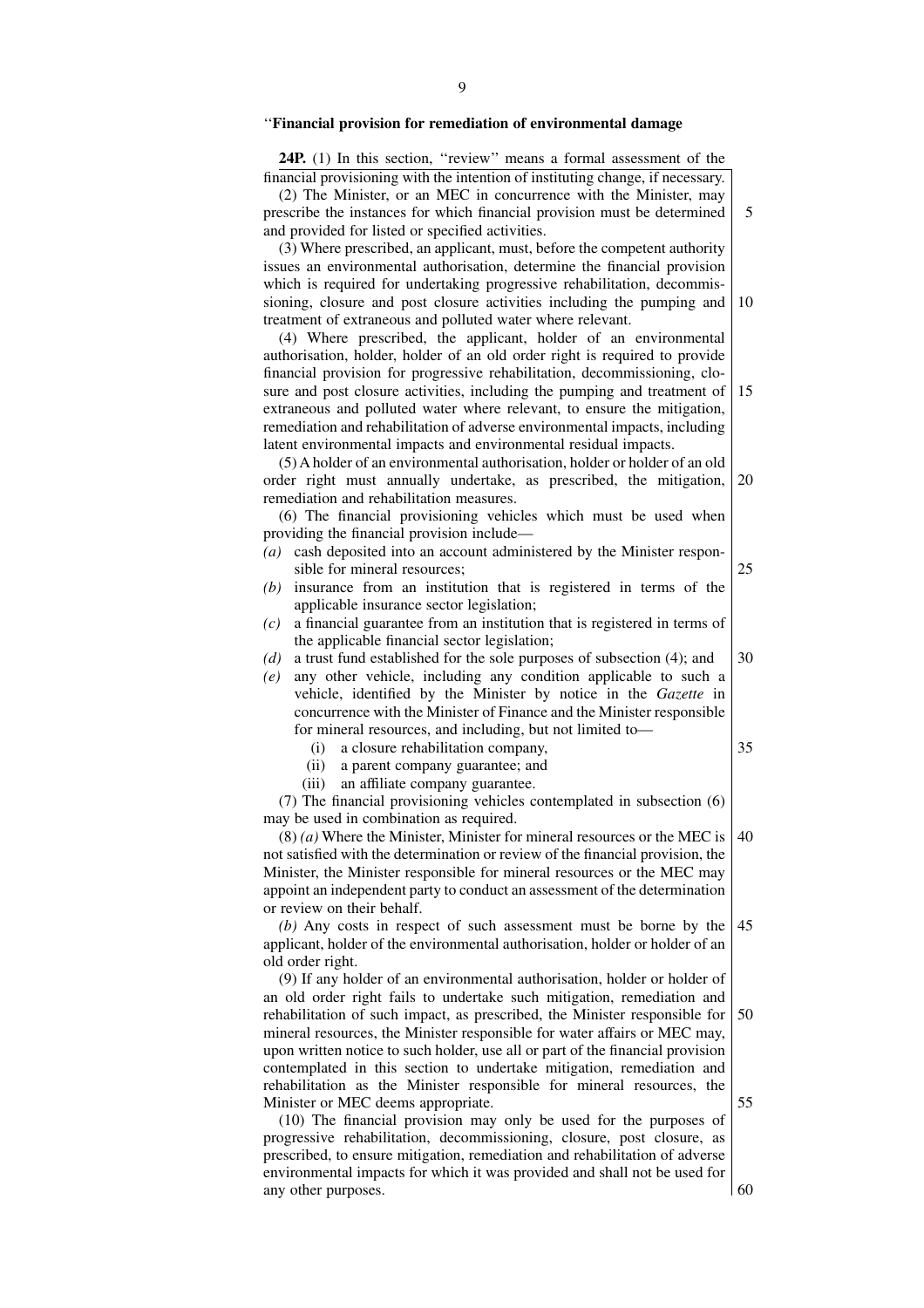"**Financial provision for remediation of environmental damage**

**24P.** (1) In this section, "review" means a formal assessment of the financial provisioning with the intention of instituting change, if necessary.

(2) The Minister, or an MEC in concurrence with the Minister, may prescribe the instances for which financial provision must be determined and provided for listed or specified activities.

(3) Where prescribed, an applicant, must, before the competent authority issues an environmental authorisation, determine the financial provision which is required for undertaking progressive rehabilitation, decommissioning, closure and post closure activities including the pumping and treatment of extraneous and polluted water where relevant.

(4) Where prescribed, the applicant, holder of an environmental authorisation, holder, holder of an old order right is required to provide financial provision for progressive rehabilitation, decommissioning, closure and post closure activities, including the pumping and treatment of extraneous and polluted water where relevant, to ensure the mitigation, remediation and rehabilitation of adverse environmental impacts, including latent environmental impacts and environmental residual impacts.

(5) A holder of an environmental authorisation, holder or holder of an old order right must annually undertake, as prescribed, the mitigation, remediation and rehabilitation measures.

(6) The financial provisioning vehicles which must be used when providing the financial provision include—

*(a)* cash deposited into an account administered by the Minister responsible for mineral resources;

*(b)* insurance from an institution that is registered in terms of the applicable insurance sector legislation;

*(c)* a financial guarantee from an institution that is registered in terms of the applicable financial sector legislation;

*(d)* a trust fund established for the sole purposes of subsection (4); and

*(e)* any other vehicle, including any condition applicable to such a vehicle, identified by the Minister by notice in the *Gazette* in concurrence with the Minister of Finance and the Minister responsible for mineral resources, and including, but not limited to—

  (i) a closure rehabilitation company,

  (ii) a parent company guarantee; and

  (iii) an affiliate company guarantee.

(7) The financial provisioning vehicles contemplated in subsection (6) may be used in combination as required.

(8) *(a)* Where the Minister, Minister for mineral resources or the MEC is not satisfied with the determination or review of the financial provision, the Minister, the Minister responsible for mineral resources or the MEC may appoint an independent party to conduct an assessment of the determination or review on their behalf.

*(b)* Any costs in respect of such assessment must be borne by the applicant, holder of the environmental authorisation, holder or holder of an old order right.

(9) If any holder of an environmental authorisation, holder or holder of an old order right fails to undertake such mitigation, remediation and rehabilitation of such impact, as prescribed, the Minister responsible for mineral resources, the Minister responsible for water affairs or MEC may, upon written notice to such holder, use all or part of the financial provision contemplated in this section to undertake mitigation, remediation and rehabilitation as the Minister responsible for mineral resources, the Minister or MEC deems appropriate.

(10) The financial provision may only be used for the purposes of progressive rehabilitation, decommissioning, closure, post closure, as prescribed, to ensure mitigation, remediation and rehabilitation of adverse environmental impacts for which it was provided and shall not be used for any other purposes.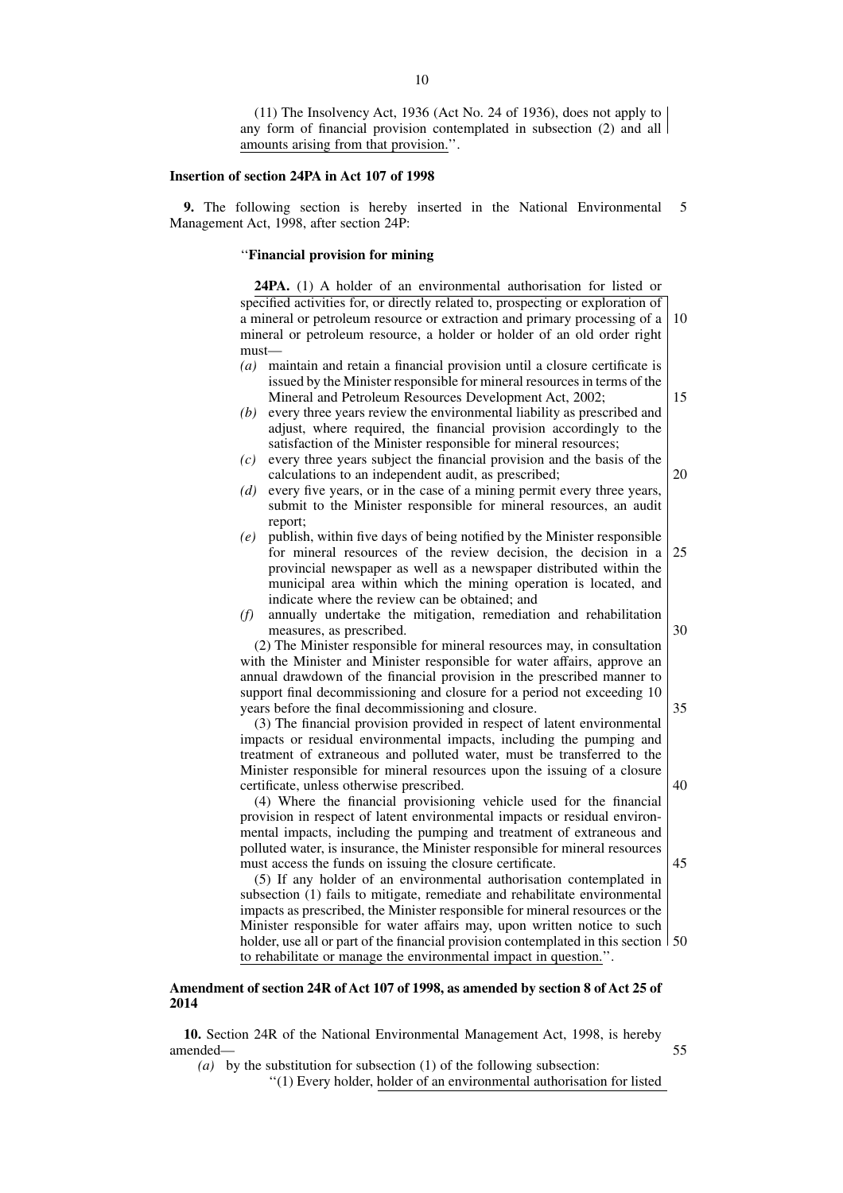(11) The Insolvency Act, 1936 (Act No. 24 of 1936), does not apply to any form of financial provision contemplated in subsection (2) and all amounts arising from that provision.''.

**Insertion of section 24PA in Act 107 of 1998**

**9.** The following section is hereby inserted in the National Environmental Management Act, 1998, after section 24P:

''**Financial provision for mining**

**24PA.** (1) A holder of an environmental authorisation for listed or specified activities for, or directly related to, prospecting or exploration of a mineral or petroleum resource or extraction and primary processing of a mineral or petroleum resource, a holder or holder of an old order right must—

*(a)* maintain and retain a financial provision until a closure certificate is issued by the Minister responsible for mineral resources in terms of the Mineral and Petroleum Resources Development Act, 2002;

*(b)* every three years review the environmental liability as prescribed and adjust, where required, the financial provision accordingly to the satisfaction of the Minister responsible for mineral resources;

*(c)* every three years subject the financial provision and the basis of the calculations to an independent audit, as prescribed;

*(d)* every five years, or in the case of a mining permit every three years, submit to the Minister responsible for mineral resources, an audit report;

*(e)* publish, within five days of being notified by the Minister responsible for mineral resources of the review decision, the decision in a provincial newspaper as well as a newspaper distributed within the municipal area within which the mining operation is located, and indicate where the review can be obtained; and

*(f)* annually undertake the mitigation, remediation and rehabilitation measures, as prescribed.

(2) The Minister responsible for mineral resources may, in consultation with the Minister and Minister responsible for water affairs, approve an annual drawdown of the financial provision in the prescribed manner to support final decommissioning and closure for a period not exceeding 10 years before the final decommissioning and closure.

(3) The financial provision provided in respect of latent environmental impacts or residual environmental impacts, including the pumping and treatment of extraneous and polluted water, must be transferred to the Minister responsible for mineral resources upon the issuing of a closure certificate, unless otherwise prescribed.

(4) Where the financial provisioning vehicle used for the financial provision in respect of latent environmental impacts or residual environmental impacts, including the pumping and treatment of extraneous and polluted water, is insurance, the Minister responsible for mineral resources must access the funds on issuing the closure certificate.

(5) If any holder of an environmental authorisation contemplated in subsection (1) fails to mitigate, remediate and rehabilitate environmental impacts as prescribed, the Minister responsible for mineral resources or the Minister responsible for water affairs may, upon written notice to such holder, use all or part of the financial provision contemplated in this section to rehabilitate or manage the environmental impact in question.''.

**Amendment of section 24R of Act 107 of 1998, as amended by section 8 of Act 25 of 2014**

**10.** Section 24R of the National Environmental Management Act, 1998, is hereby amended—

*(a)* by the substitution for subsection (1) of the following subsection:

''(1) Every holder, holder of an environmental authorisation for listed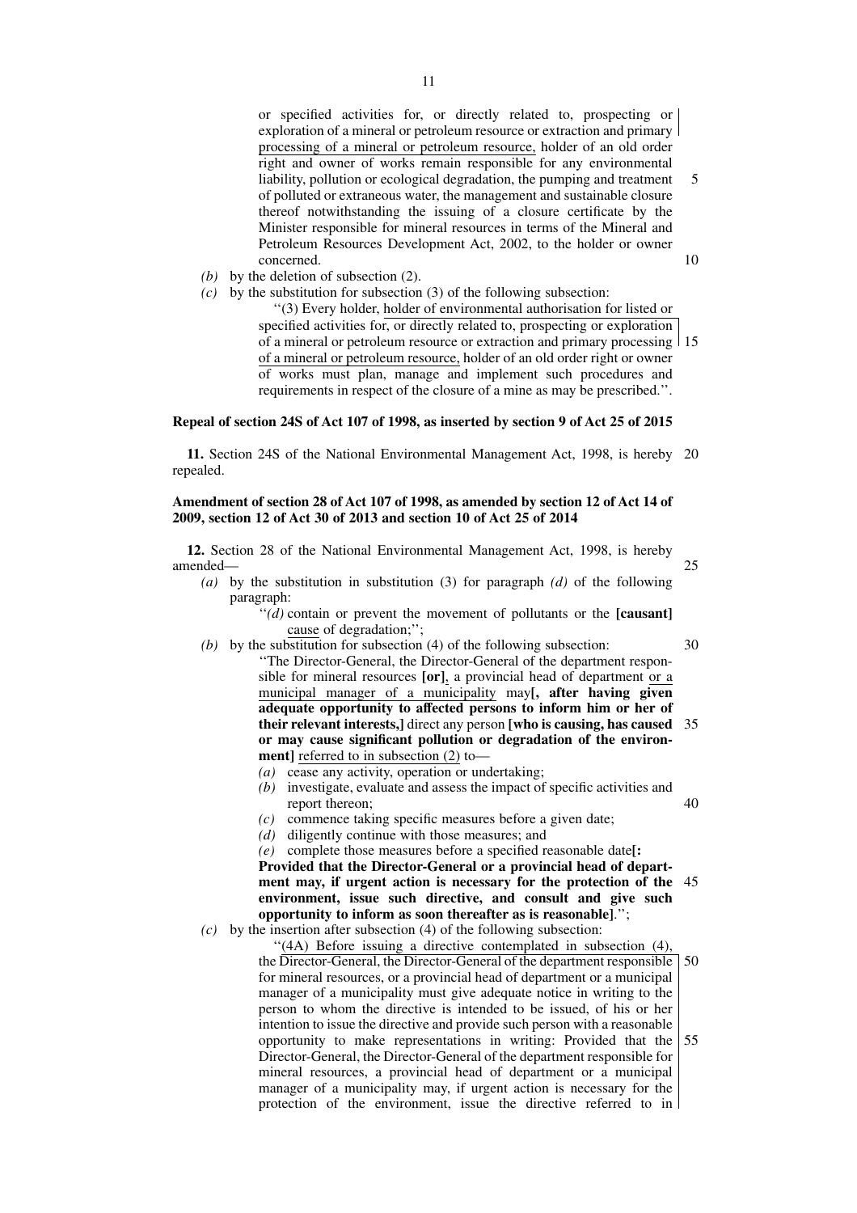or specified activities for, or directly related to, prospecting or exploration of a mineral or petroleum resource or extraction and primary processing of a mineral or petroleum resource, holder of an old order right and owner of works remain responsible for any environmental liability, pollution or ecological degradation, the pumping and treatment of polluted or extraneous water, the management and sustainable closure thereof notwithstanding the issuing of a closure certificate by the Minister responsible for mineral resources in terms of the Mineral and Petroleum Resources Development Act, 2002, to the holder or owner concerned.

*(b)* by the deletion of subsection (2).

*(c)* by the substitution for subsection (3) of the following subsection:

''(3) Every holder, holder of environmental authorisation for listed or specified activities for, or directly related to, prospecting or exploration of a mineral or petroleum resource or extraction and primary processing of a mineral or petroleum resource, holder of an old order right or owner of works must plan, manage and implement such procedures and requirements in respect of the closure of a mine as may be prescribed.''.

**Repeal of section 24S of Act 107 of 1998, as inserted by section 9 of Act 25 of 2015**

**11.** Section 24S of the National Environmental Management Act, 1998, is hereby repealed.

**Amendment of section 28 of Act 107 of 1998, as amended by section 12 of Act 14 of 2009, section 12 of Act 30 of 2013 and section 10 of Act 25 of 2014**

**12.** Section 28 of the National Environmental Management Act, 1998, is hereby amended—

*(a)* by the substitution in substitution (3) for paragraph *(d)* of the following paragraph:

''*(d)* contain or prevent the movement of pollutants or the **[causant]** cause of degradation;'';

*(b)* by the substitution for subsection (4) of the following subsection:

''The Director-General, the Director-General of the department responsible for mineral resources **[or]**, a provincial head of department or a municipal manager of a municipality may**[, after having given adequate opportunity to affected persons to inform him or her of their relevant interests,]** direct any person **[who is causing, has caused or may cause significant pollution or degradation of the environment]** referred to in subsection (2) to—

*(a)* cease any activity, operation or undertaking;

*(b)* investigate, evaluate and assess the impact of specific activities and report thereon;

*(c)* commence taking specific measures before a given date;

*(d)* diligently continue with those measures; and

*(e)* complete those measures before a specified reasonable date**[: Provided that the Director-General or a provincial head of department may, if urgent action is necessary for the protection of the environment, issue such directive, and consult and give such opportunity to inform as soon thereafter as is reasonable]**.'';

*(c)* by the insertion after subsection (4) of the following subsection:

''(4A) Before issuing a directive contemplated in subsection (4), the Director-General, the Director-General of the department responsible for mineral resources, or a provincial head of department or a municipal manager of a municipality must give adequate notice in writing to the person to whom the directive is intended to be issued, of his or her intention to issue the directive and provide such person with a reasonable opportunity to make representations in writing: Provided that the Director-General, the Director-General of the department responsible for mineral resources, a provincial head of department or a municipal manager of a municipality may, if urgent action is necessary for the protection of the environment, issue the directive referred to in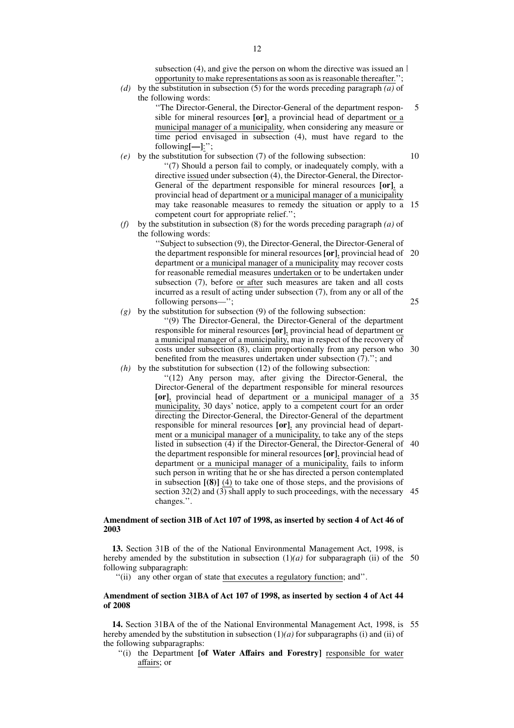subsection (4), and give the person on whom the directive was issued an opportunity to make representations as soon as is reasonable thereafter.'';

*(d)* by the substitution in subsection (5) for the words preceding paragraph *(a)* of the following words:

''The Director-General, the Director-General of the department responsible for mineral resources **[or]**, a provincial head of department or a municipal manager of a municipality, when considering any measure or time period envisaged in subsection (4), must have regard to the following**[—]**:'';

*(e)* by the substitution for subsection (7) of the following subsection:

''(7) Should a person fail to comply, or inadequately comply, with a directive issued under subsection (4), the Director-General, the Director-General of the department responsible for mineral resources **[or]**, a provincial head of department or a municipal manager of a municipality may take reasonable measures to remedy the situation or apply to a competent court for appropriate relief.'';

*(f)* by the substitution in subsection (8) for the words preceding paragraph *(a)* of the following words:

''Subject to subsection (9), the Director-General, the Director-General of the department responsible for mineral resources **[or]**, provincial head of department or a municipal manager of a municipality may recover costs for reasonable remedial measures undertaken or to be undertaken under subsection (7), before or after such measures are taken and all costs incurred as a result of acting under subsection (7), from any or all of the following persons—'';

*(g)* by the substitution for subsection (9) of the following subsection:

''(9) The Director-General, the Director-General of the department responsible for mineral resources **[or]**, provincial head of department or a municipal manager of a municipality, may in respect of the recovery of costs under subsection (8), claim proportionally from any person who benefited from the measures undertaken under subsection (7).''; and

*(h)* by the substitution for subsection (12) of the following subsection:

''(12) Any person may, after giving the Director-General, the Director-General of the department responsible for mineral resources **[or]**, provincial head of department or a municipal manager of a municipality, 30 days' notice, apply to a competent court for an order directing the Director-General, the Director-General of the department responsible for mineral resources **[or]**, any provincial head of department or a municipal manager of a municipality, to take any of the steps listed in subsection (4) if the Director-General, the Director-General of the department responsible for mineral resources **[or]**, provincial head of department or a municipal manager of a municipality, fails to inform such person in writing that he or she has directed a person contemplated in subsection **[(8)]** (4) to take one of those steps, and the provisions of section 32(2) and (3) shall apply to such proceedings, with the necessary changes.''.

**Amendment of section 31B of Act 107 of 1998, as inserted by section 4 of Act 46 of 2003**

**13.** Section 31B of the of the National Environmental Management Act, 1998, is hereby amended by the substitution in subsection (1)*(a)* for subparagraph (ii) of the following subparagraph:

''(ii) any other organ of state that executes a regulatory function; and''.

**Amendment of section 31BA of Act 107 of 1998, as inserted by section 4 of Act 44 of 2008**

**14.** Section 31BA of the of the National Environmental Management Act, 1998, is hereby amended by the substitution in subsection (1)*(a)* for subparagraphs (i) and (ii) of the following subparagraphs:

''(i) the Department **[of Water Affairs and Forestry]** responsible for water affairs; or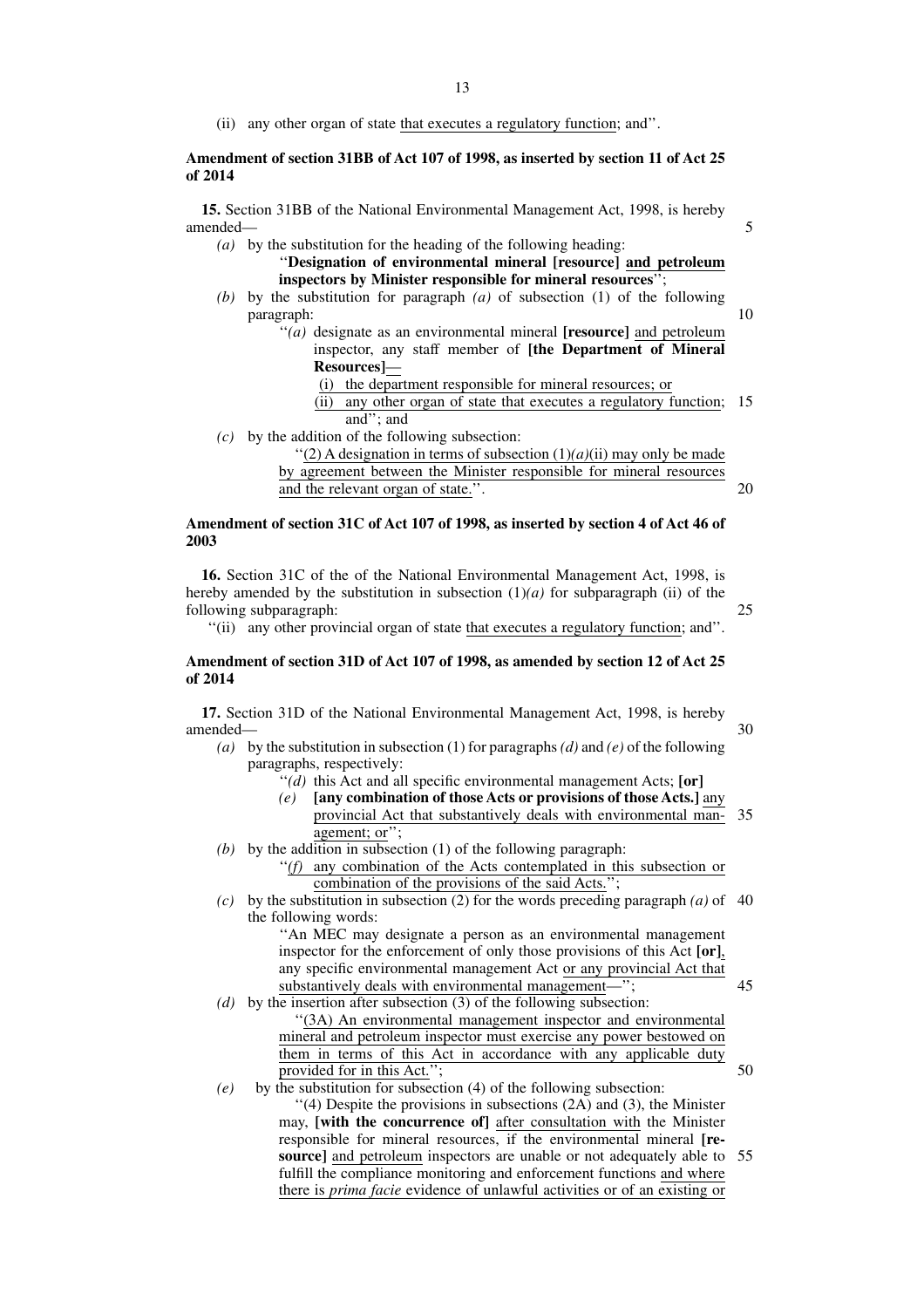(ii) any other organ of state that executes a regulatory function; and''.

**Amendment of section 31BB of Act 107 of 1998, as inserted by section 11 of Act 25 of 2014**

**15.** Section 31BB of the National Environmental Management Act, 1998, is hereby amended—

*(a)* by the substitution for the heading of the following heading:

''**Designation of environmental mineral [resource] and petroleum inspectors by Minister responsible for mineral resources**'';

*(b)* by the substitution for paragraph *(a)* of subsection (1) of the following paragraph:

''*(a)* designate as an environmental mineral **[resource]** and petroleum inspector, any staff member of **[the Department of Mineral Resources]**—

(i) the department responsible for mineral resources; or

(ii) any other organ of state that executes a regulatory function; and''; and

*(c)* by the addition of the following subsection:

''(2) A designation in terms of subsection (1)*(a)*(ii) may only be made by agreement between the Minister responsible for mineral resources and the relevant organ of state.''.

**Amendment of section 31C of Act 107 of 1998, as inserted by section 4 of Act 46 of 2003**

**16.** Section 31C of the of the National Environmental Management Act, 1998, is hereby amended by the substitution in subsection (1)*(a)* for subparagraph (ii) of the following subparagraph:

''(ii) any other provincial organ of state that executes a regulatory function; and''.

**Amendment of section 31D of Act 107 of 1998, as amended by section 12 of Act 25 of 2014**

**17.** Section 31D of the National Environmental Management Act, 1998, is hereby amended—

*(a)* by the substitution in subsection (1) for paragraphs *(d)* and *(e)* of the following paragraphs, respectively:

''*(d)* this Act and all specific environmental management Acts; **[or]**

*(e)* **[any combination of those Acts or provisions of those Acts.]** any provincial Act that substantively deals with environmental management; or'';

*(b)* by the addition in subsection (1) of the following paragraph:

''*(f)* any combination of the Acts contemplated in this subsection or combination of the provisions of the said Acts.'';

*(c)* by the substitution in subsection (2) for the words preceding paragraph *(a)* of the following words:

''An MEC may designate a person as an environmental management inspector for the enforcement of only those provisions of this Act **[or]**, any specific environmental management Act or any provincial Act that substantively deals with environmental management—'';

*(d)* by the insertion after subsection (3) of the following subsection:

''(3A) An environmental management inspector and environmental mineral and petroleum inspector must exercise any power bestowed on them in terms of this Act in accordance with any applicable duty provided for in this Act.'';

*(e)* by the substitution for subsection (4) of the following subsection:

''(4) Despite the provisions in subsections (2A) and (3), the Minister may, **[with the concurrence of]** after consultation with the Minister responsible for mineral resources, if the environmental mineral **[resource]** and petroleum inspectors are unable or not adequately able to fulfill the compliance monitoring and enforcement functions and where there is *prima facie* evidence of unlawful activities or of an existing or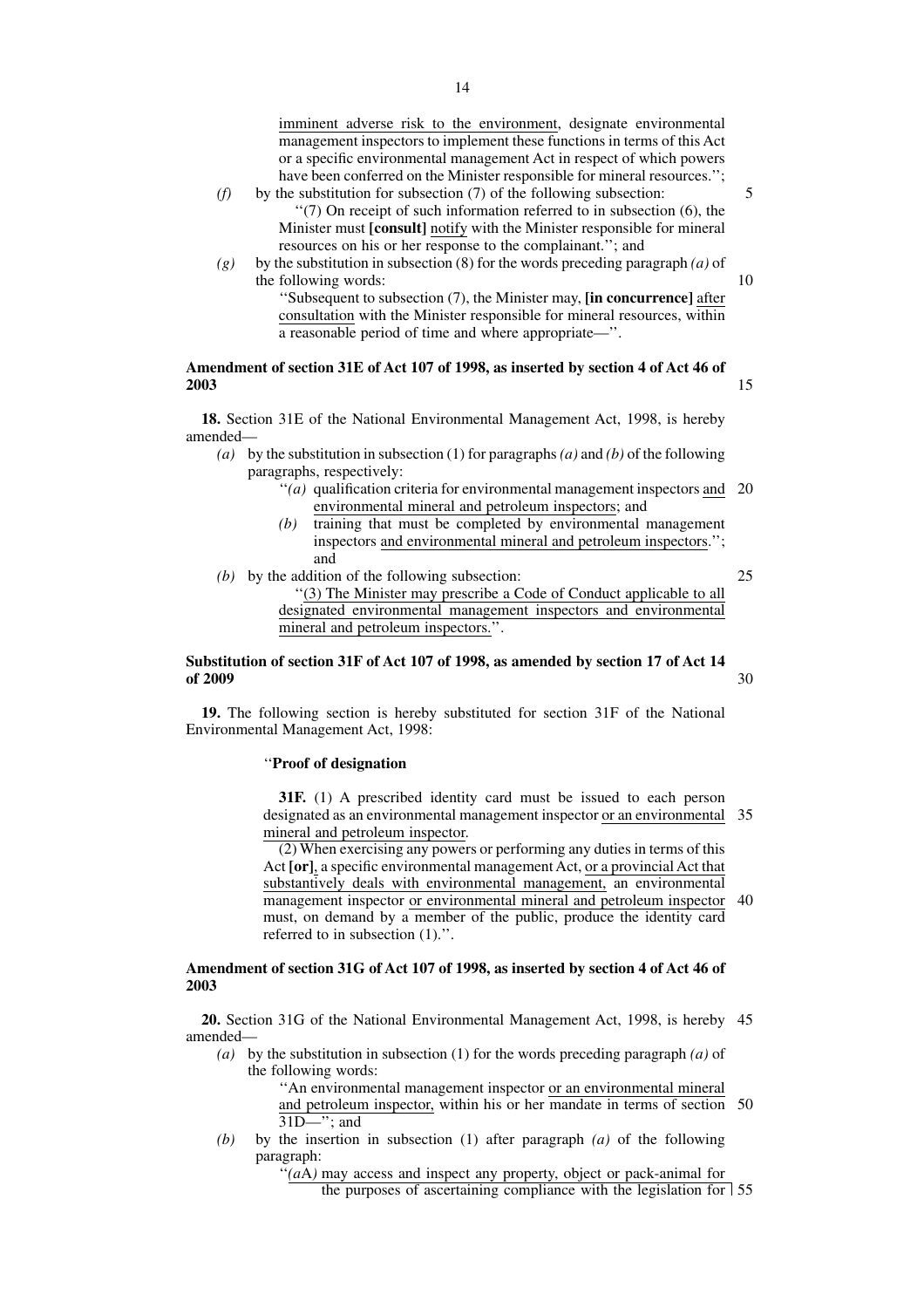imminent adverse risk to the environment, designate environmental management inspectors to implement these functions in terms of this Act or a specific environmental management Act in respect of which powers have been conferred on the Minister responsible for mineral resources.'';

*(f)* by the substitution for subsection (7) of the following subsection:

''(7) On receipt of such information referred to in subsection (6), the Minister must **[consult]** notify with the Minister responsible for mineral resources on his or her response to the complainant.''; and

*(g)* by the substitution in subsection (8) for the words preceding paragraph *(a)* of the following words:

''Subsequent to subsection (7), the Minister may, **[in concurrence]** after consultation with the Minister responsible for mineral resources, within a reasonable period of time and where appropriate—''.

**Amendment of section 31E of Act 107 of 1998, as inserted by section 4 of Act 46 of 2003**

**18.** Section 31E of the National Environmental Management Act, 1998, is hereby amended—

*(a)* by the substitution in subsection (1) for paragraphs *(a)* and *(b)* of the following paragraphs, respectively:

''*(a)* qualification criteria for environmental management inspectors and environmental mineral and petroleum inspectors; and

*(b)* training that must be completed by environmental management inspectors and environmental mineral and petroleum inspectors.''; and

*(b)* by the addition of the following subsection:

''(3) The Minister may prescribe a Code of Conduct applicable to all designated environmental management inspectors and environmental mineral and petroleum inspectors.''.

**Substitution of section 31F of Act 107 of 1998, as amended by section 17 of Act 14 of 2009**

**19.** The following section is hereby substituted for section 31F of the National Environmental Management Act, 1998:

''**Proof of designation**

**31F.** (1) A prescribed identity card must be issued to each person designated as an environmental management inspector or an environmental mineral and petroleum inspector.

(2) When exercising any powers or performing any duties in terms of this Act **[or]**, a specific environmental management Act, or a provincial Act that substantively deals with environmental management, an environmental management inspector or environmental mineral and petroleum inspector must, on demand by a member of the public, produce the identity card referred to in subsection (1).''.

**Amendment of section 31G of Act 107 of 1998, as inserted by section 4 of Act 46 of 2003**

**20.** Section 31G of the National Environmental Management Act, 1998, is hereby amended—

*(a)* by the substitution in subsection (1) for the words preceding paragraph *(a)* of the following words:

''An environmental management inspector or an environmental mineral and petroleum inspector, within his or her mandate in terms of section 31D—''; and

*(b)* by the insertion in subsection (1) after paragraph *(a)* of the following paragraph:

''*(a*A*)* may access and inspect any property, object or pack-animal for the purposes of ascertaining compliance with the legislation for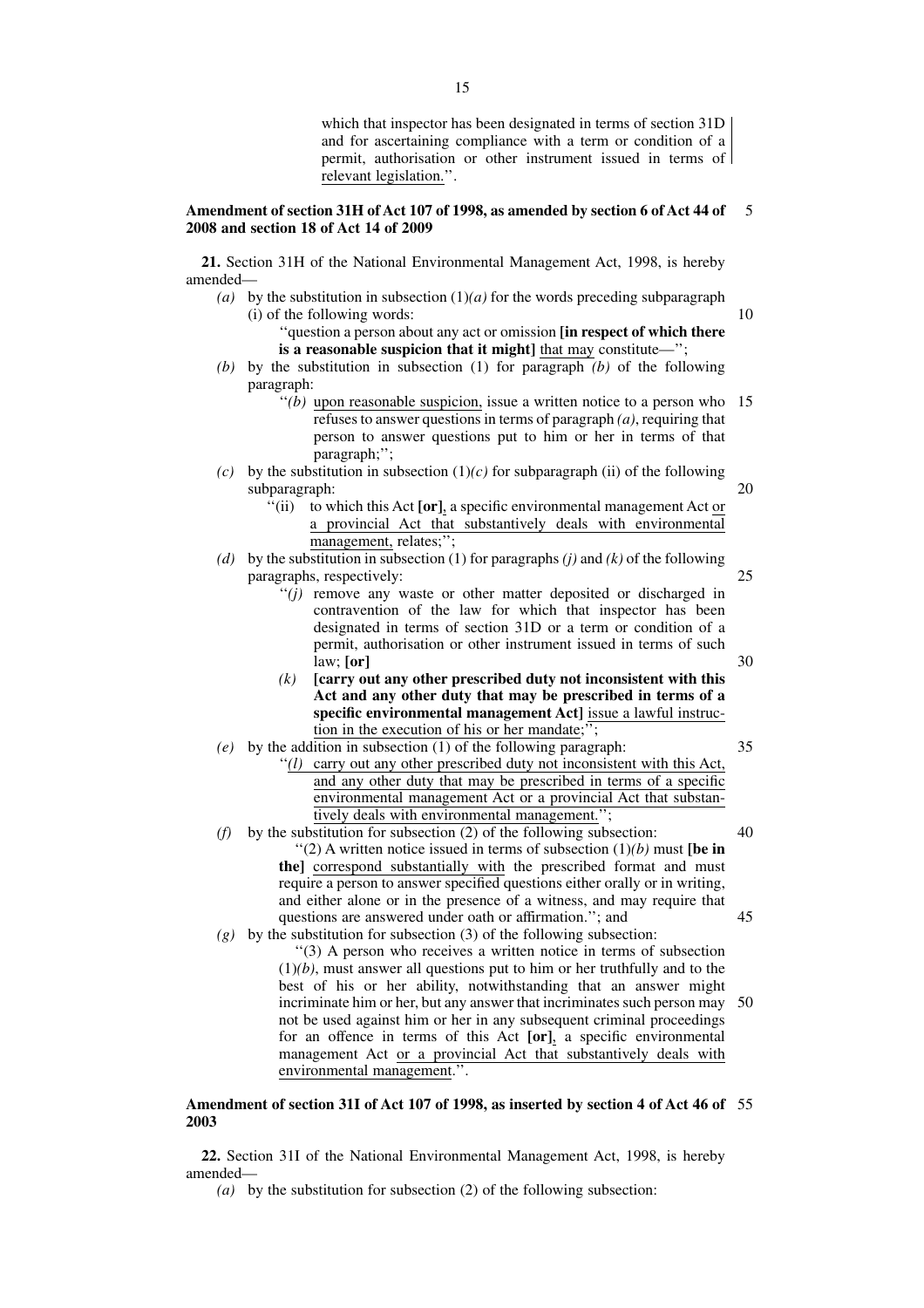which that inspector has been designated in terms of section 31D and for ascertaining compliance with a term or condition of a permit, authorisation or other instrument issued in terms of relevant legislation.''.

**Amendment of section 31H of Act 107 of 1998, as amended by section 6 of Act 44 of 2008 and section 18 of Act 14 of 2009**

**21.** Section 31H of the National Environmental Management Act, 1998, is hereby amended—

*(a)* by the substitution in subsection (1)*(a)* for the words preceding subparagraph (i) of the following words:

''question a person about any act or omission **[in respect of which there is a reasonable suspicion that it might]** that may constitute—'';

*(b)* by the substitution in subsection (1) for paragraph *(b)* of the following paragraph:

''*(b)* upon reasonable suspicion, issue a written notice to a person who refuses to answer questions in terms of paragraph *(a)*, requiring that person to answer questions put to him or her in terms of that paragraph;'';

*(c)* by the substitution in subsection (1)*(c)* for subparagraph (ii) of the following subparagraph:

''(ii) to which this Act **[or]**, a specific environmental management Act or a provincial Act that substantively deals with environmental management, relates;'';

*(d)* by the substitution in subsection (1) for paragraphs *(j)* and *(k)* of the following paragraphs, respectively:

''*(j)* remove any waste or other matter deposited or discharged in contravention of the law for which that inspector has been designated in terms of section 31D or a term or condition of a permit, authorisation or other instrument issued in terms of such law; **[or]**

*(k)* **[carry out any other prescribed duty not inconsistent with this Act and any other duty that may be prescribed in terms of a specific environmental management Act]** issue a lawful instruction in the execution of his or her mandate;'';

*(e)* by the addition in subsection (1) of the following paragraph:

''*(l)* carry out any other prescribed duty not inconsistent with this Act, and any other duty that may be prescribed in terms of a specific environmental management Act or a provincial Act that substantively deals with environmental management.'';

*(f)* by the substitution for subsection (2) of the following subsection:

''(2) A written notice issued in terms of subsection (1)*(b)* must **[be in the]** correspond substantially with the prescribed format and must require a person to answer specified questions either orally or in writing, and either alone or in the presence of a witness, and may require that questions are answered under oath or affirmation.''; and

*(g)* by the substitution for subsection (3) of the following subsection:

''(3) A person who receives a written notice in terms of subsection (1)*(b)*, must answer all questions put to him or her truthfully and to the best of his or her ability, notwithstanding that an answer might incriminate him or her, but any answer that incriminates such person may not be used against him or her in any subsequent criminal proceedings for an offence in terms of this Act **[or]**, a specific environmental management Act or a provincial Act that substantively deals with environmental management.''.

**Amendment of section 31I of Act 107 of 1998, as inserted by section 4 of Act 46 of 2003**

**22.** Section 31I of the National Environmental Management Act, 1998, is hereby amended—

*(a)* by the substitution for subsection (2) of the following subsection: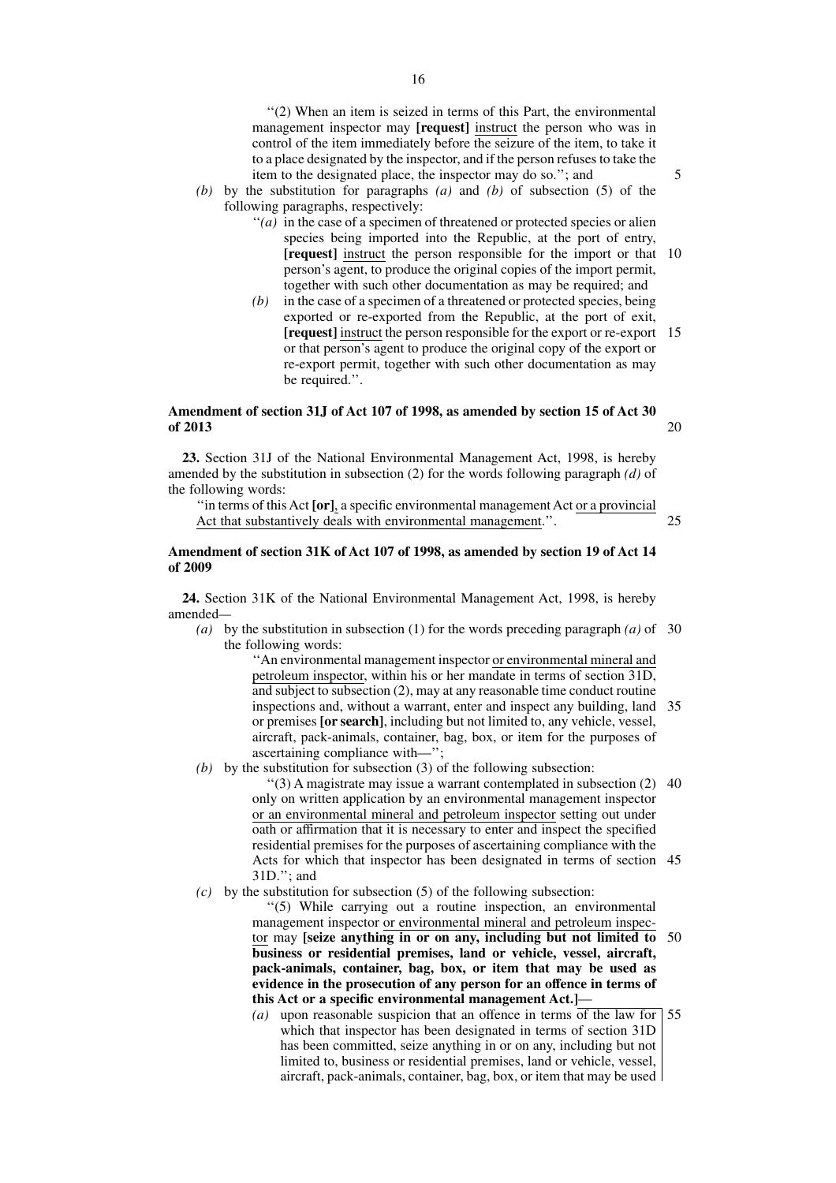"(2) When an item is seized in terms of this Part, the environmental management inspector may **[request]** <u>instruct</u> the person who was in control of the item immediately before the seizure of the item, to take it to a place designated by the inspector, and if the person refuses to take the item to the designated place, the inspector may do so."; and

*(b)* by the substitution for paragraphs *(a)* and *(b)* of subsection (5) of the following paragraphs, respectively:

"*(a)* in the case of a specimen of threatened or protected species or alien species being imported into the Republic, at the port of entry, **[request]** <u>instruct</u> the person responsible for the import or that person's agent, to produce the original copies of the import permit, together with such other documentation as may be required; and

*(b)* in the case of a specimen of a threatened or protected species, being exported or re-exported from the Republic, at the port of exit, **[request]** <u>instruct</u> the person responsible for the export or re-export or that person's agent to produce the original copy of the export or re-export permit, together with such other documentation as may be required.".

**Amendment of section 31J of Act 107 of 1998, as amended by section 15 of Act 30 of 2013**

**23.** Section 31J of the National Environmental Management Act, 1998, is hereby amended by the substitution in subsection (2) for the words following paragraph *(d)* of the following words:

"in terms of this Act **[or]**<u>,</u> a specific environmental management Act <u>or a provincial Act that substantively deals with environmental management</u>.".

**Amendment of section 31K of Act 107 of 1998, as amended by section 19 of Act 14 of 2009**

**24.** Section 31K of the National Environmental Management Act, 1998, is hereby amended—

*(a)* by the substitution in subsection (1) for the words preceding paragraph *(a)* of the following words:

"An environmental management inspector <u>or environmental mineral and petroleum inspector</u>, within his or her mandate in terms of section 31D, and subject to subsection (2), may at any reasonable time conduct routine inspections and, without a warrant, enter and inspect any building, land or premises **[or search]**, including but not limited to, any vehicle, vessel, aircraft, pack-animals, container, bag, box, or item for the purposes of ascertaining compliance with—";

*(b)* by the substitution for subsection (3) of the following subsection:

"(3) A magistrate may issue a warrant contemplated in subsection (2) only on written application by an environmental management inspector <u>or an environmental mineral and petroleum inspector</u> setting out under oath or affirmation that it is necessary to enter and inspect the specified residential premises for the purposes of ascertaining compliance with the Acts for which that inspector has been designated in terms of section 31D."; and

*(c)* by the substitution for subsection (5) of the following subsection:

"(5) While carrying out a routine inspection, an environmental management inspector <u>or environmental mineral and petroleum inspector</u> may **[seize anything in or on any, including but not limited to business or residential premises, land or vehicle, vessel, aircraft, pack-animals, container, bag, box, or item that may be used as evidence in the prosecution of any person for an offence in terms of this Act or a specific environmental management Act.]**—

<u>*(a)* upon reasonable suspicion that an offence in terms of the law for which that inspector has been designated in terms of section 31D has been committed, seize anything in or on any, including but not limited to, business or residential premises, land or vehicle, vessel, aircraft, pack-animals, container, bag, box, or item that may be used</u>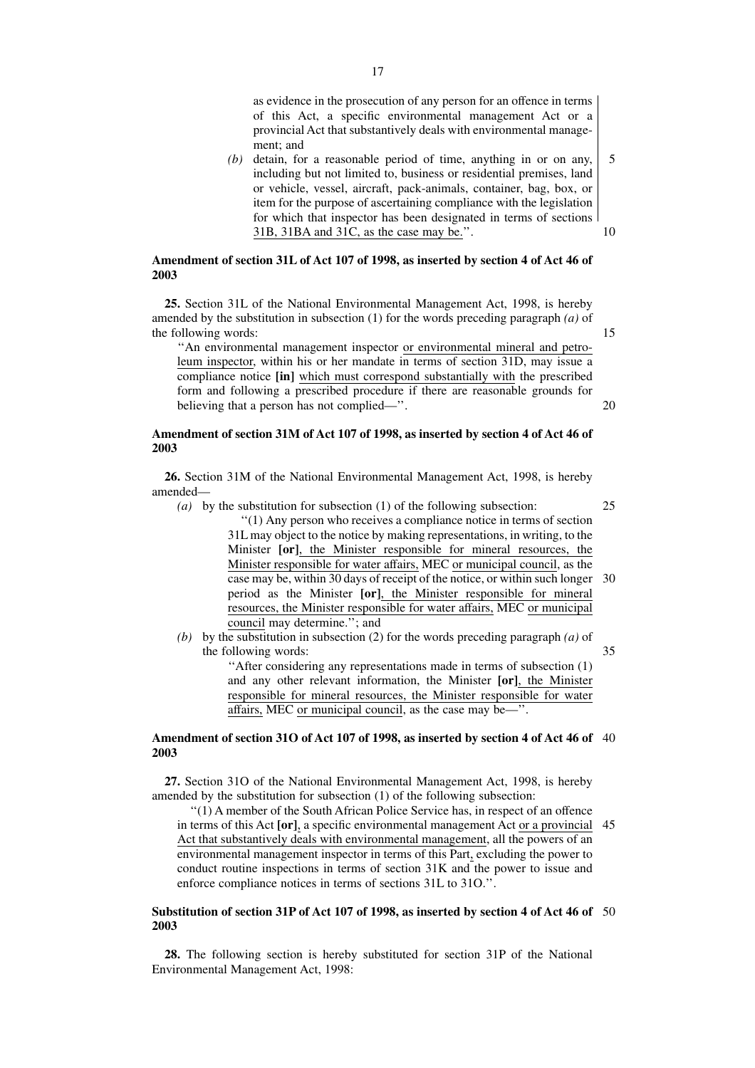as evidence in the prosecution of any person for an offence in terms of this Act, a specific environmental management Act or a provincial Act that substantively deals with environmental management; and

*(b)* detain, for a reasonable period of time, anything in or on any, including but not limited to, business or residential premises, land or vehicle, vessel, aircraft, pack-animals, container, bag, box, or item for the purpose of ascertaining compliance with the legislation for which that inspector has been designated in terms of sections 31B, 31BA and 31C, as the case may be.''.

**Amendment of section 31L of Act 107 of 1998, as inserted by section 4 of Act 46 of 2003**

**25.** Section 31L of the National Environmental Management Act, 1998, is hereby amended by the substitution in subsection (1) for the words preceding paragraph *(a)* of the following words:

''An environmental management inspector or environmental mineral and petroleum inspector, within his or her mandate in terms of section 31D, may issue a compliance notice **[in]** which must correspond substantially with the prescribed form and following a prescribed procedure if there are reasonable grounds for believing that a person has not complied—''.

**Amendment of section 31M of Act 107 of 1998, as inserted by section 4 of Act 46 of 2003**

**26.** Section 31M of the National Environmental Management Act, 1998, is hereby amended—

*(a)* by the substitution for subsection (1) of the following subsection:

''(1) Any person who receives a compliance notice in terms of section 31L may object to the notice by making representations, in writing, to the Minister **[or]**, the Minister responsible for mineral resources, the Minister responsible for water affairs, MEC or municipal council, as the case may be, within 30 days of receipt of the notice, or within such longer period as the Minister **[or]**, the Minister responsible for mineral resources, the Minister responsible for water affairs, MEC or municipal council may determine.''; and

*(b)* by the substitution in subsection (2) for the words preceding paragraph *(a)* of the following words:

''After considering any representations made in terms of subsection (1) and any other relevant information, the Minister **[or]**, the Minister responsible for mineral resources, the Minister responsible for water affairs, MEC or municipal council, as the case may be—''.

**Amendment of section 31O of Act 107 of 1998, as inserted by section 4 of Act 46 of 2003**

**27.** Section 31O of the National Environmental Management Act, 1998, is hereby amended by the substitution for subsection (1) of the following subsection:

''(1) A member of the South African Police Service has, in respect of an offence in terms of this Act **[or]**, a specific environmental management Act or a provincial Act that substantively deals with environmental management, all the powers of an environmental management inspector in terms of this Part, excluding the power to conduct routine inspections in terms of section 31K and the power to issue and enforce compliance notices in terms of sections 31L to 31O.''.

**Substitution of section 31P of Act 107 of 1998, as inserted by section 4 of Act 46 of 2003**

**28.** The following section is hereby substituted for section 31P of the National Environmental Management Act, 1998: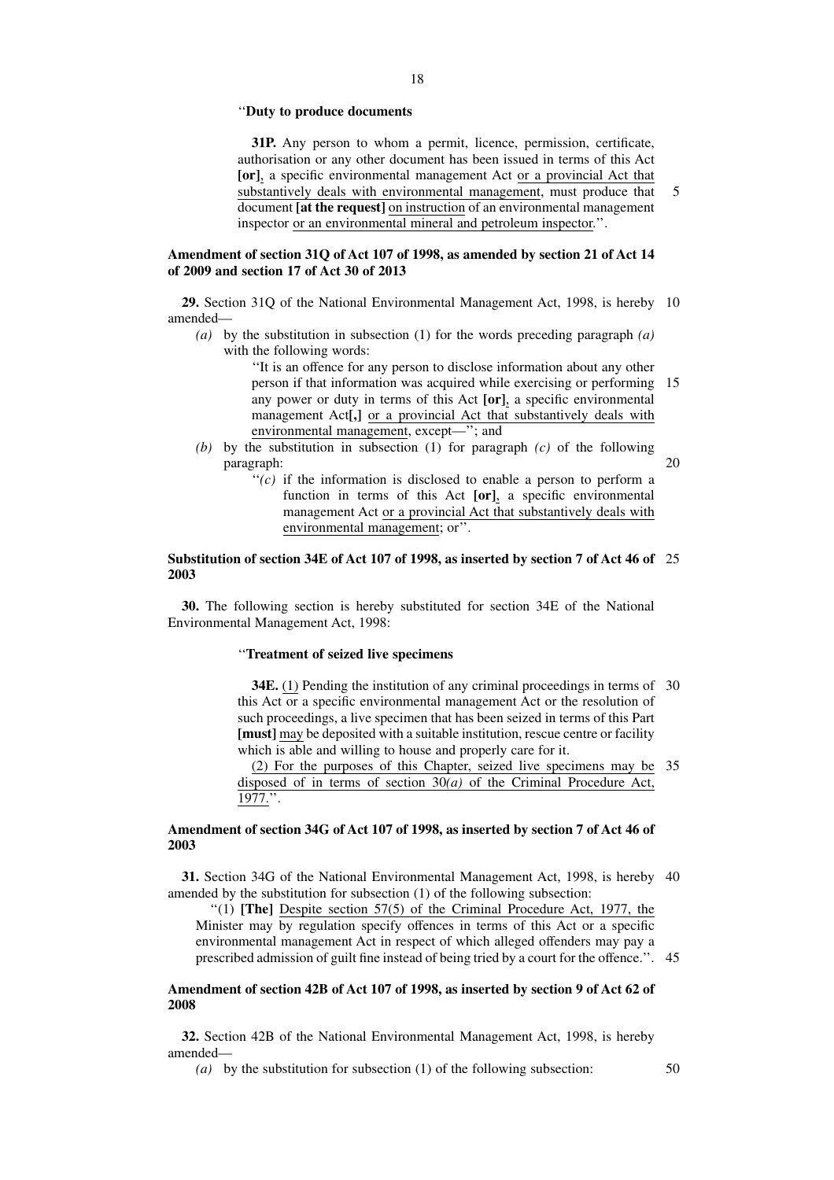"**Duty to produce documents**

**31P.** Any person to whom a permit, licence, permission, certificate, authorisation or any other document has been issued in terms of this Act **[or]**, a specific environmental management Act or a provincial Act that substantively deals with environmental management, must produce that document **[at the request]** on instruction of an environmental management inspector or an environmental mineral and petroleum inspector.".

**Amendment of section 31Q of Act 107 of 1998, as amended by section 21 of Act 14 of 2009 and section 17 of Act 30 of 2013**

**29.** Section 31Q of the National Environmental Management Act, 1998, is hereby amended—

*(a)* by the substitution in subsection (1) for the words preceding paragraph *(a)* with the following words:

"It is an offence for any person to disclose information about any other person if that information was acquired while exercising or performing any power or duty in terms of this Act **[or]**, a specific environmental management Act**[,]** or a provincial Act that substantively deals with environmental management, except—"; and

*(b)* by the substitution in subsection (1) for paragraph *(c)* of the following paragraph:

"*(c)* if the information is disclosed to enable a person to perform a function in terms of this Act **[or]**, a specific environmental management Act or a provincial Act that substantively deals with environmental management; or".

**Substitution of section 34E of Act 107 of 1998, as inserted by section 7 of Act 46 of 2003**

**30.** The following section is hereby substituted for section 34E of the National Environmental Management Act, 1998:

"**Treatment of seized live specimens**

**34E.** (1) Pending the institution of any criminal proceedings in terms of this Act or a specific environmental management Act or the resolution of such proceedings, a live specimen that has been seized in terms of this Part **[must]** may be deposited with a suitable institution, rescue centre or facility which is able and willing to house and properly care for it.

(2) For the purposes of this Chapter, seized live specimens may be disposed of in terms of section 30*(a)* of the Criminal Procedure Act, 1977.".

**Amendment of section 34G of Act 107 of 1998, as inserted by section 7 of Act 46 of 2003**

**31.** Section 34G of the National Environmental Management Act, 1998, is hereby amended by the substitution for subsection (1) of the following subsection:

"(1) **[The]** Despite section 57(5) of the Criminal Procedure Act, 1977, the Minister may by regulation specify offences in terms of this Act or a specific environmental management Act in respect of which alleged offenders may pay a prescribed admission of guilt fine instead of being tried by a court for the offence.".

**Amendment of section 42B of Act 107 of 1998, as inserted by section 9 of Act 62 of 2008**

**32.** Section 42B of the National Environmental Management Act, 1998, is hereby amended—

*(a)* by the substitution for subsection (1) of the following subsection: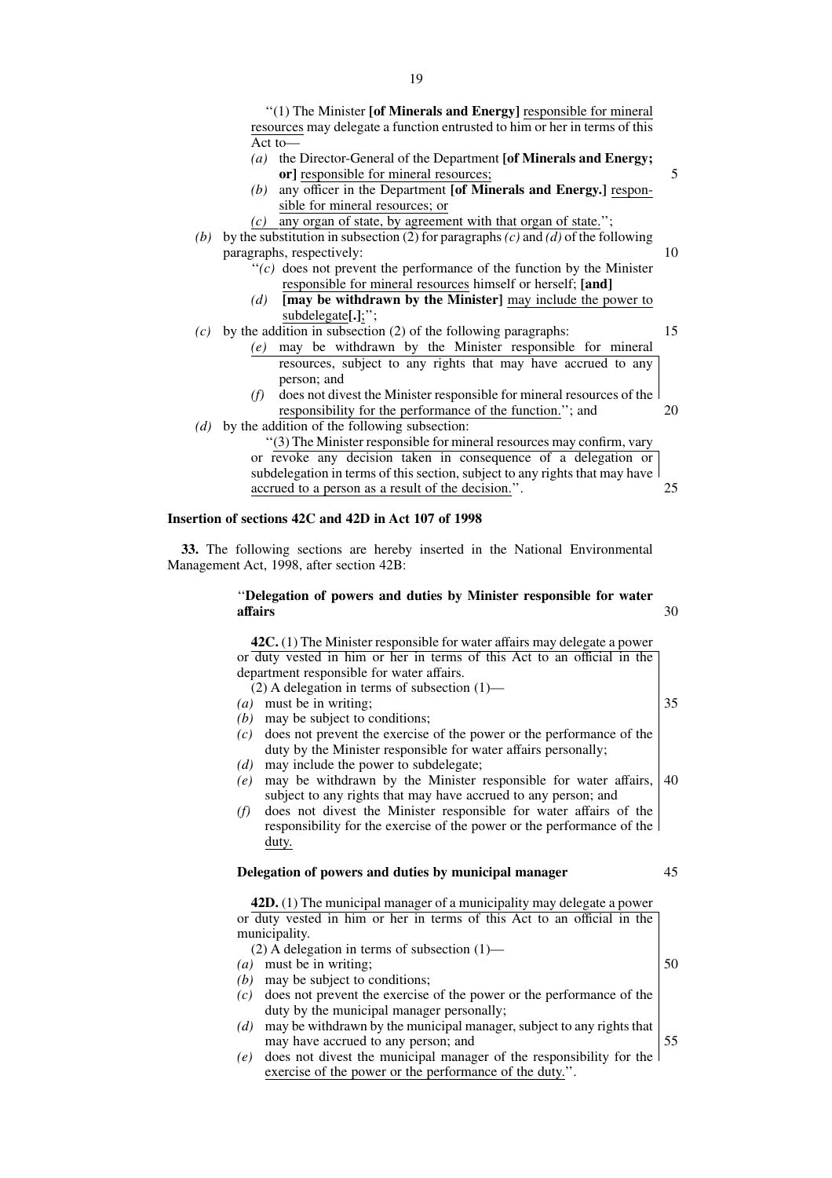"(1) The Minister **[of Minerals and Energy]** responsible for mineral resources may delegate a function entrusted to him or her in terms of this Act to—

*(a)* the Director-General of the Department **[of Minerals and Energy; or]** responsible for mineral resources;

*(b)* any officer in the Department **[of Minerals and Energy.]** responsible for mineral resources; or

*(c)* any organ of state, by agreement with that organ of state.";

*(b)* by the substitution in subsection (2) for paragraphs *(c)* and *(d)* of the following paragraphs, respectively:

"*(c)* does not prevent the performance of the function by the Minister responsible for mineral resources himself or herself; **[and]**

*(d)* **[may be withdrawn by the Minister]** may include the power to subdelegate**[.]**;";

*(c)* by the addition in subsection (2) of the following paragraphs:

*(e)* may be withdrawn by the Minister responsible for mineral resources, subject to any rights that may have accrued to any person; and

*(f)* does not divest the Minister responsible for mineral resources of the responsibility for the performance of the function."; and

*(d)* by the addition of the following subsection:

"(3) The Minister responsible for mineral resources may confirm, vary or revoke any decision taken in consequence of a delegation or subdelegation in terms of this section, subject to any rights that may have accrued to a person as a result of the decision.".

**Insertion of sections 42C and 42D in Act 107 of 1998**

**33.** The following sections are hereby inserted in the National Environmental Management Act, 1998, after section 42B:

"**Delegation of powers and duties by Minister responsible for water affairs**

**42C.** (1) The Minister responsible for water affairs may delegate a power or duty vested in him or her in terms of this Act to an official in the department responsible for water affairs.

(2) A delegation in terms of subsection (1)—

*(a)* must be in writing;

*(b)* may be subject to conditions;

*(c)* does not prevent the exercise of the power or the performance of the duty by the Minister responsible for water affairs personally;

*(d)* may include the power to subdelegate;

*(e)* may be withdrawn by the Minister responsible for water affairs, subject to any rights that may have accrued to any person; and

*(f)* does not divest the Minister responsible for water affairs of the responsibility for the exercise of the power or the performance of the duty.

**Delegation of powers and duties by municipal manager**

**42D.** (1) The municipal manager of a municipality may delegate a power or duty vested in him or her in terms of this Act to an official in the municipality.

(2) A delegation in terms of subsection (1)—

*(a)* must be in writing;

*(b)* may be subject to conditions;

*(c)* does not prevent the exercise of the power or the performance of the duty by the municipal manager personally;

*(d)* may be withdrawn by the municipal manager, subject to any rights that may have accrued to any person; and

*(e)* does not divest the municipal manager of the responsibility for the exercise of the power or the performance of the duty.".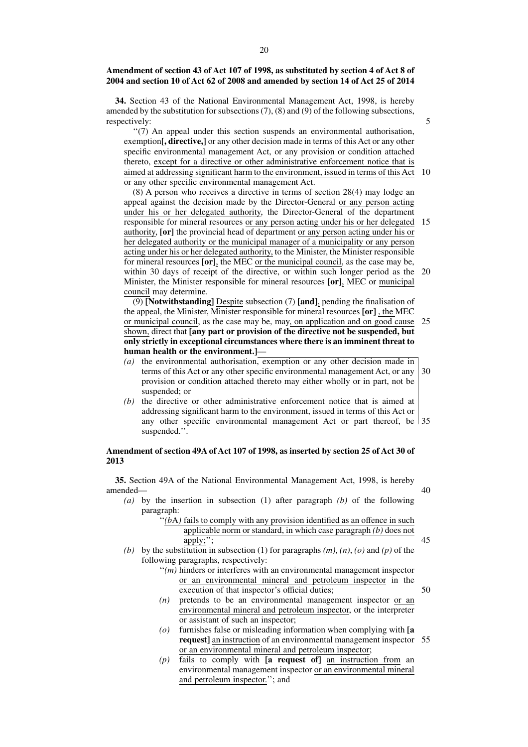**Amendment of section 43 of Act 107 of 1998, as substituted by section 4 of Act 8 of 2004 and section 10 of Act 62 of 2008 and amended by section 14 of Act 25 of 2014**

**34.** Section 43 of the National Environmental Management Act, 1998, is hereby amended by the substitution for subsections (7), (8) and (9) of the following subsections, respectively:

''(7) An appeal under this section suspends an environmental authorisation, exemption**[, directive,]** or any other decision made in terms of this Act or any other specific environmental management Act, or any provision or condition attached thereto, except for a directive or other administrative enforcement notice that is aimed at addressing significant harm to the environment, issued in terms of this Act or any other specific environmental management Act.

(8) A person who receives a directive in terms of section 28(4) may lodge an appeal against the decision made by the Director-General or any person acting under his or her delegated authority, the Director-General of the department responsible for mineral resources or any person acting under his or her delegated authority, **[or]** the provincial head of department or any person acting under his or her delegated authority or the municipal manager of a municipality or any person acting under his or her delegated authority, to the Minister, the Minister responsible for mineral resources **[or]**, the MEC or the municipal council, as the case may be, within 30 days of receipt of the directive, or within such longer period as the Minister, the Minister responsible for mineral resources **[or]**, MEC or municipal council may determine.

(9) **[Notwithstanding]** Despite subsection (7) **[and]**, pending the finalisation of the appeal, the Minister, Minister responsible for mineral resources **[or]** , the MEC or municipal council, as the case may be, may, on application and on good cause shown, direct that **[any part or provision of the directive not be suspended, but only strictly in exceptional circumstances where there is an imminent threat to human health or the environment.]**—

*(a)* the environmental authorisation, exemption or any other decision made in terms of this Act or any other specific environmental management Act, or any provision or condition attached thereto may either wholly or in part, not be suspended; or

*(b)* the directive or other administrative enforcement notice that is aimed at addressing significant harm to the environment, issued in terms of this Act or any other specific environmental management Act or part thereof, be suspended.''.

**Amendment of section 49A of Act 107 of 1998, as inserted by section 25 of Act 30 of 2013**

**35.** Section 49A of the National Environmental Management Act, 1998, is hereby amended—

*(a)* by the insertion in subsection (1) after paragraph *(b)* of the following paragraph:

''*(b*A*)* fails to comply with any provision identified as an offence in such applicable norm or standard, in which case paragraph *(b)* does not apply;'';

*(b)* by the substitution in subsection (1) for paragraphs *(m)*, *(n)*, *(o)* and *(p)* of the following paragraphs, respectively:

''*(m)* hinders or interferes with an environmental management inspector or an environmental mineral and petroleum inspector in the execution of that inspector's official duties;

*(n)* pretends to be an environmental management inspector or an environmental mineral and petroleum inspector, or the interpreter or assistant of such an inspector;

*(o)* furnishes false or misleading information when complying with **[a request]** an instruction of an environmental management inspector or an environmental mineral and petroleum inspector;

*(p)* fails to comply with **[a request of]** an instruction from an environmental management inspector or an environmental mineral and petroleum inspector.''; and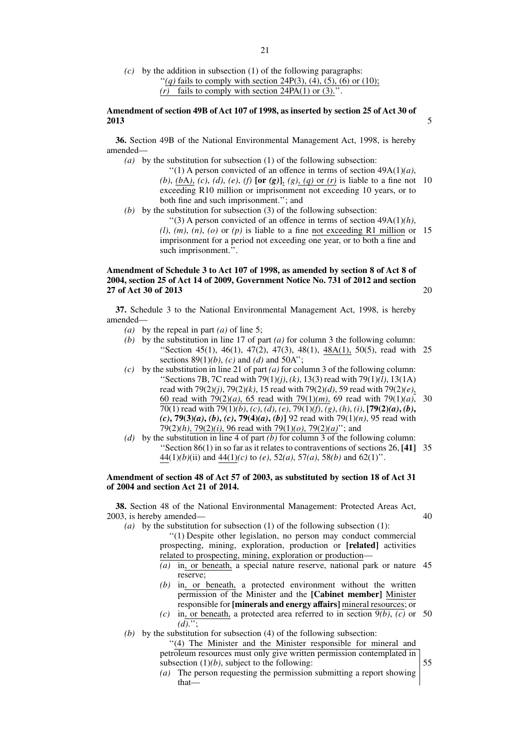*(c)* by the addition in subsection (1) of the following paragraphs:

"*(q)* fails to comply with section 24P(3), (4), (5), (6) or (10);

*(r)* fails to comply with section 24PA(1) or (3).".

**Amendment of section 49B of Act 107 of 1998, as inserted by section 25 of Act 30 of 2013**

**36.** Section 49B of the National Environmental Management Act, 1998, is hereby amended—

*(a)* by the substitution for subsection (1) of the following subsection:

"(1) A person convicted of an offence in terms of section 49A(1)*(a)*, *(b)*, *(b*A*)*, *(c)*, *(d)*, *(e)*, *(f)* **[or *(g)*]**, *(g)*, *(q)* or *(r)* is liable to a fine not exceeding R10 million or imprisonment not exceeding 10 years, or to both fine and such imprisonment."; and

*(b)* by the substitution for subsection (3) of the following subsection:

"(3) A person convicted of an offence in terms of section 49A(1)*(h)*, *(l)*, *(m)*, *(n)*, *(o)* or *(p)* is liable to a fine not exceeding R1 million or imprisonment for a period not exceeding one year, or to both a fine and such imprisonment.".

**Amendment of Schedule 3 to Act 107 of 1998, as amended by section 8 of Act 8 of 2004, section 25 of Act 14 of 2009, Government Notice No. 731 of 2012 and section 27 of Act 30 of 2013**

**37.** Schedule 3 to the National Environmental Management Act, 1998, is hereby amended—

*(a)* by the repeal in part *(a)* of line 5;

*(b)* by the substitution in line 17 of part *(a)* for column 3 the following column:

"Section 45(1), 46(1), 47(2), 47(3), 48(1), 48A(1), 50(5), read with sections 89(1)*(b)*, *(c)* and *(d)* and 50A";

*(c)* by the substitution in line 21 of part *(a)* for column 3 of the following column:

"Sections 7B, 7C read with 79(1)*(j)*, *(k)*, 13(3) read with 79(1)*(l)*, 13(1A) read with 79(2)*(j)*, 79(2)*(k)*, 15 read with 79(2)*(d)*, 59 read with 79(2)*(e)*, 60 read with 79(2)*(a)*, 65 read with 79(1)*(m)*, 69 read with 79(1)*(a)*, 70(1) read with 79(1)*(b)*, *(c)*, *(d)*, *(e)*, 79(1)*(f)*, *(g)*, *(h)*, *(i)*, **[79(2)*(a)*, *(b)*, *(c)*, 79(3)*(a)*, *(b)*, *(c)*, 79(4)*(a)*, *(b)*]** 92 read with 79(1)*(n)*, 95 read with 79(2)*(h)*, 79(2)*(i)*, 96 read with 79(1)*(o)*, 79(2)*(a)*"; and

*(d)* by the substitution in line 4 of part *(b)* for column 3 of the following column:

"Section 86(1) in so far as it relates to contraventions of sections 26, **[41]** 44(1)*(b)*(ii) and 44(1)*(c)* to *(e)*, 52*(a)*, 57*(a)*, 58*(b)* and 62(1)".

**Amendment of section 48 of Act 57 of 2003, as substituted by section 18 of Act 31 of 2004 and section Act 21 of 2014.**

**38.** Section 48 of the National Environmental Management: Protected Areas Act, 2003, is hereby amended—

*(a)* by the substitution for subsection (1) of the following subsection (1):

"(1) Despite other legislation, no person may conduct commercial prospecting, mining, exploration, production or **[related]** activities related to prospecting, mining, exploration or production—

*(a)* in, or beneath, a special nature reserve, national park or nature reserve;

*(b)* in, or beneath, a protected environment without the written permission of the Minister and the **[Cabinet member]** Minister responsible for **[minerals and energy affairs]** mineral resources; or

*(c)* in, or beneath, a protected area referred to in section 9*(b)*, *(c)* or *(d)*.";

*(b)* by the substitution for subsection (4) of the following subsection:

"(4) The Minister and the Minister responsible for mineral and petroleum resources must only give written permission contemplated in subsection (1)*(b)*, subject to the following:

*(a)* The person requesting the permission submitting a report showing that—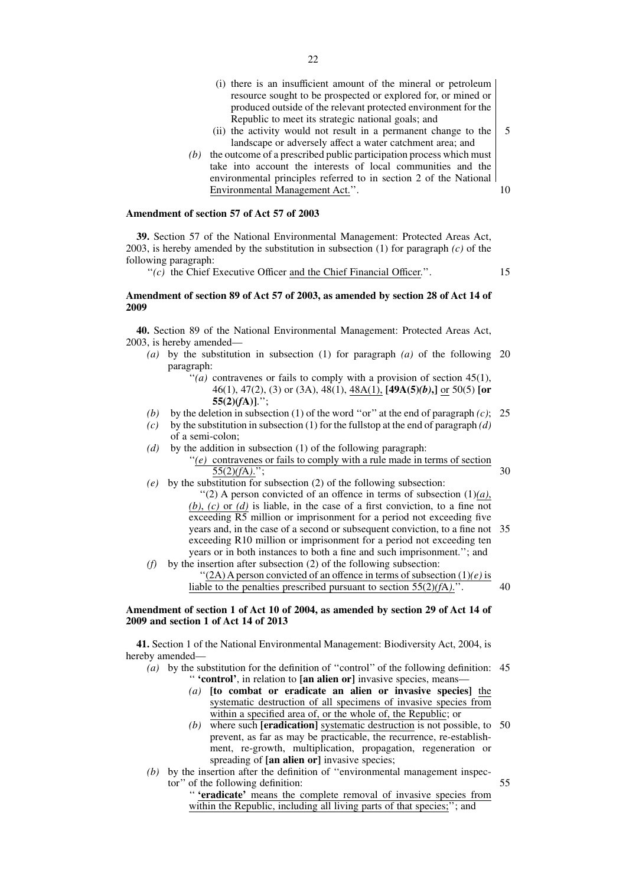(i) there is an insufficient amount of the mineral or petroleum resource sought to be prospected or explored for, or mined or produced outside of the relevant protected environment for the Republic to meet its strategic national goals; and

(ii) the activity would not result in a permanent change to the landscape or adversely affect a water catchment area; and

*(b)* the outcome of a prescribed public participation process which must take into account the interests of local communities and the environmental principles referred to in section 2 of the National Environmental Management Act.''.

**Amendment of section 57 of Act 57 of 2003**

**39.** Section 57 of the National Environmental Management: Protected Areas Act, 2003, is hereby amended by the substitution in subsection (1) for paragraph *(c)* of the following paragraph:

''*(c)* the Chief Executive Officer and the Chief Financial Officer.''.

**Amendment of section 89 of Act 57 of 2003, as amended by section 28 of Act 14 of 2009**

**40.** Section 89 of the National Environmental Management: Protected Areas Act, 2003, is hereby amended—

*(a)* by the substitution in subsection (1) for paragraph *(a)* of the following paragraph:

''*(a)* contravenes or fails to comply with a provision of section 45(1), 46(1), 47(2), (3) or (3A), 48(1), 48A(1), **[49A(5)*(b)*,]** or 50(5) **[or 55(2)*(f*A*)*]**.'';

*(b)* by the deletion in subsection (1) of the word ''or'' at the end of paragraph *(c)*;

*(c)* by the substitution in subsection (1) for the fullstop at the end of paragraph *(d)* of a semi-colon;

*(d)* by the addition in subsection (1) of the following paragraph:

''*(e)* contravenes or fails to comply with a rule made in terms of section 55(2)*(f*A*)*.'';

*(e)* by the substitution for subsection (2) of the following subsection:

''(2) A person convicted of an offence in terms of subsection (1)*(a)*, *(b)*, *(c)* or *(d)* is liable, in the case of a first conviction, to a fine not exceeding R5 million or imprisonment for a period not exceeding five years and, in the case of a second or subsequent conviction, to a fine not exceeding R10 million or imprisonment for a period not exceeding ten years or in both instances to both a fine and such imprisonment.''; and

*(f)* by the insertion after subsection (2) of the following subsection:

''(2A) A person convicted of an offence in terms of subsection (1)*(e)* is liable to the penalties prescribed pursuant to section 55(2)*(f*A*)*.''.

**Amendment of section 1 of Act 10 of 2004, as amended by section 29 of Act 14 of 2009 and section 1 of Act 14 of 2013**

**41.** Section 1 of the National Environmental Management: Biodiversity Act, 2004, is hereby amended—

*(a)* by the substitution for the definition of ''control'' of the following definition:

'' **'control'**, in relation to **[an alien or]** invasive species, means—

*(a)* **[to combat or eradicate an alien or invasive species]** the systematic destruction of all specimens of invasive species from within a specified area of, or the whole of, the Republic; or

*(b)* where such **[eradication]** systematic destruction is not possible, to prevent, as far as may be practicable, the recurrence, re-establishment, re-growth, multiplication, propagation, regeneration or spreading of **[an alien or]** invasive species;

*(b)* by the insertion after the definition of ''environmental management inspector'' of the following definition:

'' **'eradicate'** means the complete removal of invasive species from within the Republic, including all living parts of that species;''; and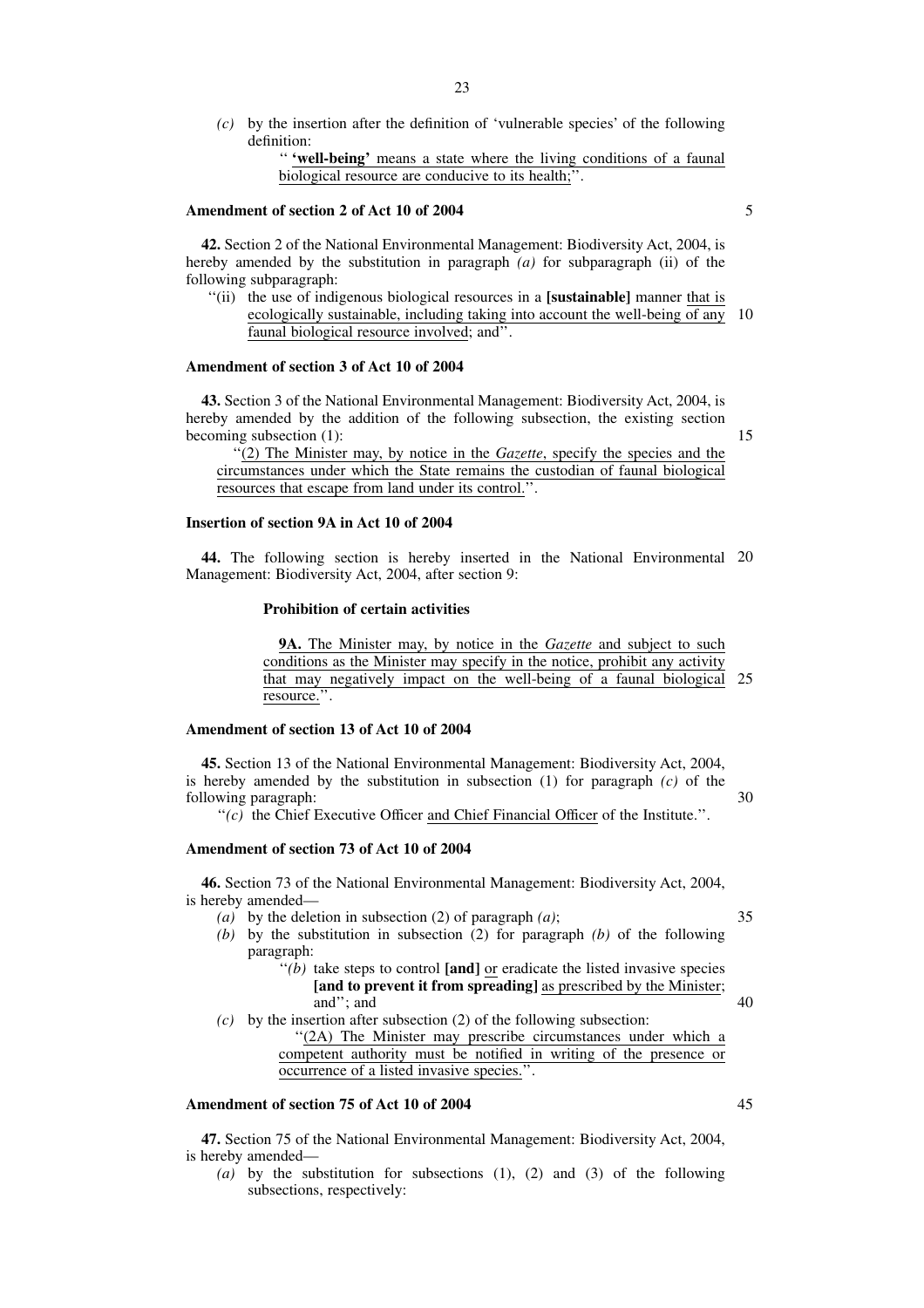(c) by the insertion after the definition of 'vulnerable species' of the following definition:

" **'well-being'** means a state where the living conditions of a faunal biological resource are conducive to its health;".

**Amendment of section 2 of Act 10 of 2004**

**42.** Section 2 of the National Environmental Management: Biodiversity Act, 2004, is hereby amended by the substitution in paragraph *(a)* for subparagraph (ii) of the following subparagraph:

"(ii) the use of indigenous biological resources in a **[sustainable]** manner that is ecologically sustainable, including taking into account the well-being of any faunal biological resource involved; and".

**Amendment of section 3 of Act 10 of 2004**

**43.** Section 3 of the National Environmental Management: Biodiversity Act, 2004, is hereby amended by the addition of the following subsection, the existing section becoming subsection (1):

"(2) The Minister may, by notice in the *Gazette*, specify the species and the circumstances under which the State remains the custodian of faunal biological resources that escape from land under its control.".

**Insertion of section 9A in Act 10 of 2004**

**44.** The following section is hereby inserted in the National Environmental Management: Biodiversity Act, 2004, after section 9:

**Prohibition of certain activities**

**9A.** The Minister may, by notice in the *Gazette* and subject to such conditions as the Minister may specify in the notice, prohibit any activity that may negatively impact on the well-being of a faunal biological resource.".

**Amendment of section 13 of Act 10 of 2004**

**45.** Section 13 of the National Environmental Management: Biodiversity Act, 2004, is hereby amended by the substitution in subsection (1) for paragraph *(c)* of the following paragraph:

"*(c)* the Chief Executive Officer and Chief Financial Officer of the Institute.".

**Amendment of section 73 of Act 10 of 2004**

**46.** Section 73 of the National Environmental Management: Biodiversity Act, 2004, is hereby amended—

*(a)* by the deletion in subsection (2) of paragraph *(a)*;

*(b)* by the substitution in subsection (2) for paragraph *(b)* of the following paragraph:

"*(b)* take steps to control **[and]** or eradicate the listed invasive species **[and to prevent it from spreading]** as prescribed by the Minister; and"; and

*(c)* by the insertion after subsection (2) of the following subsection:

"(2A) The Minister may prescribe circumstances under which a competent authority must be notified in writing of the presence or occurrence of a listed invasive species.".

**Amendment of section 75 of Act 10 of 2004**

**47.** Section 75 of the National Environmental Management: Biodiversity Act, 2004, is hereby amended—

*(a)* by the substitution for subsections (1), (2) and (3) of the following subsections, respectively: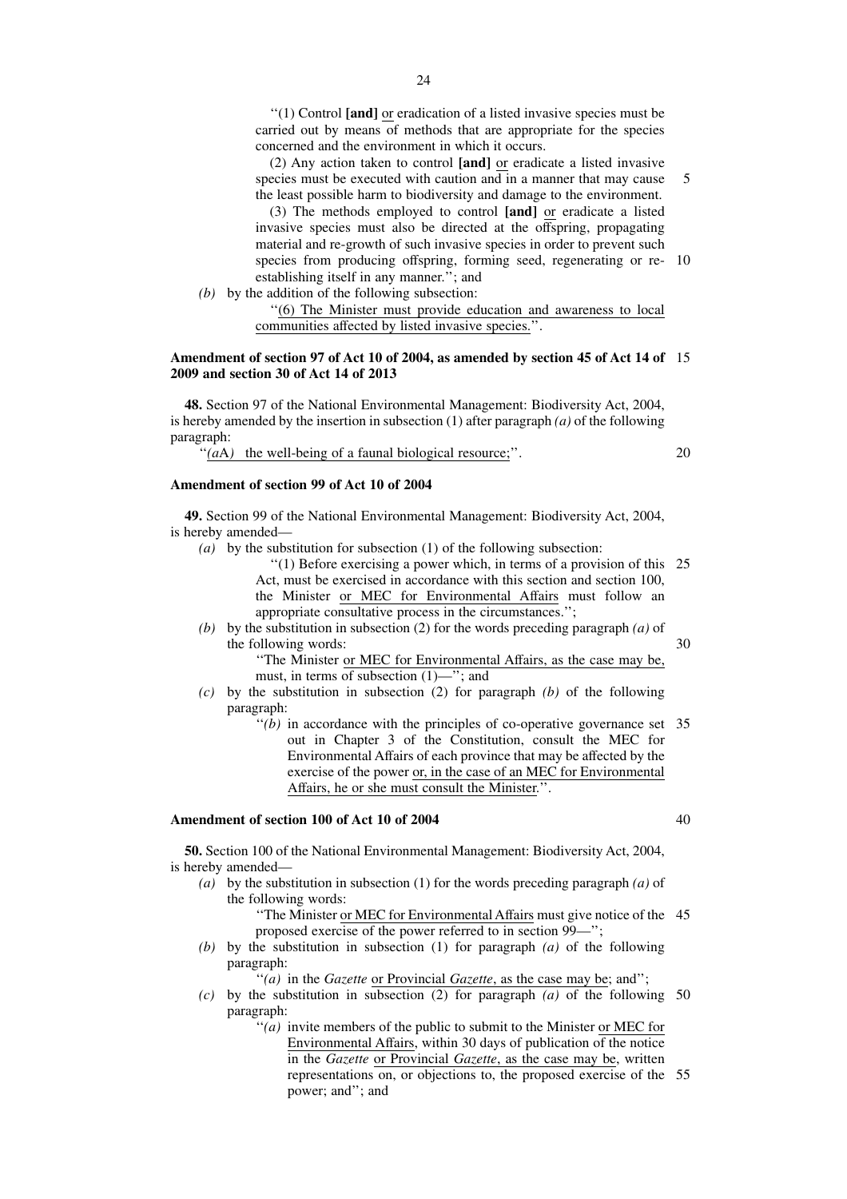"(1) Control **[and]** or eradication of a listed invasive species must be carried out by means of methods that are appropriate for the species concerned and the environment in which it occurs.

(2) Any action taken to control **[and]** or eradicate a listed invasive species must be executed with caution and in a manner that may cause the least possible harm to biodiversity and damage to the environment.

(3) The methods employed to control **[and]** or eradicate a listed invasive species must also be directed at the offspring, propagating material and re-growth of such invasive species in order to prevent such species from producing offspring, forming seed, regenerating or re-establishing itself in any manner."; and

*(b)* by the addition of the following subsection:

"(6) The Minister must provide education and awareness to local communities affected by listed invasive species.".

**Amendment of section 97 of Act 10 of 2004, as amended by section 45 of Act 14 of 2009 and section 30 of Act 14 of 2013**

**48.** Section 97 of the National Environmental Management: Biodiversity Act, 2004, is hereby amended by the insertion in subsection (1) after paragraph *(a)* of the following paragraph:

"*(a*A*)* the well-being of a faunal biological resource;".

**Amendment of section 99 of Act 10 of 2004**

**49.** Section 99 of the National Environmental Management: Biodiversity Act, 2004, is hereby amended—

*(a)* by the substitution for subsection (1) of the following subsection:

"(1) Before exercising a power which, in terms of a provision of this Act, must be exercised in accordance with this section and section 100, the Minister or MEC for Environmental Affairs must follow an appropriate consultative process in the circumstances.";

*(b)* by the substitution in subsection (2) for the words preceding paragraph *(a)* of the following words:

"The Minister or MEC for Environmental Affairs, as the case may be, must, in terms of subsection (1)—"; and

*(c)* by the substitution in subsection (2) for paragraph *(b)* of the following paragraph:

"*(b)* in accordance with the principles of co-operative governance set out in Chapter 3 of the Constitution, consult the MEC for Environmental Affairs of each province that may be affected by the exercise of the power or, in the case of an MEC for Environmental Affairs, he or she must consult the Minister.".

**Amendment of section 100 of Act 10 of 2004**

**50.** Section 100 of the National Environmental Management: Biodiversity Act, 2004, is hereby amended—

*(a)* by the substitution in subsection (1) for the words preceding paragraph *(a)* of the following words:

"The Minister or MEC for Environmental Affairs must give notice of the proposed exercise of the power referred to in section 99—";

*(b)* by the substitution in subsection (1) for paragraph *(a)* of the following paragraph:

"*(a)* in the *Gazette* or Provincial *Gazette*, as the case may be; and";

*(c)* by the substitution in subsection (2) for paragraph *(a)* of the following paragraph:

"*(a)* invite members of the public to submit to the Minister or MEC for Environmental Affairs, within 30 days of publication of the notice in the *Gazette* or Provincial *Gazette*, as the case may be, written representations on, or objections to, the proposed exercise of the power; and"; and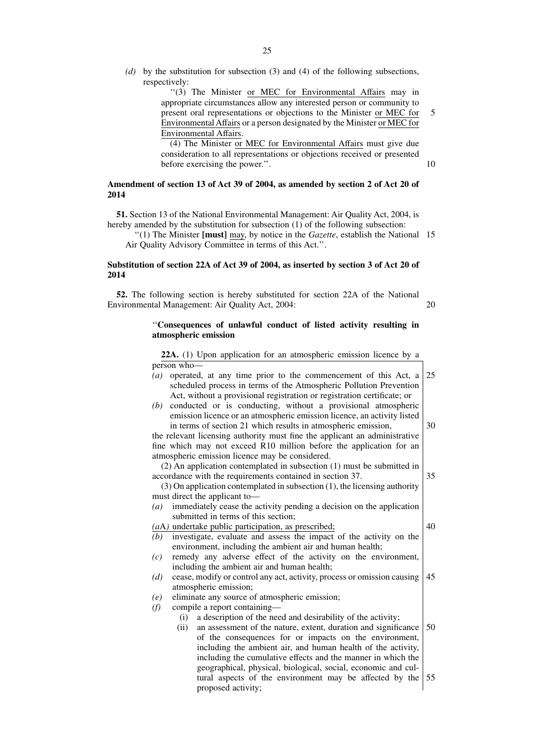*(d)* by the substitution for subsection (3) and (4) of the following subsections, respectively:

"(3) The Minister <u>or MEC for Environmental Affairs</u> may in appropriate circumstances allow any interested person or community to present oral representations or objections to the Minister <u>or MEC for Environmental Affairs</u> or a person designated by the Minister <u>or MEC for Environmental Affairs</u>.

(4) The Minister <u>or MEC for Environmental Affairs</u> must give due consideration to all representations or objections received or presented before exercising the power.".

**Amendment of section 13 of Act 39 of 2004, as amended by section 2 of Act 20 of 2014**

**51.** Section 13 of the National Environmental Management: Air Quality Act, 2004, is hereby amended by the substitution for subsection (1) of the following subsection:

"(1) The Minister **[must]** <u>may</u>, by notice in the *Gazette*, establish the National Air Quality Advisory Committee in terms of this Act.".

**Substitution of section 22A of Act 39 of 2004, as inserted by section 3 of Act 20 of 2014**

**52.** The following section is hereby substituted for section 22A of the National Environmental Management: Air Quality Act, 2004:

"**Consequences of unlawful conduct of listed activity resulting in atmospheric emission**

**22A.** (1) Upon application for an atmospheric emission licence by a person who—

*(a)* operated, at any time prior to the commencement of this Act, a scheduled process in terms of the Atmospheric Pollution Prevention Act, without a provisional registration or registration certificate; or

*(b)* conducted or is conducting, without a provisional atmospheric emission licence or an atmospheric emission licence, an activity listed in terms of section 21 which results in atmospheric emission,

the relevant licensing authority must fine the applicant an administrative fine which may not exceed R10 million before the application for an atmospheric emission licence may be considered.

(2) An application contemplated in subsection (1) must be submitted in accordance with the requirements contained in section 37.

(3) On application contemplated in subsection (1), the licensing authority must direct the applicant to—

*(a)* immediately cease the activity pending a decision on the application submitted in terms of this section;

<u>*(a*A*)* undertake public participation, as prescribed;</u>

*(b)* investigate, evaluate and assess the impact of the activity on the environment, including the ambient air and human health;

*(c)* remedy any adverse effect of the activity on the environment, including the ambient air and human health;

*(d)* cease, modify or control any act, activity, process or omission causing atmospheric emission;

*(e)* eliminate any source of atmospheric emission;

*(f)* compile a report containing—

(i) a description of the need and desirability of the activity;

(ii) an assessment of the nature, extent, duration and significance of the consequences for or impacts on the environment, including the ambient air, and human health of the activity, including the cumulative effects and the manner in which the geographical, physical, biological, social, economic and cultural aspects of the environment may be affected by the proposed activity;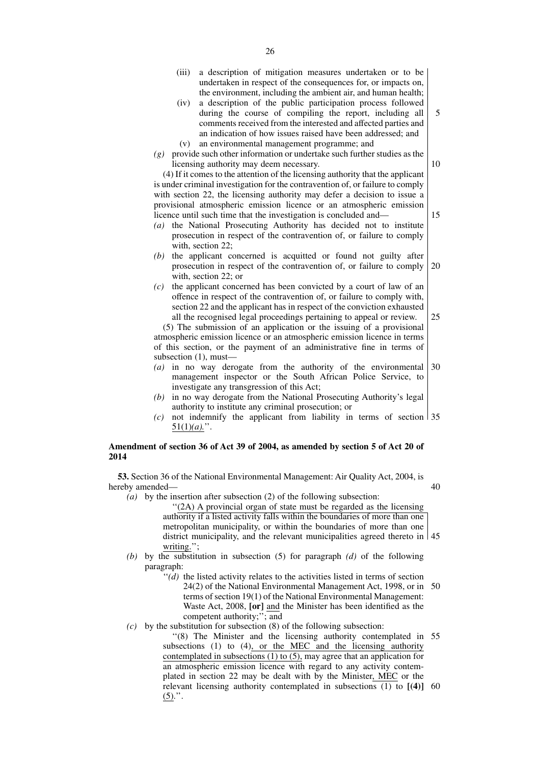(iii) a description of mitigation measures undertaken or to be undertaken in respect of the consequences for, or impacts on, the environment, including the ambient air, and human health;

(iv) a description of the public participation process followed during the course of compiling the report, including all comments received from the interested and affected parties and an indication of how issues raised have been addressed; and

(v) an environmental management programme; and

*(g)* provide such other information or undertake such further studies as the licensing authority may deem necessary.

(4) If it comes to the attention of the licensing authority that the applicant is under criminal investigation for the contravention of, or failure to comply with section 22, the licensing authority may defer a decision to issue a provisional atmospheric emission licence or an atmospheric emission licence until such time that the investigation is concluded and—

*(a)* the National Prosecuting Authority has decided not to institute prosecution in respect of the contravention of, or failure to comply with, section 22;

*(b)* the applicant concerned is acquitted or found not guilty after prosecution in respect of the contravention of, or failure to comply with, section 22; or

*(c)* the applicant concerned has been convicted by a court of law of an offence in respect of the contravention of, or failure to comply with, section 22 and the applicant has in respect of the conviction exhausted all the recognised legal proceedings pertaining to appeal or review.

(5) The submission of an application or the issuing of a provisional atmospheric emission licence or an atmospheric emission licence in terms of this section, or the payment of an administrative fine in terms of subsection (1), must—

*(a)* in no way derogate from the authority of the environmental management inspector or the South African Police Service, to investigate any transgression of this Act;

*(b)* in no way derogate from the National Prosecuting Authority's legal authority to institute any criminal prosecution; or

*(c)* not indemnify the applicant from liability in terms of section 51(1)*(a)*.''.

**Amendment of section 36 of Act 39 of 2004, as amended by section 5 of Act 20 of 2014**

**53.** Section 36 of the National Environmental Management: Air Quality Act, 2004, is hereby amended—

*(a)* by the insertion after subsection (2) of the following subsection:

''(2A) A provincial organ of state must be regarded as the licensing authority if a listed activity falls within the boundaries of more than one metropolitan municipality, or within the boundaries of more than one district municipality, and the relevant municipalities agreed thereto in writing.'';

*(b)* by the substitution in subsection (5) for paragraph *(d)* of the following paragraph:

''*(d)* the listed activity relates to the activities listed in terms of section 24(2) of the National Environmental Management Act, 1998, or in terms of section 19(1) of the National Environmental Management: Waste Act, 2008, **[or]** and the Minister has been identified as the competent authority;''; and

*(c)* by the substitution for subsection (8) of the following subsection:

''(8) The Minister and the licensing authority contemplated in subsections (1) to (4), or the MEC and the licensing authority contemplated in subsections (1) to (5), may agree that an application for an atmospheric emission licence with regard to any activity contemplated in section 22 may be dealt with by the Minister, MEC or the relevant licensing authority contemplated in subsections (1) to **[(4)]** (5).''.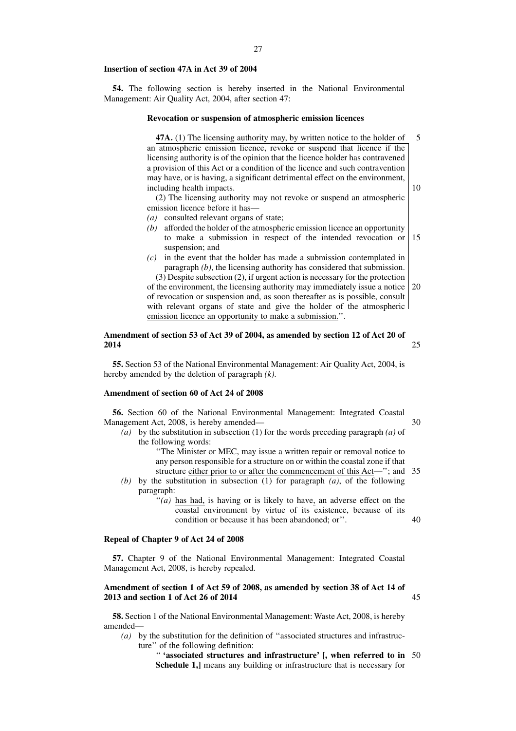**Insertion of section 47A in Act 39 of 2004**

**54.** The following section is hereby inserted in the National Environmental Management: Air Quality Act, 2004, after section 47:

**Revocation or suspension of atmospheric emission licences**

**47A.** (1) The licensing authority may, by written notice to the holder of an atmospheric emission licence, revoke or suspend that licence if the licensing authority is of the opinion that the licence holder has contravened a provision of this Act or a condition of the licence and such contravention may have, or is having, a significant detrimental effect on the environment, including health impacts.

(2) The licensing authority may not revoke or suspend an atmospheric emission licence before it has—

*(a)* consulted relevant organs of state;

*(b)* afforded the holder of the atmospheric emission licence an opportunity to make a submission in respect of the intended revocation or suspension; and

*(c)* in the event that the holder has made a submission contemplated in paragraph *(b)*, the licensing authority has considered that submission.

(3) Despite subsection (2), if urgent action is necessary for the protection of the environment, the licensing authority may immediately issue a notice of revocation or suspension and, as soon thereafter as is possible, consult with relevant organs of state and give the holder of the atmospheric emission licence an opportunity to make a submission.''.

**Amendment of section 53 of Act 39 of 2004, as amended by section 12 of Act 20 of 2014**

**55.** Section 53 of the National Environmental Management: Air Quality Act, 2004, is hereby amended by the deletion of paragraph *(k)*.

**Amendment of section 60 of Act 24 of 2008**

**56.** Section 60 of the National Environmental Management: Integrated Coastal Management Act, 2008, is hereby amended—

*(a)* by the substitution in subsection (1) for the words preceding paragraph *(a)* of the following words:

''The Minister or MEC, may issue a written repair or removal notice to any person responsible for a structure on or within the coastal zone if that structure either prior to or after the commencement of this Act—''; and

*(b)* by the substitution in subsection (1) for paragraph *(a)*, of the following paragraph:

''*(a)* has had, is having or is likely to have, an adverse effect on the coastal environment by virtue of its existence, because of its condition or because it has been abandoned; or''.

**Repeal of Chapter 9 of Act 24 of 2008**

**57.** Chapter 9 of the National Environmental Management: Integrated Coastal Management Act, 2008, is hereby repealed.

**Amendment of section 1 of Act 59 of 2008, as amended by section 38 of Act 14 of 2013 and section 1 of Act 26 of 2014**

**58.** Section 1 of the National Environmental Management: Waste Act, 2008, is hereby amended—

*(a)* by the substitution for the definition of ''associated structures and infrastructure'' of the following definition:

'' **'associated structures and infrastructure' [, when referred to in Schedule 1,]** means any building or infrastructure that is necessary for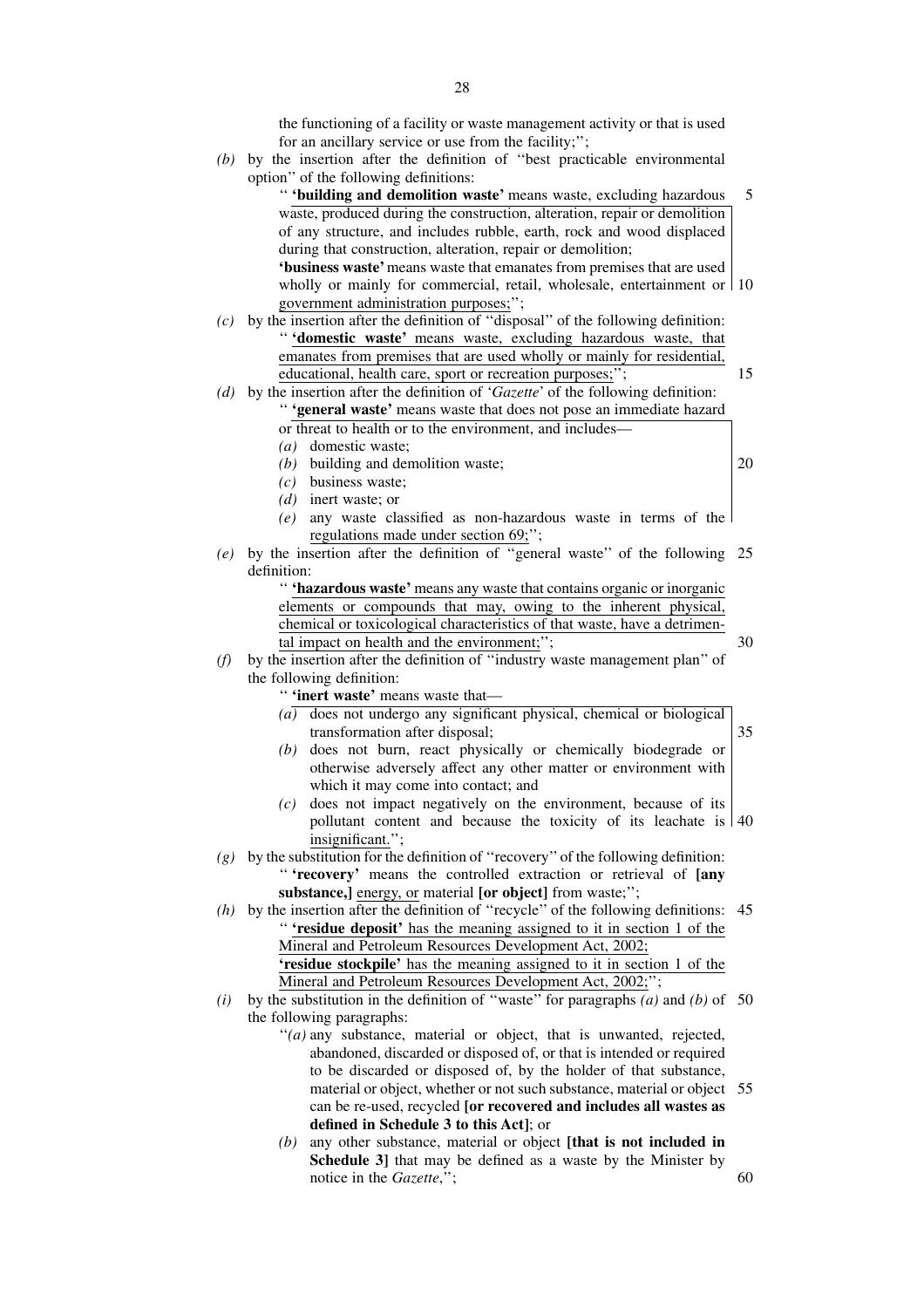the functioning of a facility or waste management activity or that is used for an ancillary service or use from the facility;'';

*(b)* by the insertion after the definition of ''best practicable environmental option'' of the following definitions:

'' **'building and demolition waste'** means waste, excluding hazardous waste, produced during the construction, alteration, repair or demolition of any structure, and includes rubble, earth, rock and wood displaced during that construction, alteration, repair or demolition;

**'business waste'** means waste that emanates from premises that are used wholly or mainly for commercial, retail, wholesale, entertainment or government administration purposes;'';

*(c)* by the insertion after the definition of ''disposal'' of the following definition:

'' **'domestic waste'** means waste, excluding hazardous waste, that emanates from premises that are used wholly or mainly for residential, educational, health care, sport or recreation purposes;'';

*(d)* by the insertion after the definition of '*Gazette*' of the following definition:

'' **'general waste'** means waste that does not pose an immediate hazard or threat to health or to the environment, and includes—

*(a)* domestic waste;

*(b)* building and demolition waste;

*(c)* business waste;

*(d)* inert waste; or

*(e)* any waste classified as non-hazardous waste in terms of the regulations made under section 69;'';

*(e)* by the insertion after the definition of ''general waste'' of the following definition:

'' **'hazardous waste'** means any waste that contains organic or inorganic elements or compounds that may, owing to the inherent physical, chemical or toxicological characteristics of that waste, have a detrimental impact on health and the environment;'';

*(f)* by the insertion after the definition of ''industry waste management plan'' of the following definition:

'' **'inert waste'** means waste that—

*(a)* does not undergo any significant physical, chemical or biological transformation after disposal;

*(b)* does not burn, react physically or chemically biodegrade or otherwise adversely affect any other matter or environment with which it may come into contact; and

*(c)* does not impact negatively on the environment, because of its pollutant content and because the toxicity of its leachate is insignificant.'';

*(g)* by the substitution for the definition of ''recovery'' of the following definition:

'' **'recovery'** means the controlled extraction or retrieval of **[any substance,]** energy, or material **[or object]** from waste;'';

*(h)* by the insertion after the definition of ''recycle'' of the following definitions:

'' **'residue deposit'** has the meaning assigned to it in section 1 of the Mineral and Petroleum Resources Development Act, 2002;

**'residue stockpile'** has the meaning assigned to it in section 1 of the Mineral and Petroleum Resources Development Act, 2002;'';

*(i)* by the substitution in the definition of ''waste'' for paragraphs *(a)* and *(b)* of the following paragraphs:

''*(a)* any substance, material or object, that is unwanted, rejected, abandoned, discarded or disposed of, or that is intended or required to be discarded or disposed of, by the holder of that substance, material or object, whether or not such substance, material or object can be re-used, recycled **[or recovered and includes all wastes as defined in Schedule 3 to this Act]**; or

*(b)* any other substance, material or object **[that is not included in Schedule 3]** that may be defined as a waste by the Minister by notice in the *Gazette*,'';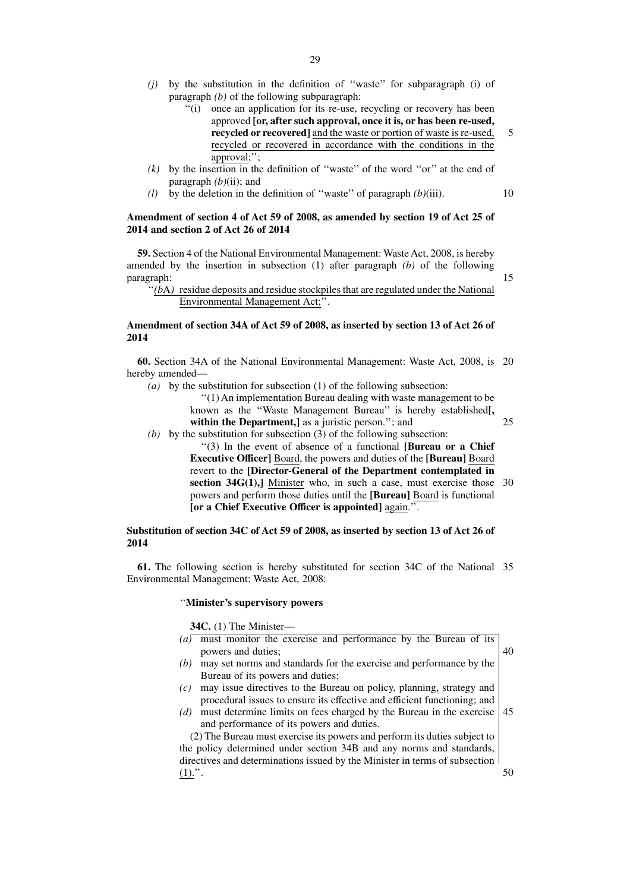*(j)* by the substitution in the definition of ''waste'' for subparagraph (i) of paragraph *(b)* of the following subparagraph:

''(i) once an application for its re-use, recycling or recovery has been approved **[or, after such approval, once it is, or has been re-used, recycled or recovered]** <u>and the waste or portion of waste is re-used, recycled or recovered in accordance with the conditions in the approval</u>;'';

*(k)* by the insertion in the definition of ''waste'' of the word ''or'' at the end of paragraph *(b)*(ii); and

*(l)* by the deletion in the definition of ''waste'' of paragraph *(b)*(iii).

**Amendment of section 4 of Act 59 of 2008, as amended by section 19 of Act 25 of 2014 and section 2 of Act 26 of 2014**

**59.** Section 4 of the National Environmental Management: Waste Act, 2008, is hereby amended by the insertion in subsection (1) after paragraph *(b)* of the following paragraph:

''<u>*(b*A*)* residue deposits and residue stockpiles that are regulated under the National Environmental Management Act;</u>''.

**Amendment of section 34A of Act 59 of 2008, as inserted by section 13 of Act 26 of 2014**

**60.** Section 34A of the National Environmental Management: Waste Act, 2008, is hereby amended—

*(a)* by the substitution for subsection (1) of the following subsection:

''(1) An implementation Bureau dealing with waste management to be known as the ''Waste Management Bureau'' is hereby established**[, within the Department,]** as a juristic person.''; and

*(b)* by the substitution for subsection (3) of the following subsection:

''(3) In the event of absence of a functional **[Bureau or a Chief Executive Officer]** <u>Board</u>, the powers and duties of the **[Bureau]** <u>Board</u> revert to the **[Director-General of the Department contemplated in section 34G(1),]** <u>Minister</u> who, in such a case, must exercise those powers and perform those duties until the **[Bureau]** <u>Board</u> is functional **[or a Chief Executive Officer is appointed]** <u>again</u>.''.

**Substitution of section 34C of Act 59 of 2008, as inserted by section 13 of Act 26 of 2014**

**61.** The following section is hereby substituted for section 34C of the National Environmental Management: Waste Act, 2008:

''**Minister's supervisory powers**

**34C.** (1) The Minister—

*(a)* must monitor the exercise and performance by the Bureau of its powers and duties;

*(b)* may set norms and standards for the exercise and performance by the Bureau of its powers and duties;

*(c)* may issue directives to the Bureau on policy, planning, strategy and procedural issues to ensure its effective and efficient functioning; and

*(d)* must determine limits on fees charged by the Bureau in the exercise and performance of its powers and duties.

(2) The Bureau must exercise its powers and perform its duties subject to the policy determined under section 34B and any norms and standards, directives and determinations issued by the Minister in terms of subsection <u>(1).</u>''.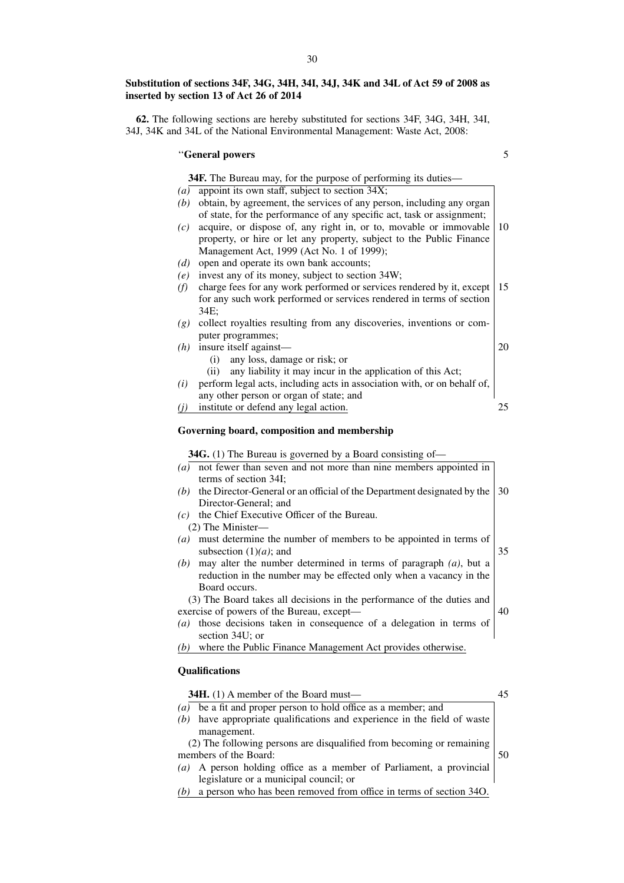**Substitution of sections 34F, 34G, 34H, 34I, 34J, 34K and 34L of Act 59 of 2008 as inserted by section 13 of Act 26 of 2014**

**62.** The following sections are hereby substituted for sections 34F, 34G, 34H, 34I, 34J, 34K and 34L of the National Environmental Management: Waste Act, 2008:

''**General powers**

**34F.** The Bureau may, for the purpose of performing its duties—

*(a)* appoint its own staff, subject to section 34X;

*(b)* obtain, by agreement, the services of any person, including any organ of state, for the performance of any specific act, task or assignment;

*(c)* acquire, or dispose of, any right in, or to, movable or immovable property, or hire or let any property, subject to the Public Finance Management Act, 1999 (Act No. 1 of 1999);

*(d)* open and operate its own bank accounts;

*(e)* invest any of its money, subject to section 34W;

*(f)* charge fees for any work performed or services rendered by it, except for any such work performed or services rendered in terms of section 34E;

*(g)* collect royalties resulting from any discoveries, inventions or computer programmes;

*(h)* insure itself against—

(i) any loss, damage or risk; or

(ii) any liability it may incur in the application of this Act;

*(i)* perform legal acts, including acts in association with, or on behalf of, any other person or organ of state; and

*(j)* institute or defend any legal action.

**Governing board, composition and membership**

**34G.** (1) The Bureau is governed by a Board consisting of—

*(a)* not fewer than seven and not more than nine members appointed in terms of section 34I;

*(b)* the Director-General or an official of the Department designated by the Director-General; and

*(c)* the Chief Executive Officer of the Bureau.

(2) The Minister—

*(a)* must determine the number of members to be appointed in terms of subsection (1)*(a)*; and

*(b)* may alter the number determined in terms of paragraph *(a)*, but a reduction in the number may be effected only when a vacancy in the Board occurs.

(3) The Board takes all decisions in the performance of the duties and exercise of powers of the Bureau, except—

*(a)* those decisions taken in consequence of a delegation in terms of section 34U; or

*(b)* where the Public Finance Management Act provides otherwise.

**Qualifications**

**34H.** (1) A member of the Board must—

*(a)* be a fit and proper person to hold office as a member; and

*(b)* have appropriate qualifications and experience in the field of waste management.

(2) The following persons are disqualified from becoming or remaining members of the Board:

*(a)* A person holding office as a member of Parliament, a provincial legislature or a municipal council; or

*(b)* a person who has been removed from office in terms of section 34O.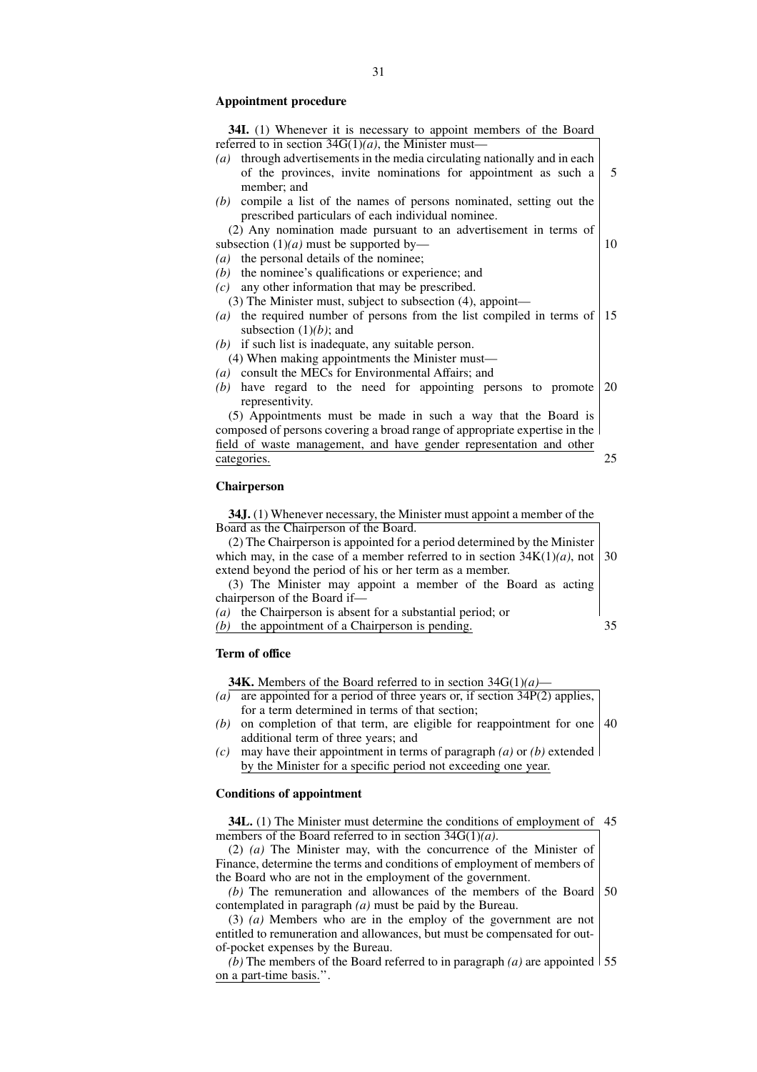**Appointment procedure**

**34I.** (1) Whenever it is necessary to appoint members of the Board referred to in section 34G(1)*(a)*, the Minister must—

*(a)* through advertisements in the media circulating nationally and in each of the provinces, invite nominations for appointment as such a member; and

*(b)* compile a list of the names of persons nominated, setting out the prescribed particulars of each individual nominee.

(2) Any nomination made pursuant to an advertisement in terms of subsection (1)*(a)* must be supported by—

*(a)* the personal details of the nominee;

*(b)* the nominee's qualifications or experience; and

*(c)* any other information that may be prescribed.

(3) The Minister must, subject to subsection (4), appoint—

*(a)* the required number of persons from the list compiled in terms of subsection (1)*(b)*; and

*(b)* if such list is inadequate, any suitable person.

(4) When making appointments the Minister must—

*(a)* consult the MECs for Environmental Affairs; and

*(b)* have regard to the need for appointing persons to promote representivity.

(5) Appointments must be made in such a way that the Board is composed of persons covering a broad range of appropriate expertise in the field of waste management, and have gender representation and other categories.

**Chairperson**

**34J.** (1) Whenever necessary, the Minister must appoint a member of the Board as the Chairperson of the Board.

(2) The Chairperson is appointed for a period determined by the Minister which may, in the case of a member referred to in section 34K(1)*(a)*, not extend beyond the period of his or her term as a member.

(3) The Minister may appoint a member of the Board as acting chairperson of the Board if—

*(a)* the Chairperson is absent for a substantial period; or

*(b)* the appointment of a Chairperson is pending.

**Term of office**

**34K.** Members of the Board referred to in section 34G(1)*(a)*—

*(a)* are appointed for a period of three years or, if section 34P(2) applies, for a term determined in terms of that section;

*(b)* on completion of that term, are eligible for reappointment for one additional term of three years; and

*(c)* may have their appointment in terms of paragraph *(a)* or *(b)* extended by the Minister for a specific period not exceeding one year.

**Conditions of appointment**

**34L.** (1) The Minister must determine the conditions of employment of members of the Board referred to in section 34G(1)*(a)*.

(2) *(a)* The Minister may, with the concurrence of the Minister of Finance, determine the terms and conditions of employment of members of the Board who are not in the employment of the government.

*(b)* The remuneration and allowances of the members of the Board contemplated in paragraph *(a)* must be paid by the Bureau.

(3) *(a)* Members who are in the employ of the government are not entitled to remuneration and allowances, but must be compensated for out-of-pocket expenses by the Bureau.

*(b)* The members of the Board referred to in paragraph *(a)* are appointed on a part-time basis.''.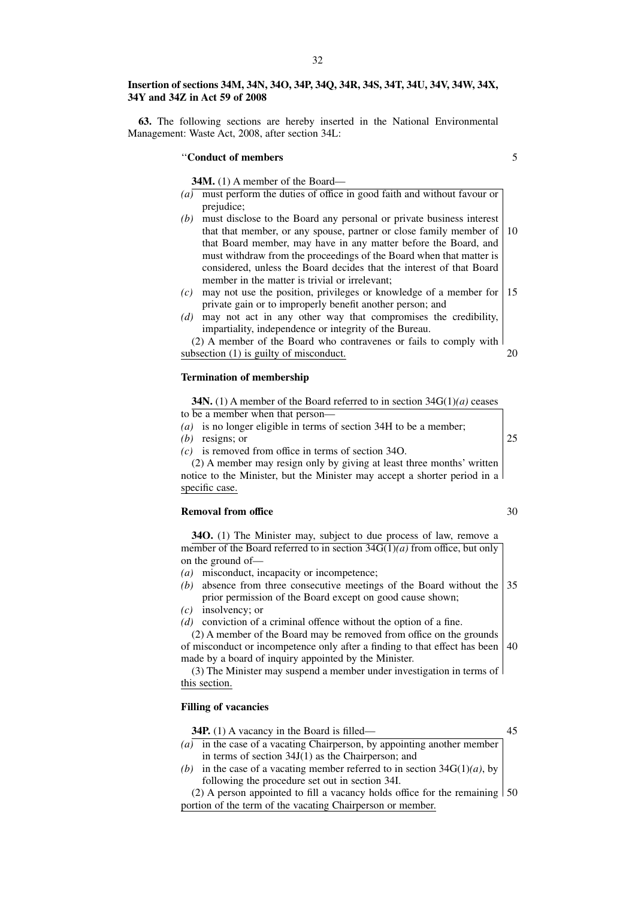**Insertion of sections 34M, 34N, 34O, 34P, 34Q, 34R, 34S, 34T, 34U, 34V, 34W, 34X, 34Y and 34Z in Act 59 of 2008**

**63.** The following sections are hereby inserted in the National Environmental Management: Waste Act, 2008, after section 34L:

''**Conduct of members**

**34M.** (1) A member of the Board—

*(a)* must perform the duties of office in good faith and without favour or prejudice;

*(b)* must disclose to the Board any personal or private business interest that that member, or any spouse, partner or close family member of that Board member, may have in any matter before the Board, and must withdraw from the proceedings of the Board when that matter is considered, unless the Board decides that the interest of that Board member in the matter is trivial or irrelevant;

*(c)* may not use the position, privileges or knowledge of a member for private gain or to improperly benefit another person; and

*(d)* may not act in any other way that compromises the credibility, impartiality, independence or integrity of the Bureau.

(2) A member of the Board who contravenes or fails to comply with subsection (1) is guilty of misconduct.

**Termination of membership**

**34N.** (1) A member of the Board referred to in section 34G(1)*(a)* ceases to be a member when that person—

*(a)* is no longer eligible in terms of section 34H to be a member;

*(b)* resigns; or

*(c)* is removed from office in terms of section 34O.

(2) A member may resign only by giving at least three months' written notice to the Minister, but the Minister may accept a shorter period in a specific case.

**Removal from office**

**34O.** (1) The Minister may, subject to due process of law, remove a member of the Board referred to in section 34G(1)*(a)* from office, but only on the ground of—

*(a)* misconduct, incapacity or incompetence;

*(b)* absence from three consecutive meetings of the Board without the prior permission of the Board except on good cause shown;

*(c)* insolvency; or

*(d)* conviction of a criminal offence without the option of a fine.

(2) A member of the Board may be removed from office on the grounds of misconduct or incompetence only after a finding to that effect has been made by a board of inquiry appointed by the Minister.

(3) The Minister may suspend a member under investigation in terms of this section.

**Filling of vacancies**

**34P.** (1) A vacancy in the Board is filled—

*(a)* in the case of a vacating Chairperson, by appointing another member in terms of section 34J(1) as the Chairperson; and

*(b)* in the case of a vacating member referred to in section 34G(1)*(a)*, by following the procedure set out in section 34I.

(2) A person appointed to fill a vacancy holds office for the remaining portion of the term of the vacating Chairperson or member.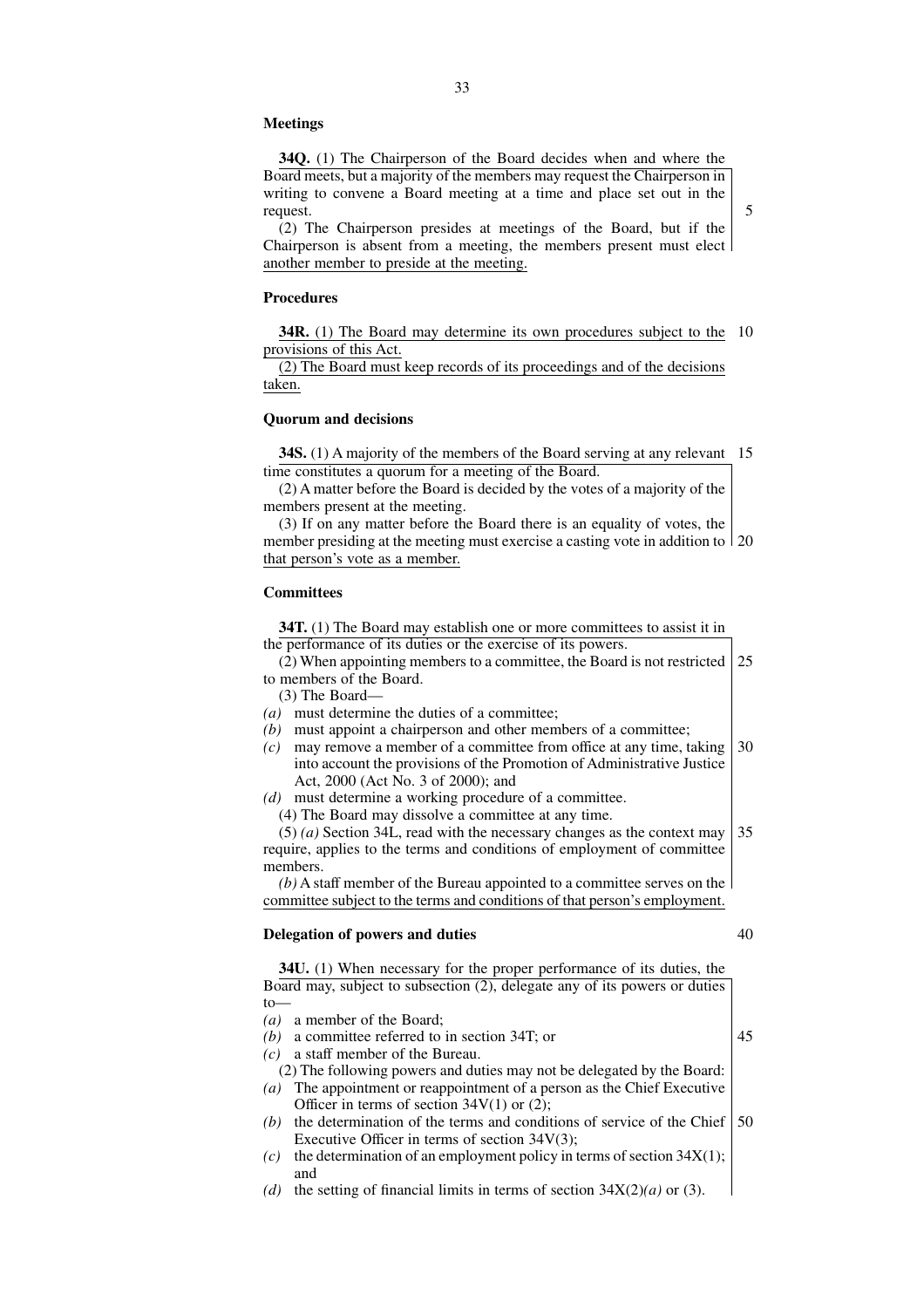**Meetings**

**34Q.** (1) The Chairperson of the Board decides when and where the Board meets, but a majority of the members may request the Chairperson in writing to convene a Board meeting at a time and place set out in the request.

(2) The Chairperson presides at meetings of the Board, but if the Chairperson is absent from a meeting, the members present must elect another member to preside at the meeting.

**Procedures**

**34R.** (1) The Board may determine its own procedures subject to the provisions of this Act.

(2) The Board must keep records of its proceedings and of the decisions taken.

**Quorum and decisions**

**34S.** (1) A majority of the members of the Board serving at any relevant time constitutes a quorum for a meeting of the Board.

(2) A matter before the Board is decided by the votes of a majority of the members present at the meeting.

(3) If on any matter before the Board there is an equality of votes, the member presiding at the meeting must exercise a casting vote in addition to that person's vote as a member.

**Committees**

**34T.** (1) The Board may establish one or more committees to assist it in the performance of its duties or the exercise of its powers.

(2) When appointing members to a committee, the Board is not restricted to members of the Board.

(3) The Board—

*(a)* must determine the duties of a committee;

*(b)* must appoint a chairperson and other members of a committee;

*(c)* may remove a member of a committee from office at any time, taking into account the provisions of the Promotion of Administrative Justice Act, 2000 (Act No. 3 of 2000); and

*(d)* must determine a working procedure of a committee.

(4) The Board may dissolve a committee at any time.

(5) *(a)* Section 34L, read with the necessary changes as the context may require, applies to the terms and conditions of employment of committee members.

*(b)* A staff member of the Bureau appointed to a committee serves on the committee subject to the terms and conditions of that person's employment.

**Delegation of powers and duties**

**34U.** (1) When necessary for the proper performance of its duties, the Board may, subject to subsection (2), delegate any of its powers or duties to—

*(a)* a member of the Board;

*(b)* a committee referred to in section 34T; or

*(c)* a staff member of the Bureau.

(2) The following powers and duties may not be delegated by the Board:

*(a)* The appointment or reappointment of a person as the Chief Executive Officer in terms of section 34V(1) or (2);

*(b)* the determination of the terms and conditions of service of the Chief Executive Officer in terms of section 34V(3);

*(c)* the determination of an employment policy in terms of section 34X(1); and

*(d)* the setting of financial limits in terms of section 34X(2)*(a)* or (3).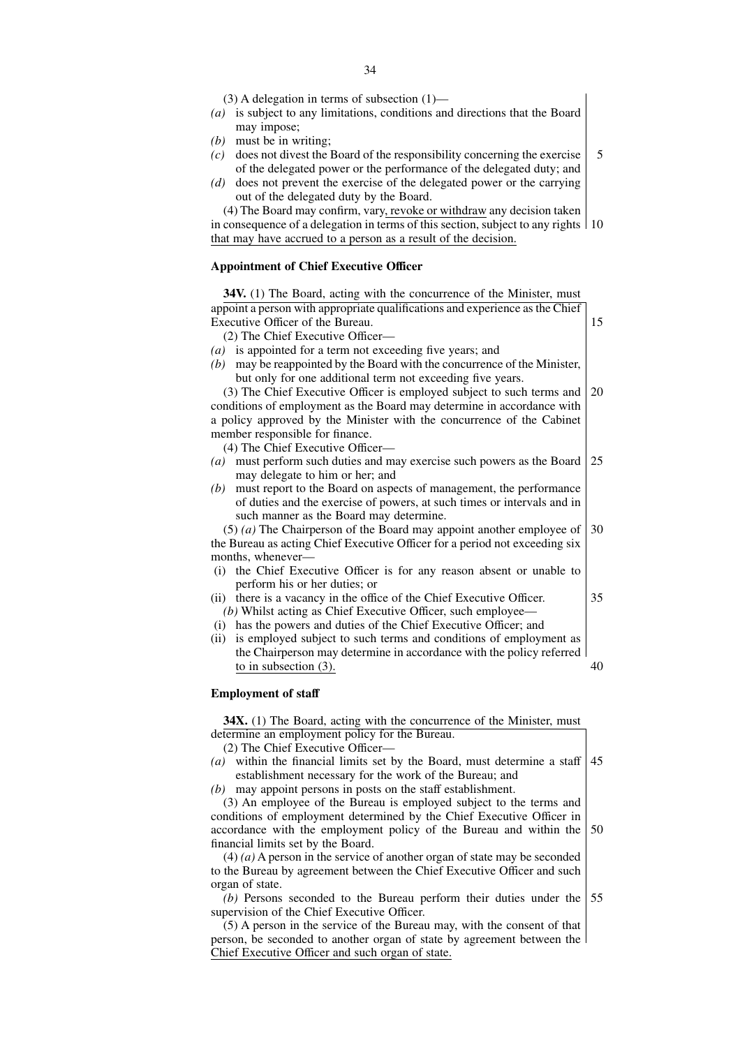(3) A delegation in terms of subsection (1)—

*(a)* is subject to any limitations, conditions and directions that the Board may impose;

*(b)* must be in writing;

*(c)* does not divest the Board of the responsibility concerning the exercise of the delegated power or the performance of the delegated duty; and

*(d)* does not prevent the exercise of the delegated power or the carrying out of the delegated duty by the Board.

(4) The Board may confirm, vary, revoke or withdraw any decision taken in consequence of a delegation in terms of this section, subject to any rights that may have accrued to a person as a result of the decision.

**Appointment of Chief Executive Officer**

**34V.** (1) The Board, acting with the concurrence of the Minister, must appoint a person with appropriate qualifications and experience as the Chief Executive Officer of the Bureau.

(2) The Chief Executive Officer—

*(a)* is appointed for a term not exceeding five years; and

*(b)* may be reappointed by the Board with the concurrence of the Minister, but only for one additional term not exceeding five years.

(3) The Chief Executive Officer is employed subject to such terms and conditions of employment as the Board may determine in accordance with a policy approved by the Minister with the concurrence of the Cabinet member responsible for finance.

(4) The Chief Executive Officer—

*(a)* must perform such duties and may exercise such powers as the Board may delegate to him or her; and

*(b)* must report to the Board on aspects of management, the performance of duties and the exercise of powers, at such times or intervals and in such manner as the Board may determine.

(5) *(a)* The Chairperson of the Board may appoint another employee of the Bureau as acting Chief Executive Officer for a period not exceeding six months, whenever—

(i) the Chief Executive Officer is for any reason absent or unable to perform his or her duties; or

(ii) there is a vacancy in the office of the Chief Executive Officer.

*(b)* Whilst acting as Chief Executive Officer, such employee—

(i) has the powers and duties of the Chief Executive Officer; and

(ii) is employed subject to such terms and conditions of employment as the Chairperson may determine in accordance with the policy referred to in subsection (3).

**Employment of staff**

**34X.** (1) The Board, acting with the concurrence of the Minister, must determine an employment policy for the Bureau.

(2) The Chief Executive Officer—

*(a)* within the financial limits set by the Board, must determine a staff establishment necessary for the work of the Bureau; and

*(b)* may appoint persons in posts on the staff establishment.

(3) An employee of the Bureau is employed subject to the terms and conditions of employment determined by the Chief Executive Officer in accordance with the employment policy of the Bureau and within the financial limits set by the Board.

(4) *(a)* A person in the service of another organ of state may be seconded to the Bureau by agreement between the Chief Executive Officer and such organ of state.

*(b)* Persons seconded to the Bureau perform their duties under the supervision of the Chief Executive Officer.

(5) A person in the service of the Bureau may, with the consent of that person, be seconded to another organ of state by agreement between the Chief Executive Officer and such organ of state.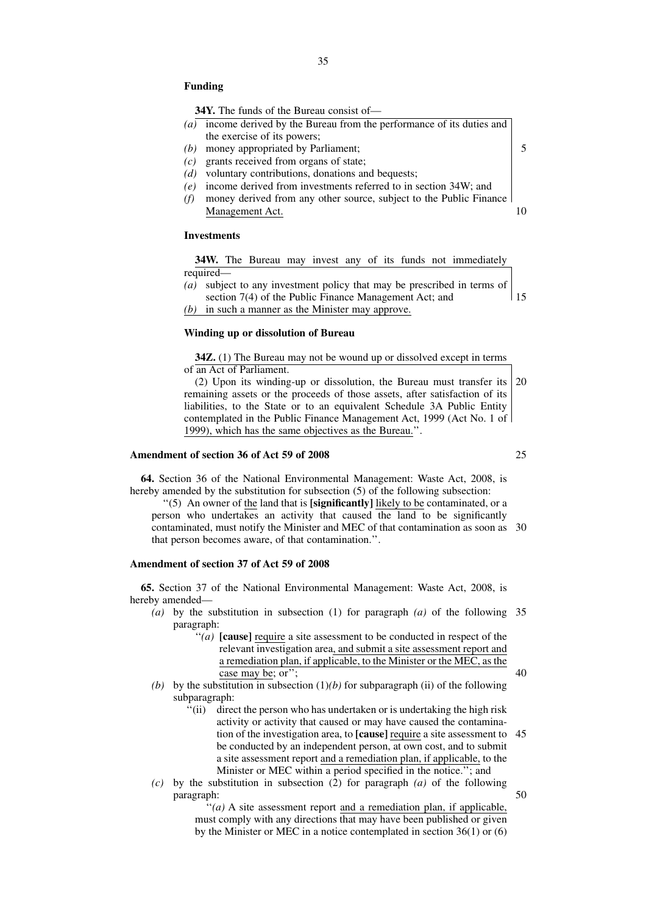**Funding**

**34Y.** The funds of the Bureau consist of—

*(a)* income derived by the Bureau from the performance of its duties and the exercise of its powers;
*(b)* money appropriated by Parliament;
*(c)* grants received from organs of state;
*(d)* voluntary contributions, donations and bequests;
*(e)* income derived from investments referred to in section 34W; and
*(f)* money derived from any other source, subject to the Public Finance Management Act.

**Investments**

**34W.** The Bureau may invest any of its funds not immediately required—

*(a)* subject to any investment policy that may be prescribed in terms of section 7(4) of the Public Finance Management Act; and
*(b)* in such a manner as the Minister may approve.

**Winding up or dissolution of Bureau**

**34Z.** (1) The Bureau may not be wound up or dissolved except in terms of an Act of Parliament.

(2) Upon its winding-up or dissolution, the Bureau must transfer its remaining assets or the proceeds of those assets, after satisfaction of its liabilities, to the State or to an equivalent Schedule 3A Public Entity contemplated in the Public Finance Management Act, 1999 (Act No. 1 of 1999), which has the same objectives as the Bureau.''.

**Amendment of section 36 of Act 59 of 2008**

**64.** Section 36 of the National Environmental Management: Waste Act, 2008, is hereby amended by the substitution for subsection (5) of the following subsection:

''(5) An owner of the land that is **[significantly]** likely to be contaminated, or a person who undertakes an activity that caused the land to be significantly contaminated, must notify the Minister and MEC of that contamination as soon as that person becomes aware, of that contamination.''.

**Amendment of section 37 of Act 59 of 2008**

**65.** Section 37 of the National Environmental Management: Waste Act, 2008, is hereby amended—

*(a)* by the substitution in subsection (1) for paragraph *(a)* of the following paragraph:

''*(a)* **[cause]** require a site assessment to be conducted in respect of the relevant investigation area, and submit a site assessment report and a remediation plan, if applicable, to the Minister or the MEC, as the case may be; or'';

*(b)* by the substitution in subsection (1)*(b)* for subparagraph (ii) of the following subparagraph:

''(ii) direct the person who has undertaken or is undertaking the high risk activity or activity that caused or may have caused the contamination of the investigation area, to **[cause]** require a site assessment to be conducted by an independent person, at own cost, and to submit a site assessment report and a remediation plan, if applicable, to the Minister or MEC within a period specified in the notice.''; and

*(c)* by the substitution in subsection (2) for paragraph *(a)* of the following paragraph:

''*(a)* A site assessment report and a remediation plan, if applicable, must comply with any directions that may have been published or given by the Minister or MEC in a notice contemplated in section 36(1) or (6)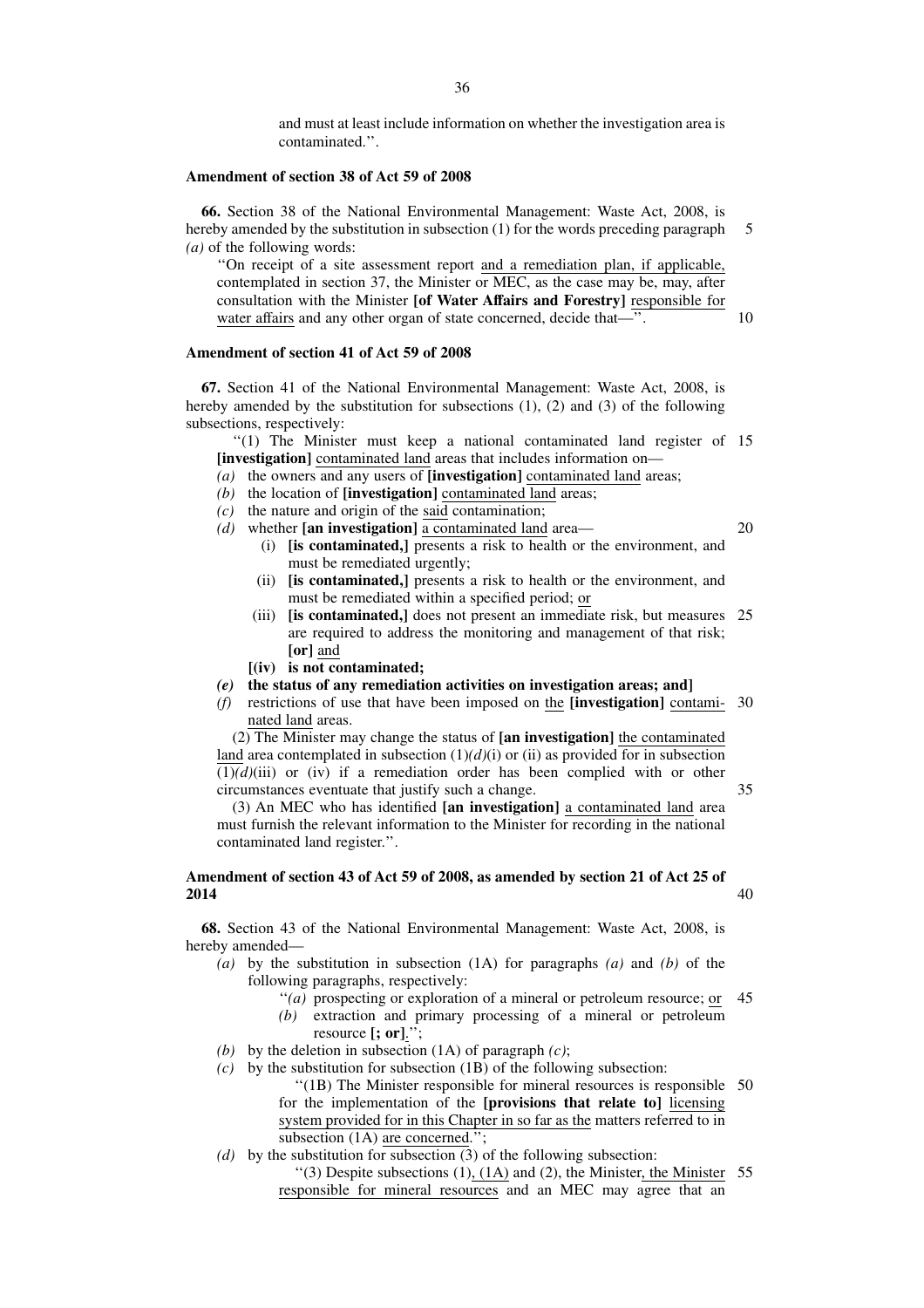and must at least include information on whether the investigation area is contaminated.''.

**Amendment of section 38 of Act 59 of 2008**

**66.** Section 38 of the National Environmental Management: Waste Act, 2008, is hereby amended by the substitution in subsection (1) for the words preceding paragraph *(a)* of the following words:

''On receipt of a site assessment report <u>and a remediation plan, if applicable,</u> contemplated in section 37, the Minister or MEC, as the case may be, may, after consultation with the Minister **[of Water Affairs and Forestry]** <u>responsible for water affairs</u> and any other organ of state concerned, decide that—''.

**Amendment of section 41 of Act 59 of 2008**

**67.** Section 41 of the National Environmental Management: Waste Act, 2008, is hereby amended by the substitution for subsections (1), (2) and (3) of the following subsections, respectively:

''(1) The Minister must keep a national contaminated land register of **[investigation]** <u>contaminated land</u> areas that includes information on—

*(a)* the owners and any users of **[investigation]** <u>contaminated land</u> areas;
*(b)* the location of **[investigation]** <u>contaminated land</u> areas;
*(c)* the nature and origin of the <u>said</u> contamination;
*(d)* whether **[an investigation]** <u>a contaminated land</u> area—
  (i) **[is contaminated,]** presents a risk to health or the environment, and must be remediated urgently;
  (ii) **[is contaminated,]** presents a risk to health or the environment, and must be remediated within a specified period; <u>or</u>
  (iii) **[is contaminated,]** does not present an immediate risk, but measures are required to address the monitoring and management of that risk; **[or]** <u>and</u>
  **[(iv) is not contaminated;**
***(e)* the status of any remediation activities on investigation areas; and]**
*(f)* restrictions of use that have been imposed on <u>the</u> **[investigation]** <u>contaminated land</u> areas.

(2) The Minister may change the status of **[an investigation]** <u>the contaminated land</u> area contemplated in subsection (1)*(d)*(i) or (ii) as provided for in subsection (1)*(d)*(iii) or (iv) if a remediation order has been complied with or other circumstances eventuate that justify such a change.

(3) An MEC who has identified **[an investigation]** <u>a contaminated land</u> area must furnish the relevant information to the Minister for recording in the national contaminated land register.''.

**Amendment of section 43 of Act 59 of 2008, as amended by section 21 of Act 25 of 2014**

**68.** Section 43 of the National Environmental Management: Waste Act, 2008, is hereby amended—

*(a)* by the substitution in subsection (1A) for paragraphs *(a)* and *(b)* of the following paragraphs, respectively:
  ''*(a)* prospecting or exploration of a mineral or petroleum resource; <u>or</u>
  *(b)* extraction and primary processing of a mineral or petroleum resource **[; or]**<u>.</u>'';
*(b)* by the deletion in subsection (1A) of paragraph *(c)*;
*(c)* by the substitution for subsection (1B) of the following subsection:
  ''(1B) The Minister responsible for mineral resources is responsible for the implementation of the **[provisions that relate to]** <u>licensing system provided for in this Chapter in so far as the</u> matters referred to in subsection (1A) <u>are concerned</u>.'';
*(d)* by the substitution for subsection (3) of the following subsection:
  ''(3) Despite subsections (1)<u>, (1A)</u> and (2), the Minister<u>, the Minister responsible for mineral resources</u> and an MEC may agree that an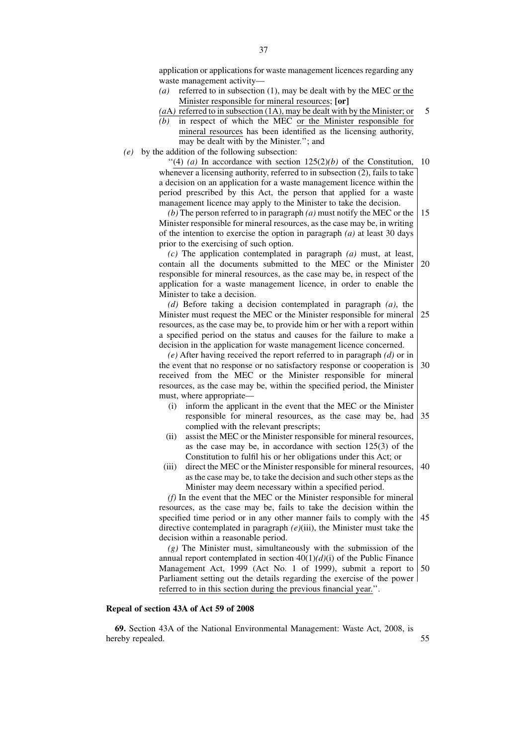application or applications for waste management licences regarding any waste management activity—

*(a)* referred to in subsection (1), may be dealt with by the MEC or the Minister responsible for mineral resources; **[or]**

*(a*A*)* referred to in subsection (1A), may be dealt with by the Minister; or

*(b)* in respect of which the MEC or the Minister responsible for mineral resources has been identified as the licensing authority, may be dealt with by the Minister.''; and

*(e)* by the addition of the following subsection:

''(4) *(a)* In accordance with section 125(2)*(b)* of the Constitution, whenever a licensing authority, referred to in subsection (2), fails to take a decision on an application for a waste management licence within the period prescribed by this Act, the person that applied for a waste management licence may apply to the Minister to take the decision.

*(b)* The person referred to in paragraph *(a)* must notify the MEC or the Minister responsible for mineral resources, as the case may be, in writing of the intention to exercise the option in paragraph *(a)* at least 30 days prior to the exercising of such option.

*(c)* The application contemplated in paragraph *(a)* must, at least, contain all the documents submitted to the MEC or the Minister responsible for mineral resources, as the case may be, in respect of the application for a waste management licence, in order to enable the Minister to take a decision.

*(d)* Before taking a decision contemplated in paragraph *(a)*, the Minister must request the MEC or the Minister responsible for mineral resources, as the case may be, to provide him or her with a report within a specified period on the status and causes for the failure to make a decision in the application for waste management licence concerned.

*(e)* After having received the report referred to in paragraph *(d)* or in the event that no response or no satisfactory response or cooperation is received from the MEC or the Minister responsible for mineral resources, as the case may be, within the specified period, the Minister must, where appropriate—

(i) inform the applicant in the event that the MEC or the Minister responsible for mineral resources, as the case may be, had complied with the relevant prescripts;

(ii) assist the MEC or the Minister responsible for mineral resources, as the case may be, in accordance with section 125(3) of the Constitution to fulfil his or her obligations under this Act; or

(iii) direct the MEC or the Minister responsible for mineral resources, as the case may be, to take the decision and such other steps as the Minister may deem necessary within a specified period.

*(f)* In the event that the MEC or the Minister responsible for mineral resources, as the case may be, fails to take the decision within the specified time period or in any other manner fails to comply with the directive contemplated in paragraph *(e)*(iii), the Minister must take the decision within a reasonable period.

*(g)* The Minister must, simultaneously with the submission of the annual report contemplated in section 40(1)*(d)*(i) of the Public Finance Management Act, 1999 (Act No. 1 of 1999), submit a report to Parliament setting out the details regarding the exercise of the power referred to in this section during the previous financial year.''.

**Repeal of section 43A of Act 59 of 2008**

**69.** Section 43A of the National Environmental Management: Waste Act, 2008, is hereby repealed.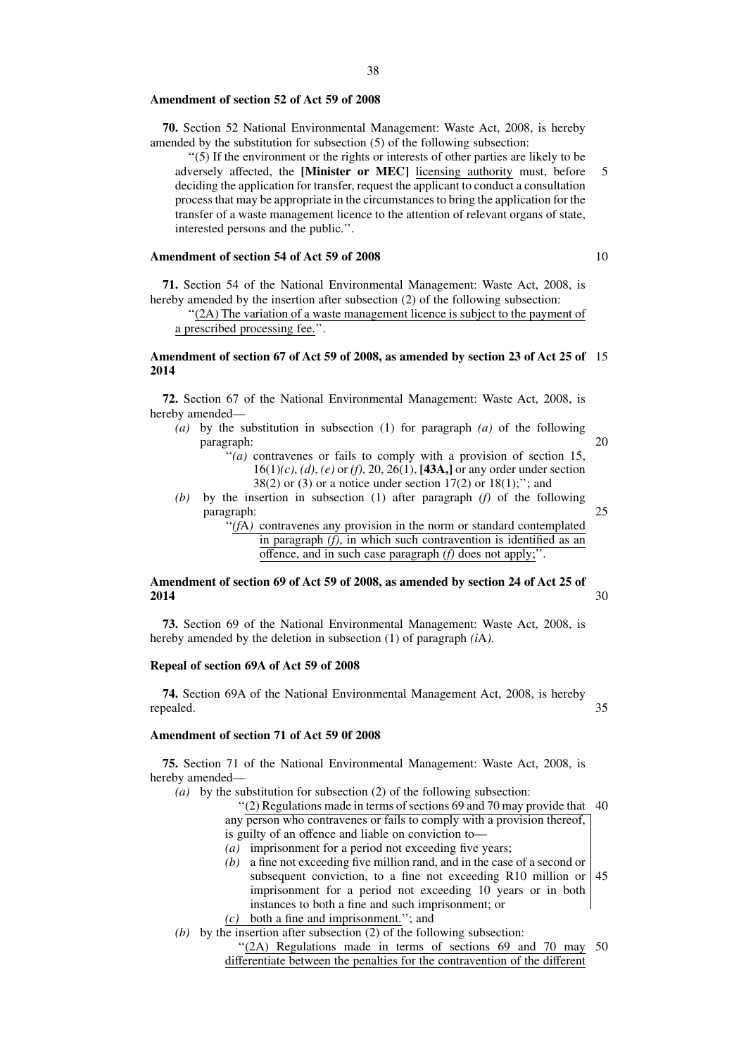**Amendment of section 52 of Act 59 of 2008**

**70.** Section 52 National Environmental Management: Waste Act, 2008, is hereby amended by the substitution for subsection (5) of the following subsection:

''(5) If the environment or the rights or interests of other parties are likely to be adversely affected, the **[Minister or MEC]** licensing authority must, before deciding the application for transfer, request the applicant to conduct a consultation process that may be appropriate in the circumstances to bring the application for the transfer of a waste management licence to the attention of relevant organs of state, interested persons and the public.''.

**Amendment of section 54 of Act 59 of 2008**

**71.** Section 54 of the National Environmental Management: Waste Act, 2008, is hereby amended by the insertion after subsection (2) of the following subsection:

''(2A) The variation of a waste management licence is subject to the payment of a prescribed processing fee.''.

**Amendment of section 67 of Act 59 of 2008, as amended by section 23 of Act 25 of 2014**

**72.** Section 67 of the National Environmental Management: Waste Act, 2008, is hereby amended—

*(a)* by the substitution in subsection (1) for paragraph *(a)* of the following paragraph:

''*(a)* contravenes or fails to comply with a provision of section 15, 16(1)*(c)*, *(d)*, *(e)* or *(f)*, 20, 26(1), **[43A,]** or any order under section 38(2) or (3) or a notice under section 17(2) or 18(1);''; and

*(b)* by the insertion in subsection (1) after paragraph *(f)* of the following paragraph:

''*(f*A*)* contravenes any provision in the norm or standard contemplated in paragraph *(f)*, in which such contravention is identified as an offence, and in such case paragraph *(f)* does not apply;''.

**Amendment of section 69 of Act 59 of 2008, as amended by section 24 of Act 25 of 2014**

**73.** Section 69 of the National Environmental Management: Waste Act, 2008, is hereby amended by the deletion in subsection (1) of paragraph *(i*A*)*.

**Repeal of section 69A of Act 59 of 2008**

**74.** Section 69A of the National Environmental Management Act, 2008, is hereby repealed.

**Amendment of section 71 of Act 59 0f 2008**

**75.** Section 71 of the National Environmental Management: Waste Act, 2008, is hereby amended—

*(a)* by the substitution for subsection (2) of the following subsection:

''(2) Regulations made in terms of sections 69 and 70 may provide that any person who contravenes or fails to comply with a provision thereof, is guilty of an offence and liable on conviction to—

*(a)* imprisonment for a period not exceeding five years;

*(b)* a fine not exceeding five million rand, and in the case of a second or subsequent conviction, to a fine not exceeding R10 million or imprisonment for a period not exceeding 10 years or in both instances to both a fine and such imprisonment; or

*(c)* both a fine and imprisonment.''; and

*(b)* by the insertion after subsection (2) of the following subsection:

''(2A) Regulations made in terms of sections 69 and 70 may differentiate between the penalties for the contravention of the different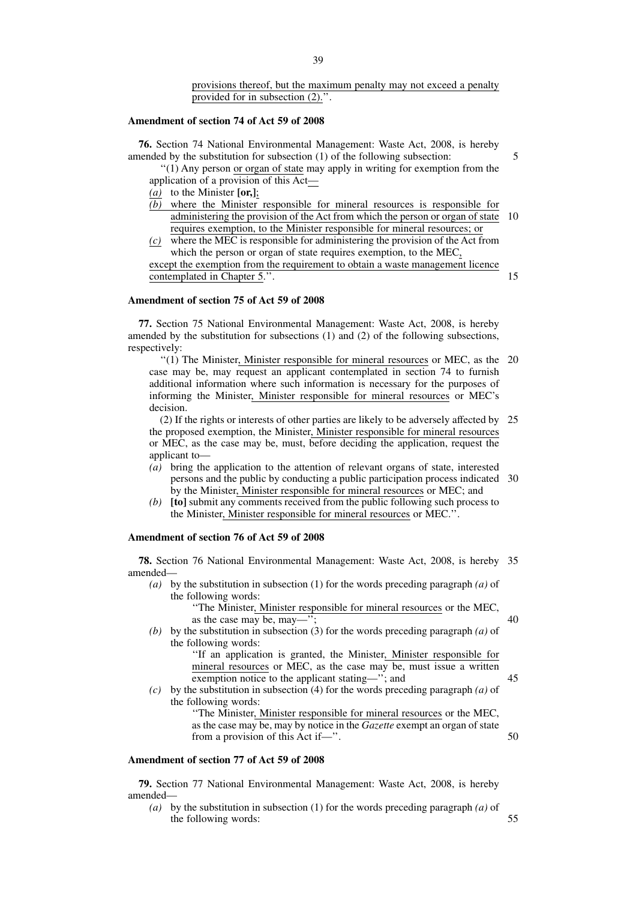provisions thereof, but the maximum penalty may not exceed a penalty provided for in subsection (2).''.

**Amendment of section 74 of Act 59 of 2008**

**76.** Section 74 National Environmental Management: Waste Act, 2008, is hereby amended by the substitution for subsection (1) of the following subsection:

''(1) Any person or organ of state may apply in writing for exemption from the application of a provision of this Act—

*(a)* to the Minister **[or,]**;

*(b)* where the Minister responsible for mineral resources is responsible for administering the provision of the Act from which the person or organ of state requires exemption, to the Minister responsible for mineral resources; or

*(c)* where the MEC is responsible for administering the provision of the Act from which the person or organ of state requires exemption, to the MEC,

except the exemption from the requirement to obtain a waste management licence contemplated in Chapter 5.''.

**Amendment of section 75 of Act 59 of 2008**

**77.** Section 75 National Environmental Management: Waste Act, 2008, is hereby amended by the substitution for subsections (1) and (2) of the following subsections, respectively:

''(1) The Minister, Minister responsible for mineral resources or MEC, as the case may be, may request an applicant contemplated in section 74 to furnish additional information where such information is necessary for the purposes of informing the Minister, Minister responsible for mineral resources or MEC's decision.

(2) If the rights or interests of other parties are likely to be adversely affected by the proposed exemption, the Minister, Minister responsible for mineral resources or MEC, as the case may be, must, before deciding the application, request the applicant to—

*(a)* bring the application to the attention of relevant organs of state, interested persons and the public by conducting a public participation process indicated by the Minister, Minister responsible for mineral resources or MEC; and

*(b)* **[to]** submit any comments received from the public following such process to the Minister, Minister responsible for mineral resources or MEC.''.

**Amendment of section 76 of Act 59 of 2008**

**78.** Section 76 National Environmental Management: Waste Act, 2008, is hereby amended—

*(a)* by the substitution in subsection (1) for the words preceding paragraph *(a)* of the following words:

''The Minister, Minister responsible for mineral resources or the MEC, as the case may be, may—'';

*(b)* by the substitution in subsection (3) for the words preceding paragraph *(a)* of the following words:

''If an application is granted, the Minister, Minister responsible for mineral resources or MEC, as the case may be, must issue a written exemption notice to the applicant stating—''; and

*(c)* by the substitution in subsection (4) for the words preceding paragraph *(a)* of the following words:

''The Minister, Minister responsible for mineral resources or the MEC, as the case may be, may by notice in the *Gazette* exempt an organ of state from a provision of this Act if—''.

**Amendment of section 77 of Act 59 of 2008**

**79.** Section 77 National Environmental Management: Waste Act, 2008, is hereby amended—

*(a)* by the substitution in subsection (1) for the words preceding paragraph *(a)* of the following words: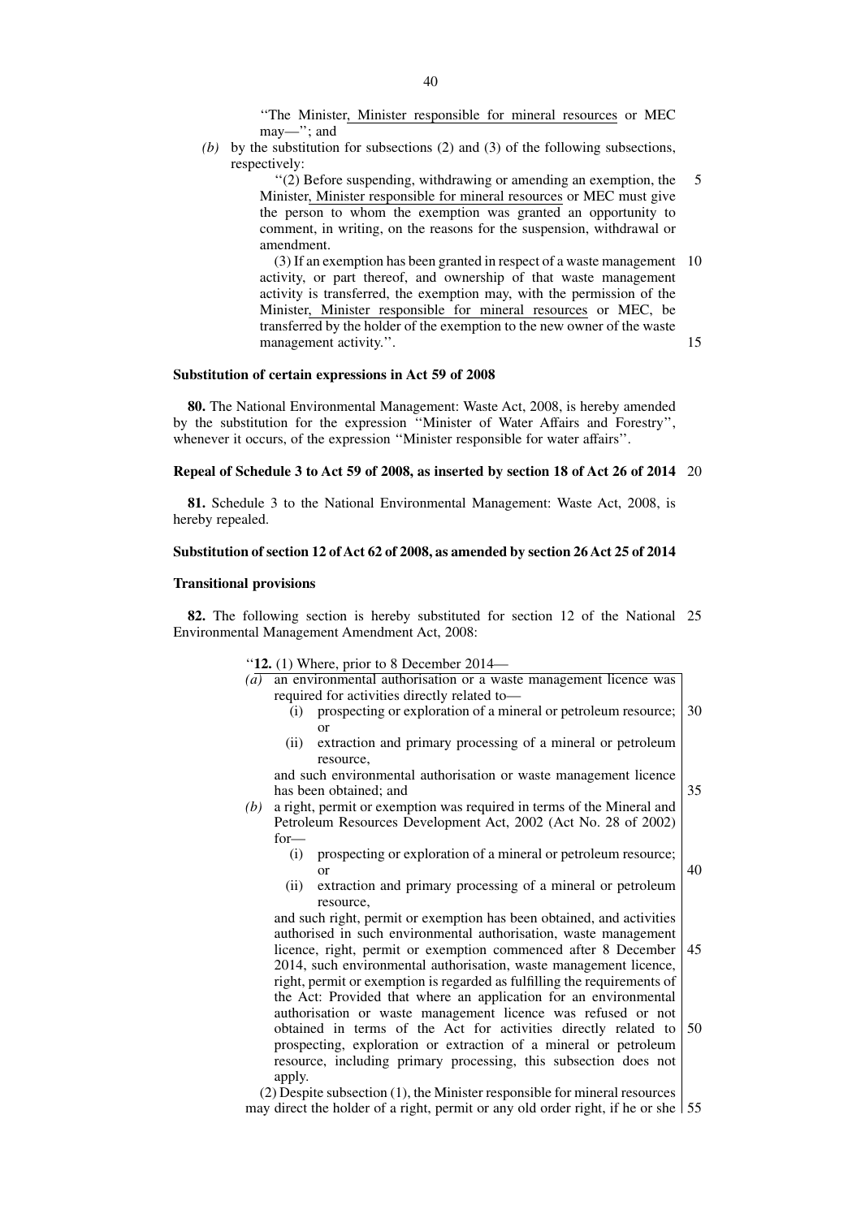"The Minister, Minister responsible for mineral resources or MEC may—"; and

*(b)* by the substitution for subsections (2) and (3) of the following subsections, respectively:

"(2) Before suspending, withdrawing or amending an exemption, the Minister, Minister responsible for mineral resources or MEC must give the person to whom the exemption was granted an opportunity to comment, in writing, on the reasons for the suspension, withdrawal or amendment.

(3) If an exemption has been granted in respect of a waste management activity, or part thereof, and ownership of that waste management activity is transferred, the exemption may, with the permission of the Minister, Minister responsible for mineral resources or MEC, be transferred by the holder of the exemption to the new owner of the waste management activity.".

**Substitution of certain expressions in Act 59 of 2008**

**80.** The National Environmental Management: Waste Act, 2008, is hereby amended by the substitution for the expression "Minister of Water Affairs and Forestry", whenever it occurs, of the expression "Minister responsible for water affairs".

**Repeal of Schedule 3 to Act 59 of 2008, as inserted by section 18 of Act 26 of 2014**

**81.** Schedule 3 to the National Environmental Management: Waste Act, 2008, is hereby repealed.

**Substitution of section 12 of Act 62 of 2008, as amended by section 26 Act 25 of 2014**

**Transitional provisions**

**82.** The following section is hereby substituted for section 12 of the National Environmental Management Amendment Act, 2008:

"**12.** (1) Where, prior to 8 December 2014—

*(a)* an environmental authorisation or a waste management licence was required for activities directly related to—
  (i) prospecting or exploration of a mineral or petroleum resource; or
  (ii) extraction and primary processing of a mineral or petroleum resource,

and such environmental authorisation or waste management licence has been obtained; and

*(b)* a right, permit or exemption was required in terms of the Mineral and Petroleum Resources Development Act, 2002 (Act No. 28 of 2002) for—
  (i) prospecting or exploration of a mineral or petroleum resource; or
  (ii) extraction and primary processing of a mineral or petroleum resource,

and such right, permit or exemption has been obtained, and activities authorised in such environmental authorisation, waste management licence, right, permit or exemption commenced after 8 December 2014, such environmental authorisation, waste management licence, right, permit or exemption is regarded as fulfilling the requirements of the Act: Provided that where an application for an environmental authorisation or waste management licence was refused or not obtained in terms of the Act for activities directly related to prospecting, exploration or extraction of a mineral or petroleum resource, including primary processing, this subsection does not apply.

(2) Despite subsection (1), the Minister responsible for mineral resources may direct the holder of a right, permit or any old order right, if he or she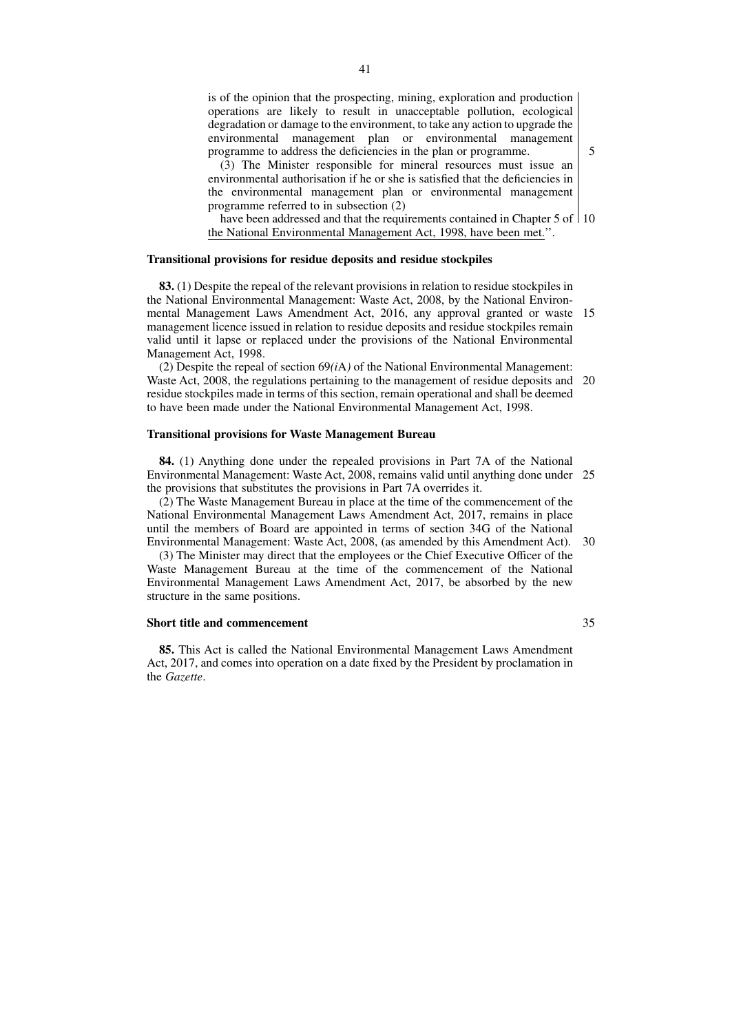is of the opinion that the prospecting, mining, exploration and production operations are likely to result in unacceptable pollution, ecological degradation or damage to the environment, to take any action to upgrade the environmental management plan or environmental management programme to address the deficiencies in the plan or programme.

(3) The Minister responsible for mineral resources must issue an environmental authorisation if he or she is satisfied that the deficiencies in the environmental management plan or environmental management programme referred to in subsection (2)

have been addressed and that the requirements contained in Chapter 5 of the National Environmental Management Act, 1998, have been met.''.

**Transitional provisions for residue deposits and residue stockpiles**

**83.** (1) Despite the repeal of the relevant provisions in relation to residue stockpiles in the National Environmental Management: Waste Act, 2008, by the National Environmental Management Laws Amendment Act, 2016, any approval granted or waste management licence issued in relation to residue deposits and residue stockpiles remain valid until it lapse or replaced under the provisions of the National Environmental Management Act, 1998.

(2) Despite the repeal of section 69*(i*A*)* of the National Environmental Management: Waste Act, 2008, the regulations pertaining to the management of residue deposits and residue stockpiles made in terms of this section, remain operational and shall be deemed to have been made under the National Environmental Management Act, 1998.

**Transitional provisions for Waste Management Bureau**

**84.** (1) Anything done under the repealed provisions in Part 7A of the National Environmental Management: Waste Act, 2008, remains valid until anything done under the provisions that substitutes the provisions in Part 7A overrides it.

(2) The Waste Management Bureau in place at the time of the commencement of the National Environmental Management Laws Amendment Act, 2017, remains in place until the members of Board are appointed in terms of section 34G of the National Environmental Management: Waste Act, 2008, (as amended by this Amendment Act).

(3) The Minister may direct that the employees or the Chief Executive Officer of the Waste Management Bureau at the time of the commencement of the National Environmental Management Laws Amendment Act, 2017, be absorbed by the new structure in the same positions.

**Short title and commencement**

**85.** This Act is called the National Environmental Management Laws Amendment Act, 2017, and comes into operation on a date fixed by the President by proclamation in the *Gazette*.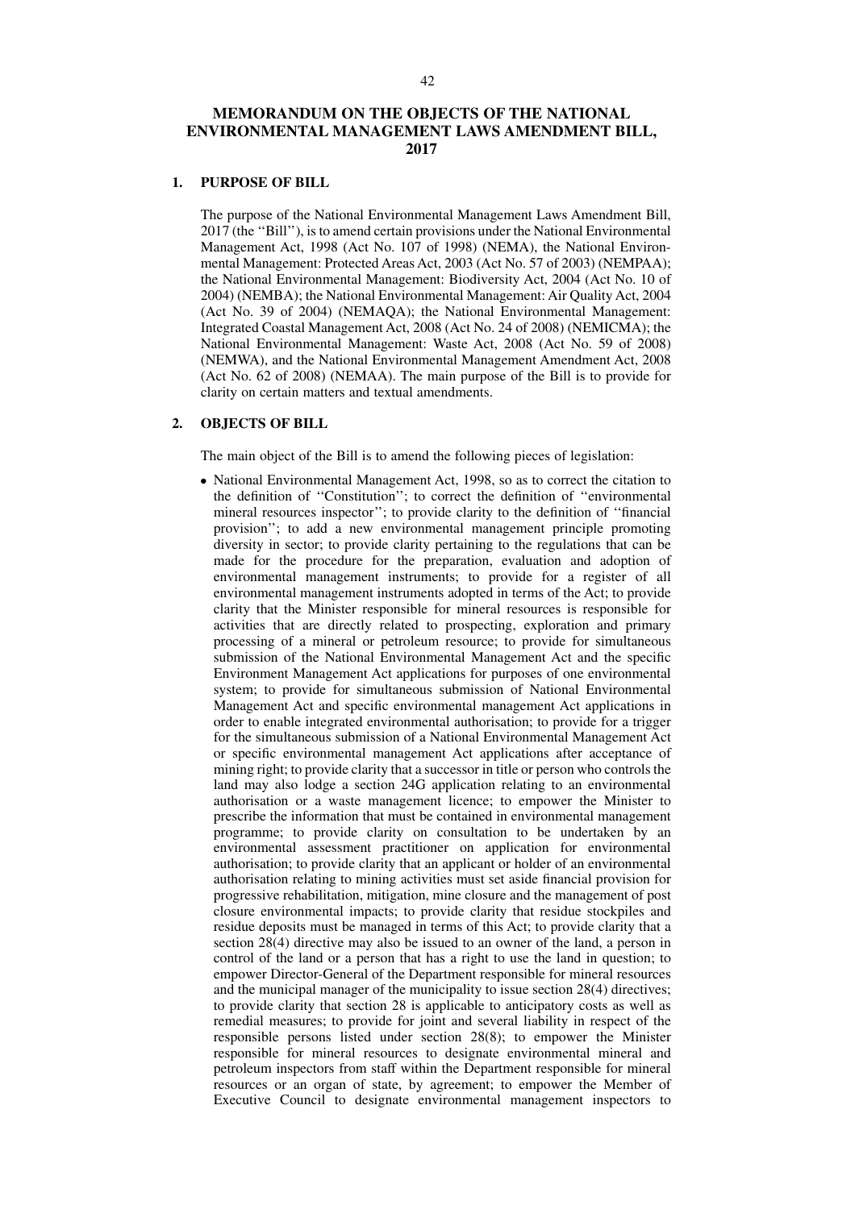# MEMORANDUM ON THE OBJECTS OF THE NATIONAL ENVIRONMENTAL MANAGEMENT LAWS AMENDMENT BILL, 2017

## 1. PURPOSE OF BILL

The purpose of the National Environmental Management Laws Amendment Bill, 2017 (the ''Bill''), is to amend certain provisions under the National Environmental Management Act, 1998 (Act No. 107 of 1998) (NEMA), the National Environmental Management: Protected Areas Act, 2003 (Act No. 57 of 2003) (NEMPAA); the National Environmental Management: Biodiversity Act, 2004 (Act No. 10 of 2004) (NEMBA); the National Environmental Management: Air Quality Act, 2004 (Act No. 39 of 2004) (NEMAQA); the National Environmental Management: Integrated Coastal Management Act, 2008 (Act No. 24 of 2008) (NEMICMA); the National Environmental Management: Waste Act, 2008 (Act No. 59 of 2008) (NEMWA), and the National Environmental Management Amendment Act, 2008 (Act No. 62 of 2008) (NEMAA). The main purpose of the Bill is to provide for clarity on certain matters and textual amendments.

## 2. OBJECTS OF BILL

The main object of the Bill is to amend the following pieces of legislation:

- National Environmental Management Act, 1998, so as to correct the citation to the definition of ''Constitution''; to correct the definition of ''environmental mineral resources inspector''; to provide clarity to the definition of ''financial provision''; to add a new environmental management principle promoting diversity in sector; to provide clarity pertaining to the regulations that can be made for the procedure for the preparation, evaluation and adoption of environmental management instruments; to provide for a register of all environmental management instruments adopted in terms of the Act; to provide clarity that the Minister responsible for mineral resources is responsible for activities that are directly related to prospecting, exploration and primary processing of a mineral or petroleum resource; to provide for simultaneous submission of the National Environmental Management Act and the specific Environment Management Act applications for purposes of one environmental system; to provide for simultaneous submission of National Environmental Management Act and specific environmental management Act applications in order to enable integrated environmental authorisation; to provide for a trigger for the simultaneous submission of a National Environmental Management Act or specific environmental management Act applications after acceptance of mining right; to provide clarity that a successor in title or person who controls the land may also lodge a section 24G application relating to an environmental authorisation or a waste management licence; to empower the Minister to prescribe the information that must be contained in environmental management programme; to provide clarity on consultation to be undertaken by an environmental assessment practitioner on application for environmental authorisation; to provide clarity that an applicant or holder of an environmental authorisation relating to mining activities must set aside financial provision for progressive rehabilitation, mitigation, mine closure and the management of post closure environmental impacts; to provide clarity that residue stockpiles and residue deposits must be managed in terms of this Act; to provide clarity that a section 28(4) directive may also be issued to an owner of the land, a person in control of the land or a person that has a right to use the land in question; to empower Director-General of the Department responsible for mineral resources and the municipal manager of the municipality to issue section 28(4) directives; to provide clarity that section 28 is applicable to anticipatory costs as well as remedial measures; to provide for joint and several liability in respect of the responsible persons listed under section 28(8); to empower the Minister responsible for mineral resources to designate environmental mineral and petroleum inspectors from staff within the Department responsible for mineral resources or an organ of state, by agreement; to empower the Member of Executive Council to designate environmental management inspectors to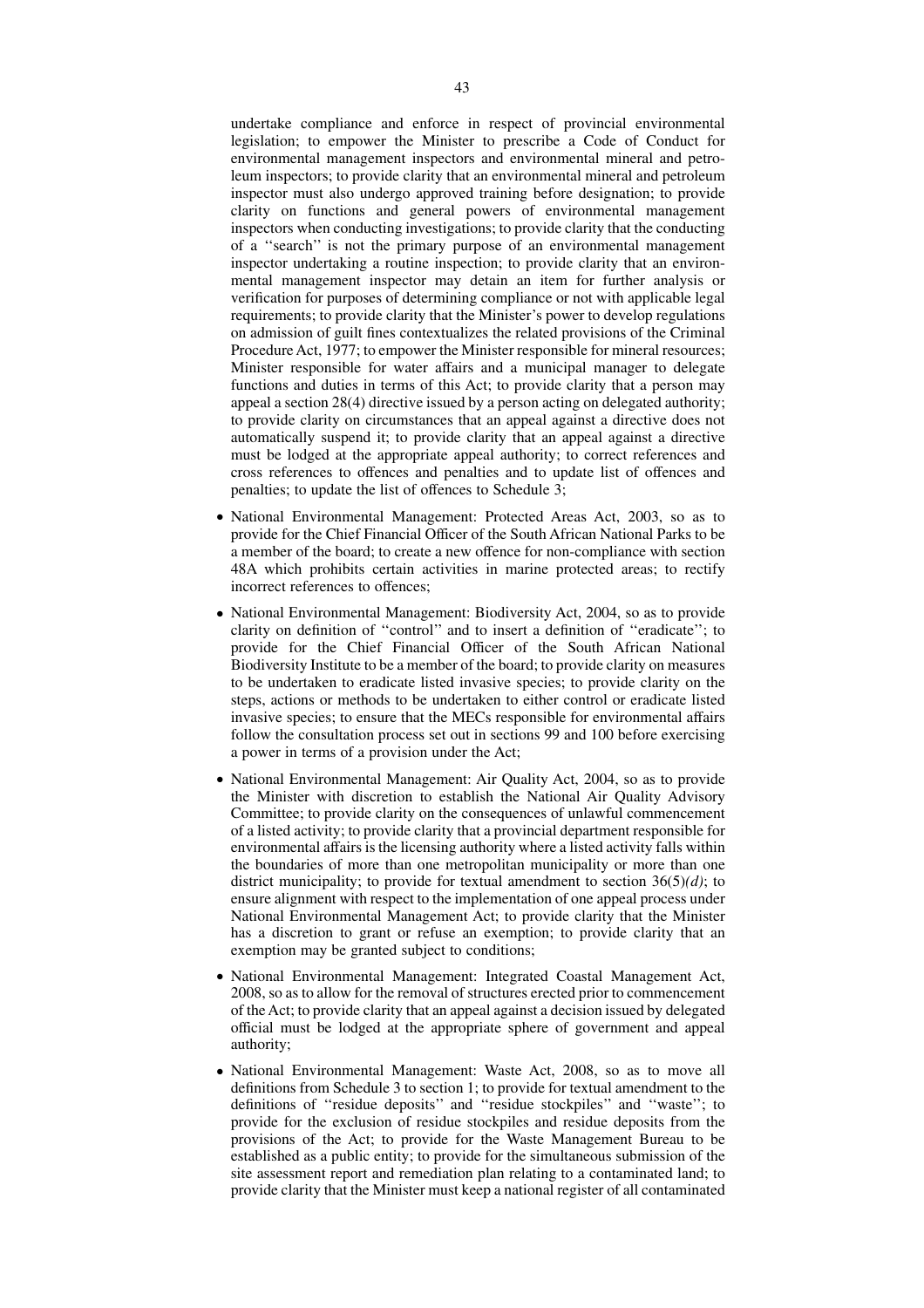undertake compliance and enforce in respect of provincial environmental legislation; to empower the Minister to prescribe a Code of Conduct for environmental management inspectors and environmental mineral and petroleum inspectors; to provide clarity that an environmental mineral and petroleum inspector must also undergo approved training before designation; to provide clarity on functions and general powers of environmental management inspectors when conducting investigations; to provide clarity that the conducting of a ''search'' is not the primary purpose of an environmental management inspector undertaking a routine inspection; to provide clarity that an environmental management inspector may detain an item for further analysis or verification for purposes of determining compliance or not with applicable legal requirements; to provide clarity that the Minister's power to develop regulations on admission of guilt fines contextualizes the related provisions of the Criminal Procedure Act, 1977; to empower the Minister responsible for mineral resources; Minister responsible for water affairs and a municipal manager to delegate functions and duties in terms of this Act; to provide clarity that a person may appeal a section 28(4) directive issued by a person acting on delegated authority; to provide clarity on circumstances that an appeal against a directive does not automatically suspend it; to provide clarity that an appeal against a directive must be lodged at the appropriate appeal authority; to correct references and cross references to offences and penalties and to update list of offences and penalties; to update the list of offences to Schedule 3;

- National Environmental Management: Protected Areas Act, 2003, so as to provide for the Chief Financial Officer of the South African National Parks to be a member of the board; to create a new offence for non-compliance with section 48A which prohibits certain activities in marine protected areas; to rectify incorrect references to offences;
- National Environmental Management: Biodiversity Act, 2004, so as to provide clarity on definition of ''control'' and to insert a definition of ''eradicate''; to provide for the Chief Financial Officer of the South African National Biodiversity Institute to be a member of the board; to provide clarity on measures to be undertaken to eradicate listed invasive species; to provide clarity on the steps, actions or methods to be undertaken to either control or eradicate listed invasive species; to ensure that the MECs responsible for environmental affairs follow the consultation process set out in sections 99 and 100 before exercising a power in terms of a provision under the Act;
- National Environmental Management: Air Quality Act, 2004, so as to provide the Minister with discretion to establish the National Air Quality Advisory Committee; to provide clarity on the consequences of unlawful commencement of a listed activity; to provide clarity that a provincial department responsible for environmental affairs is the licensing authority where a listed activity falls within the boundaries of more than one metropolitan municipality or more than one district municipality; to provide for textual amendment to section 36(5)*(d)*; to ensure alignment with respect to the implementation of one appeal process under National Environmental Management Act; to provide clarity that the Minister has a discretion to grant or refuse an exemption; to provide clarity that an exemption may be granted subject to conditions;
- National Environmental Management: Integrated Coastal Management Act, 2008, so as to allow for the removal of structures erected prior to commencement of the Act; to provide clarity that an appeal against a decision issued by delegated official must be lodged at the appropriate sphere of government and appeal authority;
- National Environmental Management: Waste Act, 2008, so as to move all definitions from Schedule 3 to section 1; to provide for textual amendment to the definitions of ''residue deposits'' and ''residue stockpiles'' and ''waste''; to provide for the exclusion of residue stockpiles and residue deposits from the provisions of the Act; to provide for the Waste Management Bureau to be established as a public entity; to provide for the simultaneous submission of the site assessment report and remediation plan relating to a contaminated land; to provide clarity that the Minister must keep a national register of all contaminated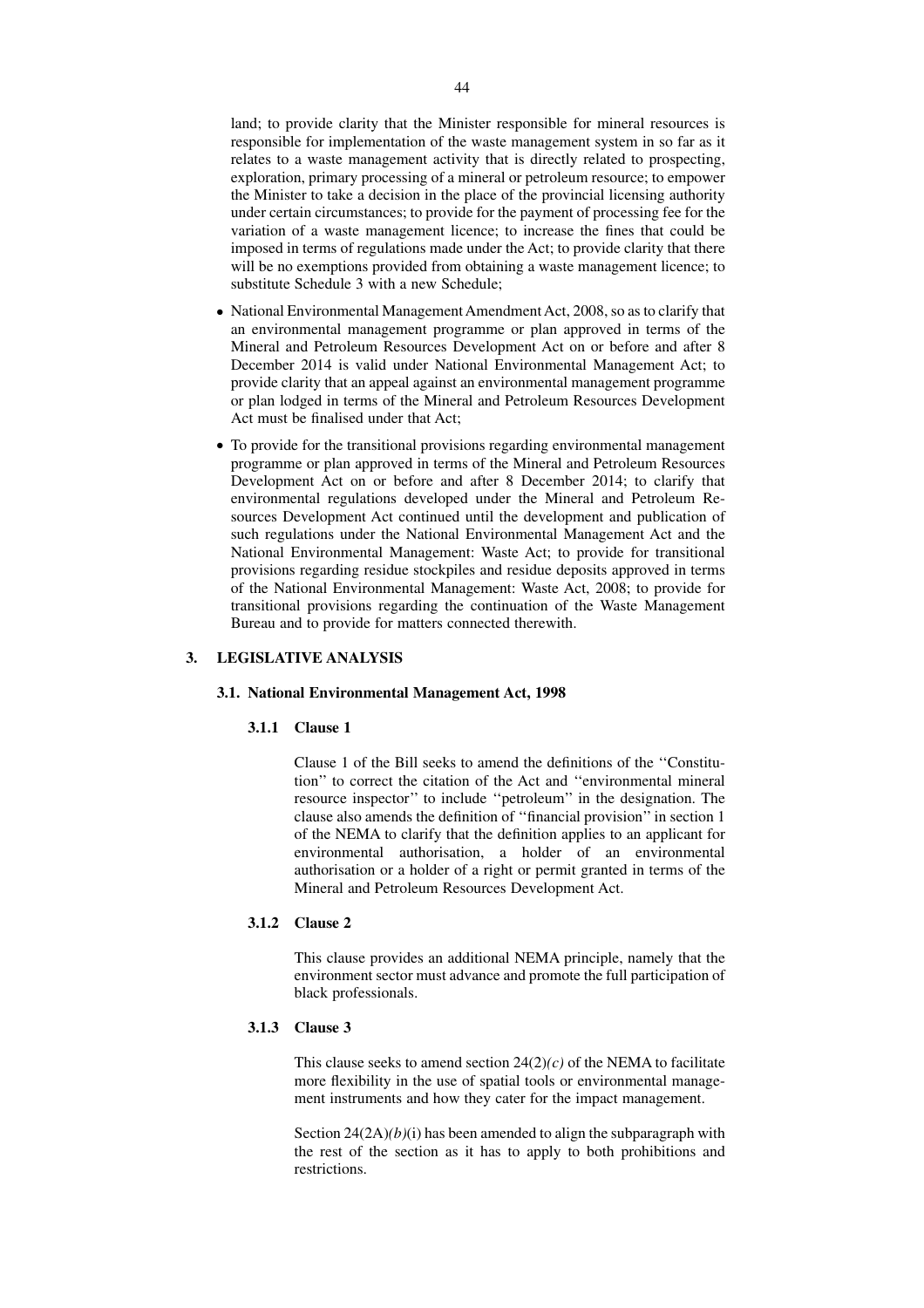land; to provide clarity that the Minister responsible for mineral resources is responsible for implementation of the waste management system in so far as it relates to a waste management activity that is directly related to prospecting, exploration, primary processing of a mineral or petroleum resource; to empower the Minister to take a decision in the place of the provincial licensing authority under certain circumstances; to provide for the payment of processing fee for the variation of a waste management licence; to increase the fines that could be imposed in terms of regulations made under the Act; to provide clarity that there will be no exemptions provided from obtaining a waste management licence; to substitute Schedule 3 with a new Schedule;

- National Environmental Management Amendment Act, 2008, so as to clarify that an environmental management programme or plan approved in terms of the Mineral and Petroleum Resources Development Act on or before and after 8 December 2014 is valid under National Environmental Management Act; to provide clarity that an appeal against an environmental management programme or plan lodged in terms of the Mineral and Petroleum Resources Development Act must be finalised under that Act;
- To provide for the transitional provisions regarding environmental management programme or plan approved in terms of the Mineral and Petroleum Resources Development Act on or before and after 8 December 2014; to clarify that environmental regulations developed under the Mineral and Petroleum Resources Development Act continued until the development and publication of such regulations under the National Environmental Management Act and the National Environmental Management: Waste Act; to provide for transitional provisions regarding residue stockpiles and residue deposits approved in terms of the National Environmental Management: Waste Act, 2008; to provide for transitional provisions regarding the continuation of the Waste Management Bureau and to provide for matters connected therewith.

## 3. LEGISLATIVE ANALYSIS

### 3.1. National Environmental Management Act, 1998

#### 3.1.1 Clause 1

Clause 1 of the Bill seeks to amend the definitions of the ''Constitution'' to correct the citation of the Act and ''environmental mineral resource inspector'' to include ''petroleum'' in the designation. The clause also amends the definition of ''financial provision'' in section 1 of the NEMA to clarify that the definition applies to an applicant for environmental authorisation, a holder of an environmental authorisation or a holder of a right or permit granted in terms of the Mineral and Petroleum Resources Development Act.

#### 3.1.2 Clause 2

This clause provides an additional NEMA principle, namely that the environment sector must advance and promote the full participation of black professionals.

#### 3.1.3 Clause 3

This clause seeks to amend section 24(2)*(c)* of the NEMA to facilitate more flexibility in the use of spatial tools or environmental management instruments and how they cater for the impact management.

Section 24(2A)*(b)*(i) has been amended to align the subparagraph with the rest of the section as it has to apply to both prohibitions and restrictions.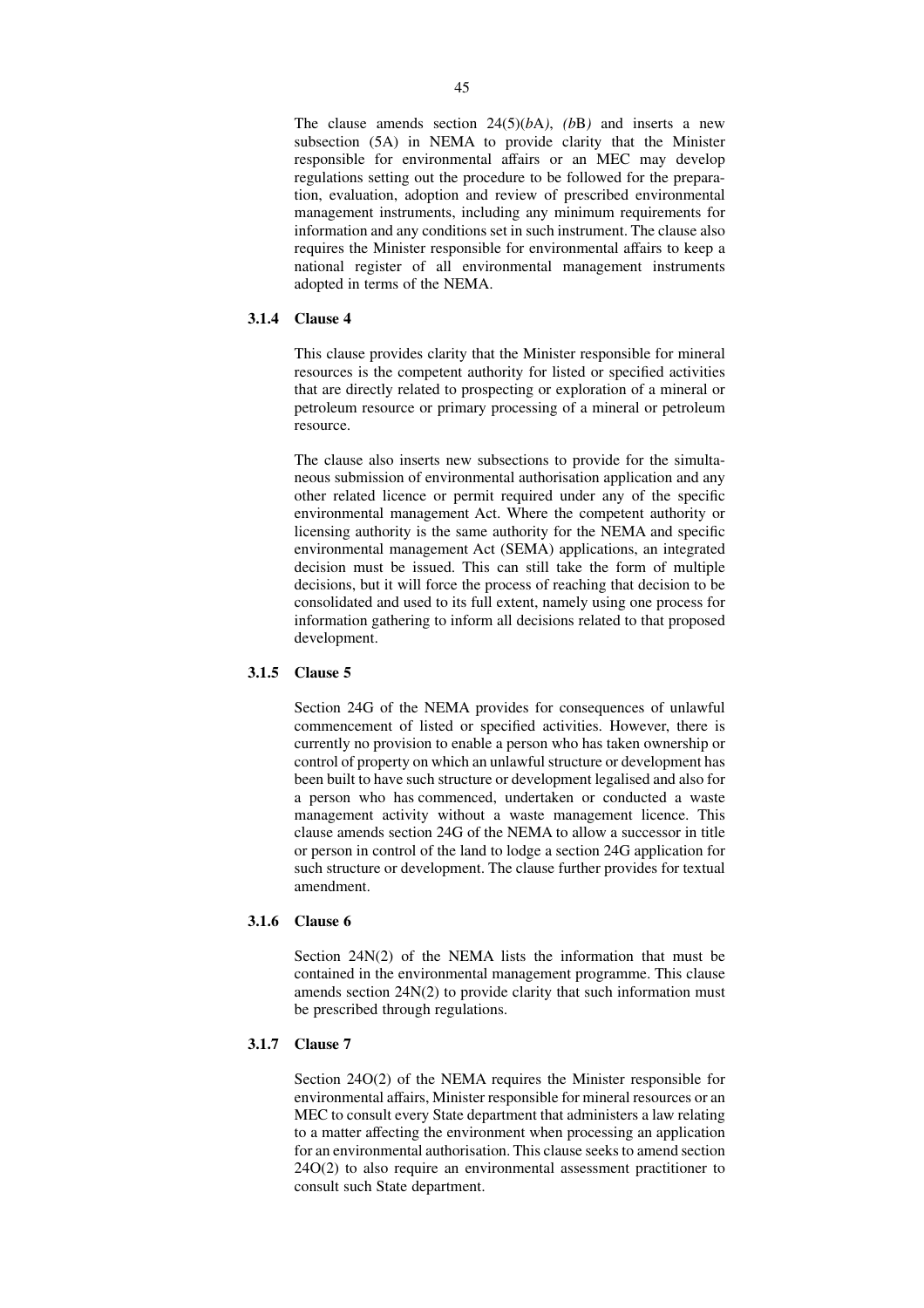The clause amends section 24(5)(*b*A), (*b*B) and inserts a new subsection (5A) in NEMA to provide clarity that the Minister responsible for environmental affairs or an MEC may develop regulations setting out the procedure to be followed for the preparation, evaluation, adoption and review of prescribed environmental management instruments, including any minimum requirements for information and any conditions set in such instrument. The clause also requires the Minister responsible for environmental affairs to keep a national register of all environmental management instruments adopted in terms of the NEMA.

### 3.1.4 Clause 4

This clause provides clarity that the Minister responsible for mineral resources is the competent authority for listed or specified activities that are directly related to prospecting or exploration of a mineral or petroleum resource or primary processing of a mineral or petroleum resource.

The clause also inserts new subsections to provide for the simultaneous submission of environmental authorisation application and any other related licence or permit required under any of the specific environmental management Act. Where the competent authority or licensing authority is the same authority for the NEMA and specific environmental management Act (SEMA) applications, an integrated decision must be issued. This can still take the form of multiple decisions, but it will force the process of reaching that decision to be consolidated and used to its full extent, namely using one process for information gathering to inform all decisions related to that proposed development.

### 3.1.5 Clause 5

Section 24G of the NEMA provides for consequences of unlawful commencement of listed or specified activities. However, there is currently no provision to enable a person who has taken ownership or control of property on which an unlawful structure or development has been built to have such structure or development legalised and also for a person who has commenced, undertaken or conducted a waste management activity without a waste management licence. This clause amends section 24G of the NEMA to allow a successor in title or person in control of the land to lodge a section 24G application for such structure or development. The clause further provides for textual amendment.

### 3.1.6 Clause 6

Section 24N(2) of the NEMA lists the information that must be contained in the environmental management programme. This clause amends section 24N(2) to provide clarity that such information must be prescribed through regulations.

### 3.1.7 Clause 7

Section 24O(2) of the NEMA requires the Minister responsible for environmental affairs, Minister responsible for mineral resources or an MEC to consult every State department that administers a law relating to a matter affecting the environment when processing an application for an environmental authorisation. This clause seeks to amend section 24O(2) to also require an environmental assessment practitioner to consult such State department.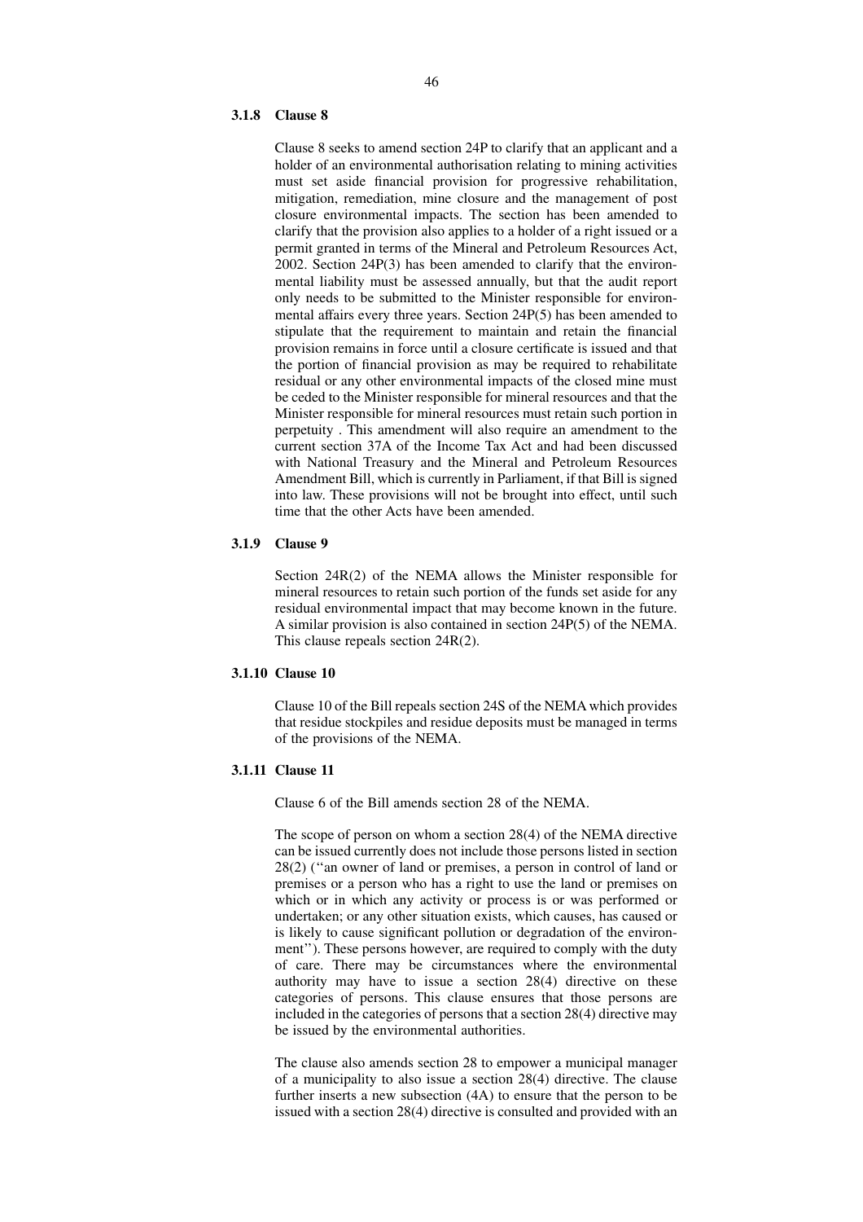### 3.1.8 Clause 8

Clause 8 seeks to amend section 24P to clarify that an applicant and a holder of an environmental authorisation relating to mining activities must set aside financial provision for progressive rehabilitation, mitigation, remediation, mine closure and the management of post closure environmental impacts. The section has been amended to clarify that the provision also applies to a holder of a right issued or a permit granted in terms of the Mineral and Petroleum Resources Act, 2002. Section 24P(3) has been amended to clarify that the environmental liability must be assessed annually, but that the audit report only needs to be submitted to the Minister responsible for environmental affairs every three years. Section 24P(5) has been amended to stipulate that the requirement to maintain and retain the financial provision remains in force until a closure certificate is issued and that the portion of financial provision as may be required to rehabilitate residual or any other environmental impacts of the closed mine must be ceded to the Minister responsible for mineral resources and that the Minister responsible for mineral resources must retain such portion in perpetuity . This amendment will also require an amendment to the current section 37A of the Income Tax Act and had been discussed with National Treasury and the Mineral and Petroleum Resources Amendment Bill, which is currently in Parliament, if that Bill is signed into law. These provisions will not be brought into effect, until such time that the other Acts have been amended.

### 3.1.9 Clause 9

Section 24R(2) of the NEMA allows the Minister responsible for mineral resources to retain such portion of the funds set aside for any residual environmental impact that may become known in the future. A similar provision is also contained in section 24P(5) of the NEMA. This clause repeals section 24R(2).

### 3.1.10 Clause 10

Clause 10 of the Bill repeals section 24S of the NEMA which provides that residue stockpiles and residue deposits must be managed in terms of the provisions of the NEMA.

### 3.1.11 Clause 11

Clause 6 of the Bill amends section 28 of the NEMA.

The scope of person on whom a section 28(4) of the NEMA directive can be issued currently does not include those persons listed in section 28(2) (''an owner of land or premises, a person in control of land or premises or a person who has a right to use the land or premises on which or in which any activity or process is or was performed or undertaken; or any other situation exists, which causes, has caused or is likely to cause significant pollution or degradation of the environment''). These persons however, are required to comply with the duty of care. There may be circumstances where the environmental authority may have to issue a section 28(4) directive on these categories of persons. This clause ensures that those persons are included in the categories of persons that a section 28(4) directive may be issued by the environmental authorities.

The clause also amends section 28 to empower a municipal manager of a municipality to also issue a section 28(4) directive. The clause further inserts a new subsection (4A) to ensure that the person to be issued with a section 28(4) directive is consulted and provided with an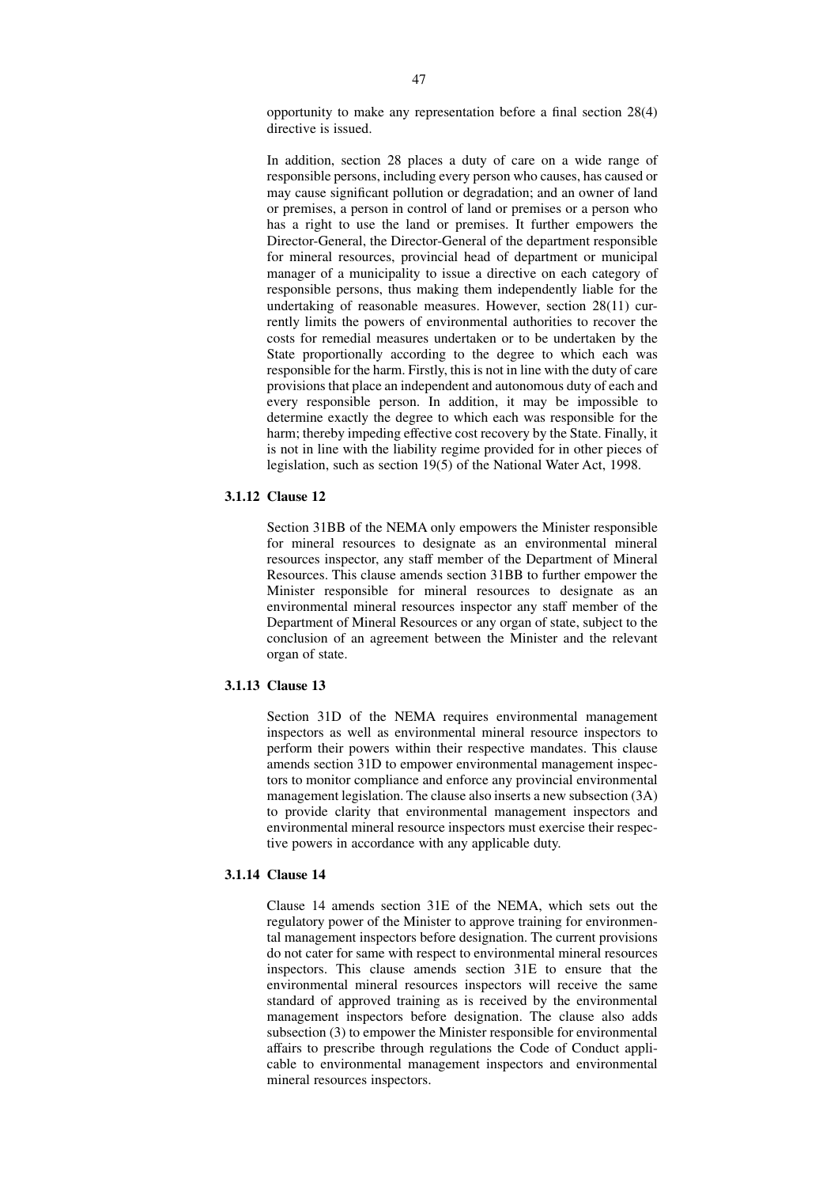opportunity to make any representation before a final section 28(4) directive is issued.

In addition, section 28 places a duty of care on a wide range of responsible persons, including every person who causes, has caused or may cause significant pollution or degradation; and an owner of land or premises, a person in control of land or premises or a person who has a right to use the land or premises. It further empowers the Director-General, the Director-General of the department responsible for mineral resources, provincial head of department or municipal manager of a municipality to issue a directive on each category of responsible persons, thus making them independently liable for the undertaking of reasonable measures. However, section 28(11) currently limits the powers of environmental authorities to recover the costs for remedial measures undertaken or to be undertaken by the State proportionally according to the degree to which each was responsible for the harm. Firstly, this is not in line with the duty of care provisions that place an independent and autonomous duty of each and every responsible person. In addition, it may be impossible to determine exactly the degree to which each was responsible for the harm; thereby impeding effective cost recovery by the State. Finally, it is not in line with the liability regime provided for in other pieces of legislation, such as section 19(5) of the National Water Act, 1998.

### 3.1.12 Clause 12

Section 31BB of the NEMA only empowers the Minister responsible for mineral resources to designate as an environmental mineral resources inspector, any staff member of the Department of Mineral Resources. This clause amends section 31BB to further empower the Minister responsible for mineral resources to designate as an environmental mineral resources inspector any staff member of the Department of Mineral Resources or any organ of state, subject to the conclusion of an agreement between the Minister and the relevant organ of state.

### 3.1.13 Clause 13

Section 31D of the NEMA requires environmental management inspectors as well as environmental mineral resource inspectors to perform their powers within their respective mandates. This clause amends section 31D to empower environmental management inspectors to monitor compliance and enforce any provincial environmental management legislation. The clause also inserts a new subsection (3A) to provide clarity that environmental management inspectors and environmental mineral resource inspectors must exercise their respective powers in accordance with any applicable duty.

### 3.1.14 Clause 14

Clause 14 amends section 31E of the NEMA, which sets out the regulatory power of the Minister to approve training for environmental management inspectors before designation. The current provisions do not cater for same with respect to environmental mineral resources inspectors. This clause amends section 31E to ensure that the environmental mineral resources inspectors will receive the same standard of approved training as is received by the environmental management inspectors before designation. The clause also adds subsection (3) to empower the Minister responsible for environmental affairs to prescribe through regulations the Code of Conduct applicable to environmental management inspectors and environmental mineral resources inspectors.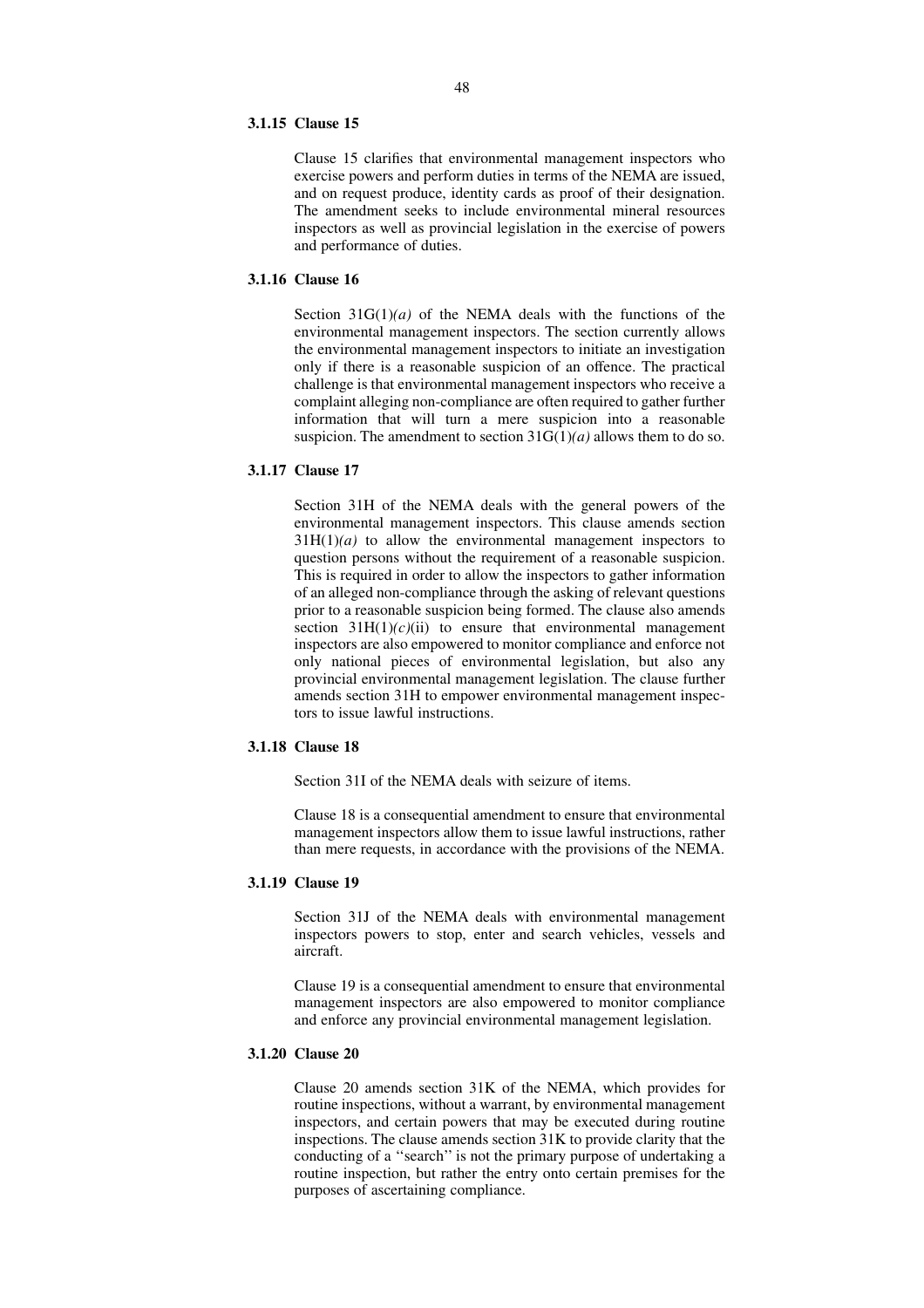### 3.1.15 Clause 15

Clause 15 clarifies that environmental management inspectors who exercise powers and perform duties in terms of the NEMA are issued, and on request produce, identity cards as proof of their designation. The amendment seeks to include environmental mineral resources inspectors as well as provincial legislation in the exercise of powers and performance of duties.

### 3.1.16 Clause 16

Section 31G(1)*(a)* of the NEMA deals with the functions of the environmental management inspectors. The section currently allows the environmental management inspectors to initiate an investigation only if there is a reasonable suspicion of an offence. The practical challenge is that environmental management inspectors who receive a complaint alleging non-compliance are often required to gather further information that will turn a mere suspicion into a reasonable suspicion. The amendment to section 31G(1)*(a)* allows them to do so.

### 3.1.17 Clause 17

Section 31H of the NEMA deals with the general powers of the environmental management inspectors. This clause amends section 31H(1)*(a)* to allow the environmental management inspectors to question persons without the requirement of a reasonable suspicion. This is required in order to allow the inspectors to gather information of an alleged non-compliance through the asking of relevant questions prior to a reasonable suspicion being formed. The clause also amends section 31H(1)*(c)*(ii) to ensure that environmental management inspectors are also empowered to monitor compliance and enforce not only national pieces of environmental legislation, but also any provincial environmental management legislation. The clause further amends section 31H to empower environmental management inspectors to issue lawful instructions.

### 3.1.18 Clause 18

Section 31I of the NEMA deals with seizure of items.

Clause 18 is a consequential amendment to ensure that environmental management inspectors allow them to issue lawful instructions, rather than mere requests, in accordance with the provisions of the NEMA.

### 3.1.19 Clause 19

Section 31J of the NEMA deals with environmental management inspectors powers to stop, enter and search vehicles, vessels and aircraft.

Clause 19 is a consequential amendment to ensure that environmental management inspectors are also empowered to monitor compliance and enforce any provincial environmental management legislation.

### 3.1.20 Clause 20

Clause 20 amends section 31K of the NEMA, which provides for routine inspections, without a warrant, by environmental management inspectors, and certain powers that may be executed during routine inspections. The clause amends section 31K to provide clarity that the conducting of a ''search'' is not the primary purpose of undertaking a routine inspection, but rather the entry onto certain premises for the purposes of ascertaining compliance.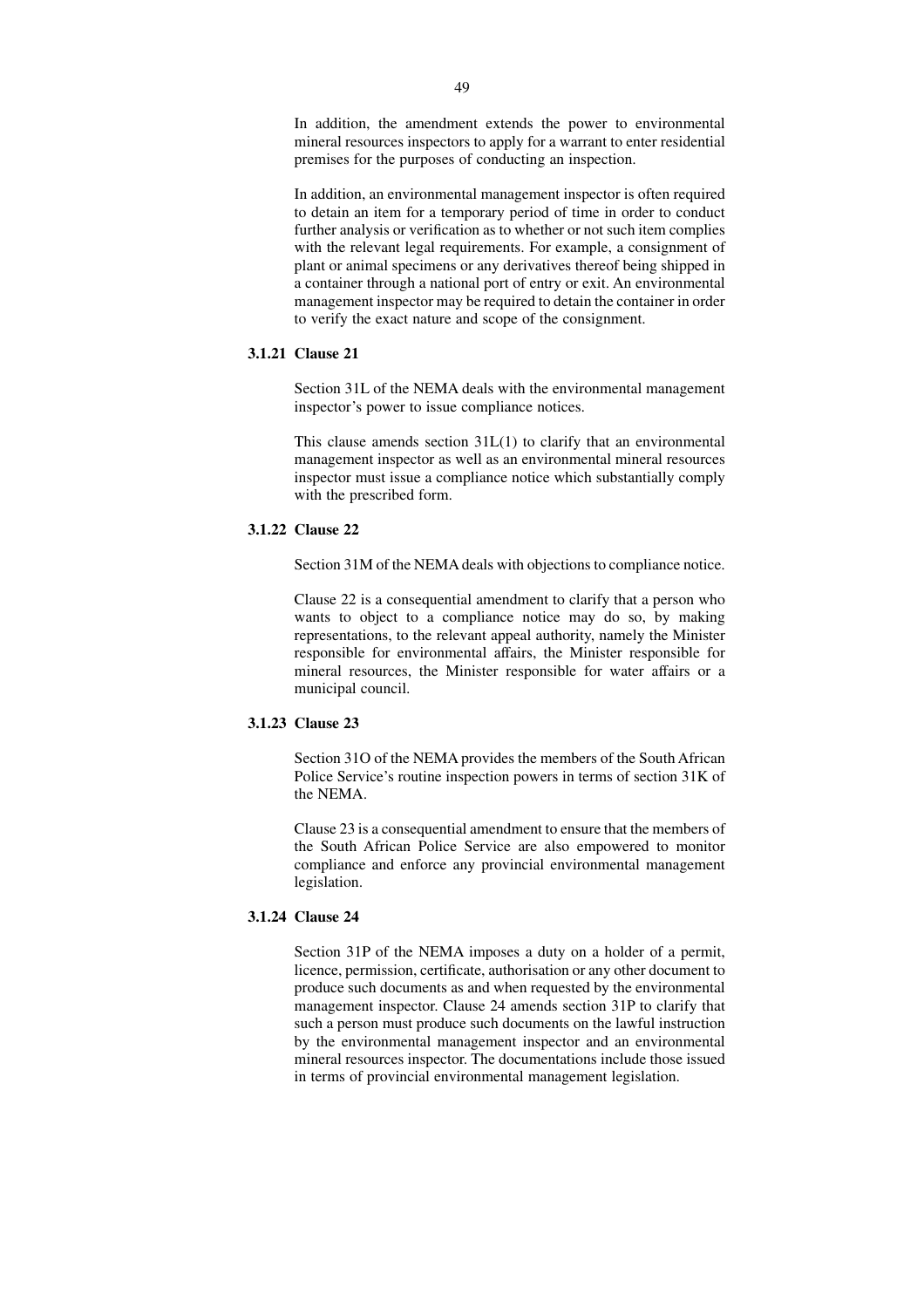In addition, the amendment extends the power to environmental mineral resources inspectors to apply for a warrant to enter residential premises for the purposes of conducting an inspection.

In addition, an environmental management inspector is often required to detain an item for a temporary period of time in order to conduct further analysis or verification as to whether or not such item complies with the relevant legal requirements. For example, a consignment of plant or animal specimens or any derivatives thereof being shipped in a container through a national port of entry or exit. An environmental management inspector may be required to detain the container in order to verify the exact nature and scope of the consignment.

### 3.1.21 Clause 21

Section 31L of the NEMA deals with the environmental management inspector's power to issue compliance notices.

This clause amends section 31L(1) to clarify that an environmental management inspector as well as an environmental mineral resources inspector must issue a compliance notice which substantially comply with the prescribed form.

### 3.1.22 Clause 22

Section 31M of the NEMA deals with objections to compliance notice.

Clause 22 is a consequential amendment to clarify that a person who wants to object to a compliance notice may do so, by making representations, to the relevant appeal authority, namely the Minister responsible for environmental affairs, the Minister responsible for mineral resources, the Minister responsible for water affairs or a municipal council.

### 3.1.23 Clause 23

Section 31O of the NEMA provides the members of the South African Police Service's routine inspection powers in terms of section 31K of the NEMA.

Clause 23 is a consequential amendment to ensure that the members of the South African Police Service are also empowered to monitor compliance and enforce any provincial environmental management legislation.

### 3.1.24 Clause 24

Section 31P of the NEMA imposes a duty on a holder of a permit, licence, permission, certificate, authorisation or any other document to produce such documents as and when requested by the environmental management inspector. Clause 24 amends section 31P to clarify that such a person must produce such documents on the lawful instruction by the environmental management inspector and an environmental mineral resources inspector. The documentations include those issued in terms of provincial environmental management legislation.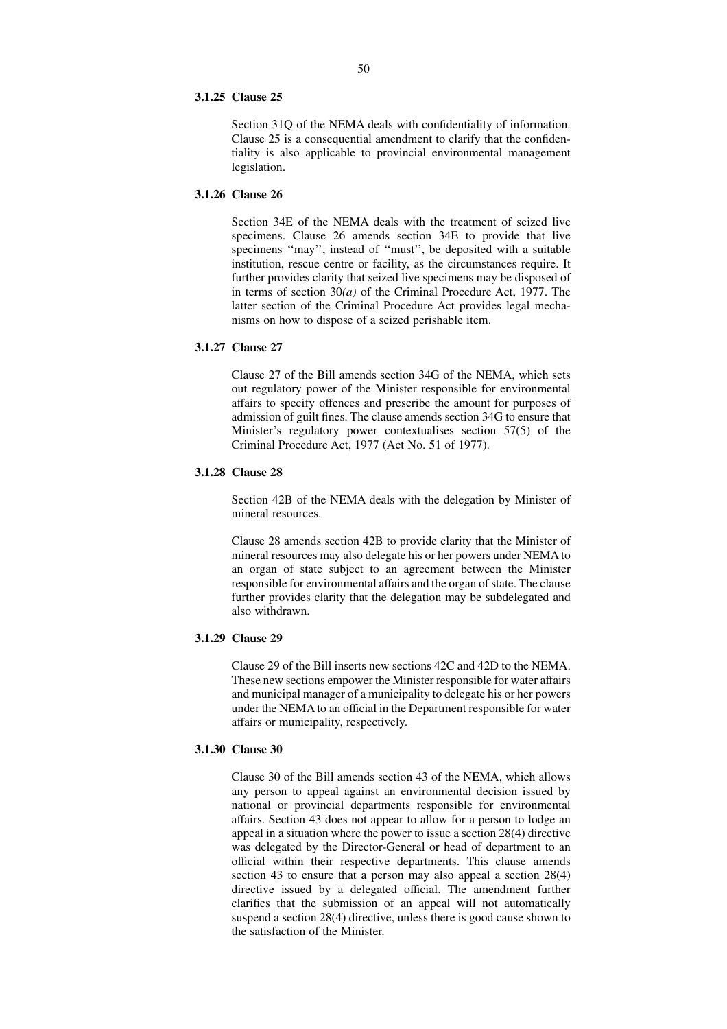### 3.1.25 Clause 25

Section 31Q of the NEMA deals with confidentiality of information. Clause 25 is a consequential amendment to clarify that the confidentiality is also applicable to provincial environmental management legislation.

### 3.1.26 Clause 26

Section 34E of the NEMA deals with the treatment of seized live specimens. Clause 26 amends section 34E to provide that live specimens ''may'', instead of ''must'', be deposited with a suitable institution, rescue centre or facility, as the circumstances require. It further provides clarity that seized live specimens may be disposed of in terms of section 30*(a)* of the Criminal Procedure Act, 1977. The latter section of the Criminal Procedure Act provides legal mechanisms on how to dispose of a seized perishable item.

### 3.1.27 Clause 27

Clause 27 of the Bill amends section 34G of the NEMA, which sets out regulatory power of the Minister responsible for environmental affairs to specify offences and prescribe the amount for purposes of admission of guilt fines. The clause amends section 34G to ensure that Minister's regulatory power contextualises section 57(5) of the Criminal Procedure Act, 1977 (Act No. 51 of 1977).

### 3.1.28 Clause 28

Section 42B of the NEMA deals with the delegation by Minister of mineral resources.

Clause 28 amends section 42B to provide clarity that the Minister of mineral resources may also delegate his or her powers under NEMA to an organ of state subject to an agreement between the Minister responsible for environmental affairs and the organ of state. The clause further provides clarity that the delegation may be subdelegated and also withdrawn.

### 3.1.29 Clause 29

Clause 29 of the Bill inserts new sections 42C and 42D to the NEMA. These new sections empower the Minister responsible for water affairs and municipal manager of a municipality to delegate his or her powers under the NEMA to an official in the Department responsible for water affairs or municipality, respectively.

### 3.1.30 Clause 30

Clause 30 of the Bill amends section 43 of the NEMA, which allows any person to appeal against an environmental decision issued by national or provincial departments responsible for environmental affairs. Section 43 does not appear to allow for a person to lodge an appeal in a situation where the power to issue a section 28(4) directive was delegated by the Director-General or head of department to an official within their respective departments. This clause amends section 43 to ensure that a person may also appeal a section 28(4) directive issued by a delegated official. The amendment further clarifies that the submission of an appeal will not automatically suspend a section 28(4) directive, unless there is good cause shown to the satisfaction of the Minister.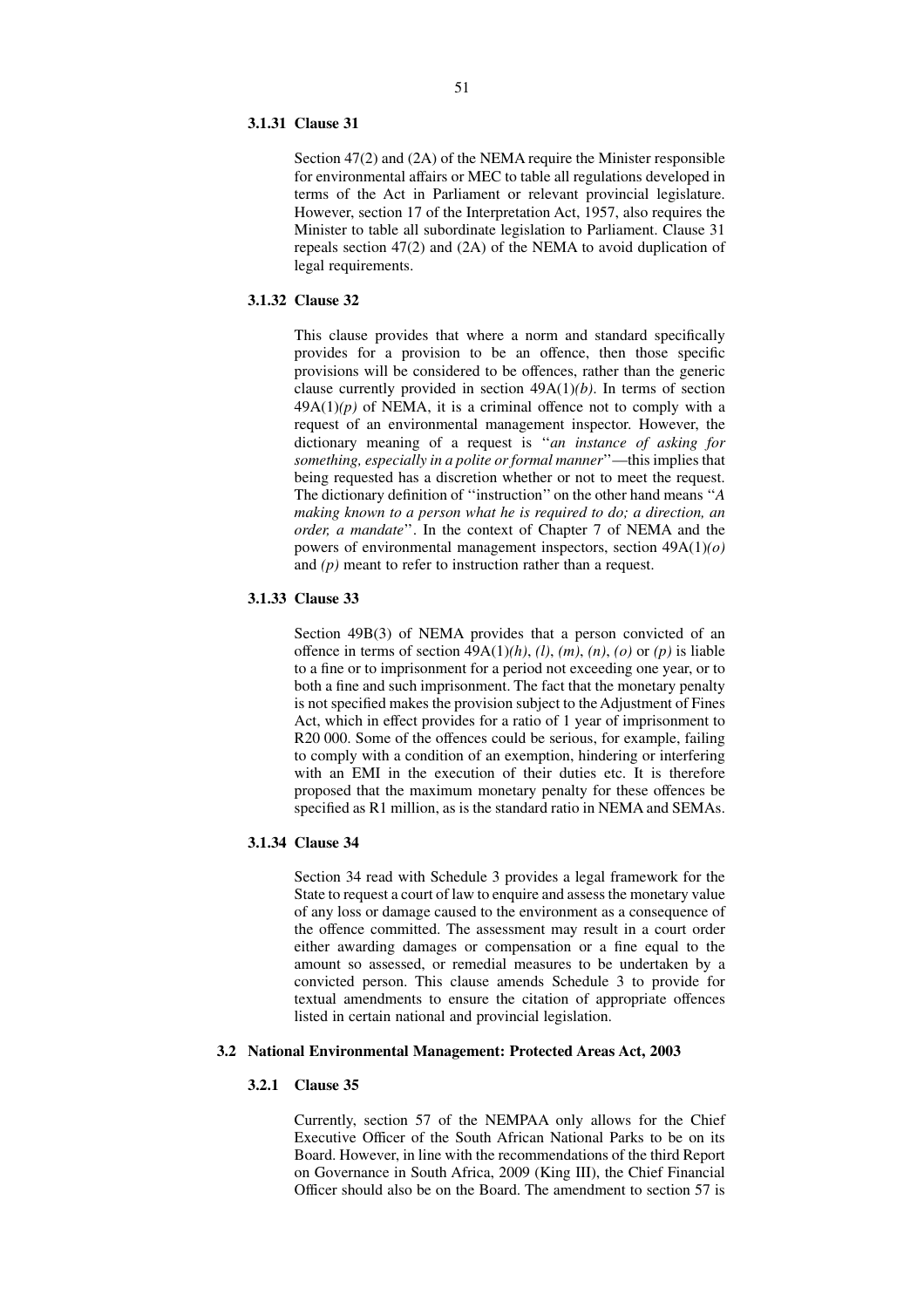#### 3.1.31 Clause 31

Section 47(2) and (2A) of the NEMA require the Minister responsible for environmental affairs or MEC to table all regulations developed in terms of the Act in Parliament or relevant provincial legislature. However, section 17 of the Interpretation Act, 1957, also requires the Minister to table all subordinate legislation to Parliament. Clause 31 repeals section 47(2) and (2A) of the NEMA to avoid duplication of legal requirements.

#### 3.1.32 Clause 32

This clause provides that where a norm and standard specifically provides for a provision to be an offence, then those specific provisions will be considered to be offences, rather than the generic clause currently provided in section 49A(1)*(b)*. In terms of section 49A(1)*(p)* of NEMA, it is a criminal offence not to comply with a request of an environmental management inspector. However, the dictionary meaning of a request is ''*an instance of asking for something, especially in a polite or formal manner*''—this implies that being requested has a discretion whether or not to meet the request. The dictionary definition of ''instruction'' on the other hand means ''*A making known to a person what he is required to do; a direction, an order, a mandate*''. In the context of Chapter 7 of NEMA and the powers of environmental management inspectors, section 49A(1)*(o)* and *(p)* meant to refer to instruction rather than a request.

#### 3.1.33 Clause 33

Section 49B(3) of NEMA provides that a person convicted of an offence in terms of section 49A(1)*(h)*, *(l)*, *(m)*, *(n)*, *(o)* or *(p)* is liable to a fine or to imprisonment for a period not exceeding one year, or to both a fine and such imprisonment. The fact that the monetary penalty is not specified makes the provision subject to the Adjustment of Fines Act, which in effect provides for a ratio of 1 year of imprisonment to R20 000. Some of the offences could be serious, for example, failing to comply with a condition of an exemption, hindering or interfering with an EMI in the execution of their duties etc. It is therefore proposed that the maximum monetary penalty for these offences be specified as R1 million, as is the standard ratio in NEMA and SEMAs.

#### 3.1.34 Clause 34

Section 34 read with Schedule 3 provides a legal framework for the State to request a court of law to enquire and assess the monetary value of any loss or damage caused to the environment as a consequence of the offence committed. The assessment may result in a court order either awarding damages or compensation or a fine equal to the amount so assessed, or remedial measures to be undertaken by a convicted person. This clause amends Schedule 3 to provide for textual amendments to ensure the citation of appropriate offences listed in certain national and provincial legislation.

### 3.2 National Environmental Management: Protected Areas Act, 2003

#### 3.2.1 Clause 35

Currently, section 57 of the NEMPAA only allows for the Chief Executive Officer of the South African National Parks to be on its Board. However, in line with the recommendations of the third Report on Governance in South Africa, 2009 (King III), the Chief Financial Officer should also be on the Board. The amendment to section 57 is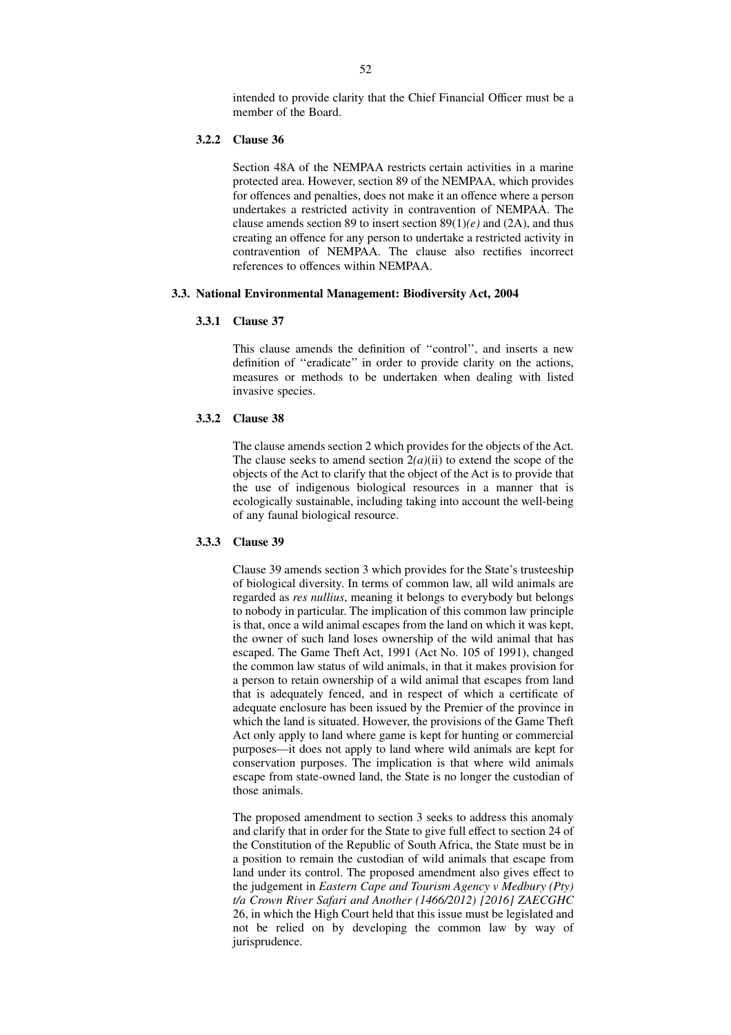intended to provide clarity that the Chief Financial Officer must be a member of the Board.

#### 3.2.2 Clause 36

Section 48A of the NEMPAA restricts certain activities in a marine protected area. However, section 89 of the NEMPAA, which provides for offences and penalties, does not make it an offence where a person undertakes a restricted activity in contravention of NEMPAA. The clause amends section 89 to insert section 89(1)*(e)* and (2A), and thus creating an offence for any person to undertake a restricted activity in contravention of NEMPAA. The clause also rectifies incorrect references to offences within NEMPAA.

### 3.3. National Environmental Management: Biodiversity Act, 2004

#### 3.3.1 Clause 37

This clause amends the definition of ''control'', and inserts a new definition of ''eradicate'' in order to provide clarity on the actions, measures or methods to be undertaken when dealing with listed invasive species.

#### 3.3.2 Clause 38

The clause amends section 2 which provides for the objects of the Act. The clause seeks to amend section 2*(a)*(ii) to extend the scope of the objects of the Act to clarify that the object of the Act is to provide that the use of indigenous biological resources in a manner that is ecologically sustainable, including taking into account the well-being of any faunal biological resource.

#### 3.3.3 Clause 39

Clause 39 amends section 3 which provides for the State's trusteeship of biological diversity. In terms of common law, all wild animals are regarded as *res nullius*, meaning it belongs to everybody but belongs to nobody in particular. The implication of this common law principle is that, once a wild animal escapes from the land on which it was kept, the owner of such land loses ownership of the wild animal that has escaped. The Game Theft Act, 1991 (Act No. 105 of 1991), changed the common law status of wild animals, in that it makes provision for a person to retain ownership of a wild animal that escapes from land that is adequately fenced, and in respect of which a certificate of adequate enclosure has been issued by the Premier of the province in which the land is situated. However, the provisions of the Game Theft Act only apply to land where game is kept for hunting or commercial purposes—it does not apply to land where wild animals are kept for conservation purposes. The implication is that where wild animals escape from state-owned land, the State is no longer the custodian of those animals.

The proposed amendment to section 3 seeks to address this anomaly and clarify that in order for the State to give full effect to section 24 of the Constitution of the Republic of South Africa, the State must be in a position to remain the custodian of wild animals that escape from land under its control. The proposed amendment also gives effect to the judgement in *Eastern Cape and Tourism Agency v Medbury (Pty) t/a Crown River Safari and Another (1466/2012) [2016] ZAECGHC* 26, in which the High Court held that this issue must be legislated and not be relied on by developing the common law by way of jurisprudence.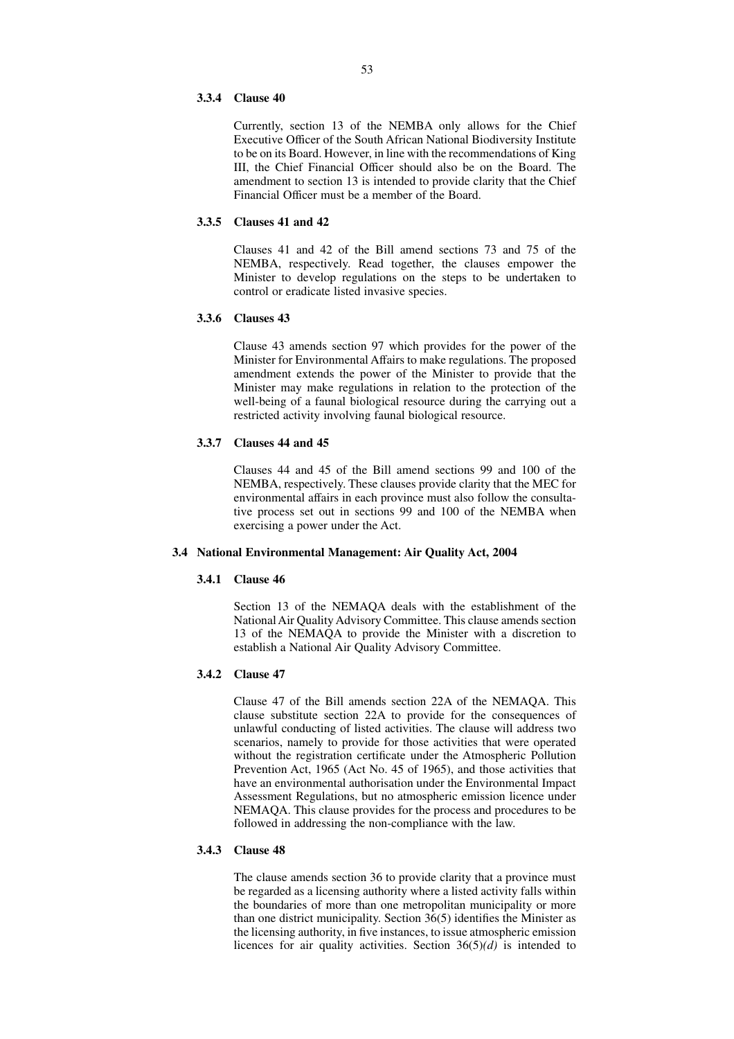#### 3.3.4 Clause 40

Currently, section 13 of the NEMBA only allows for the Chief Executive Officer of the South African National Biodiversity Institute to be on its Board. However, in line with the recommendations of King III, the Chief Financial Officer should also be on the Board. The amendment to section 13 is intended to provide clarity that the Chief Financial Officer must be a member of the Board.

#### 3.3.5 Clauses 41 and 42

Clauses 41 and 42 of the Bill amend sections 73 and 75 of the NEMBA, respectively. Read together, the clauses empower the Minister to develop regulations on the steps to be undertaken to control or eradicate listed invasive species.

#### 3.3.6 Clauses 43

Clause 43 amends section 97 which provides for the power of the Minister for Environmental Affairs to make regulations. The proposed amendment extends the power of the Minister to provide that the Minister may make regulations in relation to the protection of the well-being of a faunal biological resource during the carrying out a restricted activity involving faunal biological resource.

#### 3.3.7 Clauses 44 and 45

Clauses 44 and 45 of the Bill amend sections 99 and 100 of the NEMBA, respectively. These clauses provide clarity that the MEC for environmental affairs in each province must also follow the consultative process set out in sections 99 and 100 of the NEMBA when exercising a power under the Act.

### 3.4 National Environmental Management: Air Quality Act, 2004

#### 3.4.1 Clause 46

Section 13 of the NEMAQA deals with the establishment of the National Air Quality Advisory Committee. This clause amends section 13 of the NEMAQA to provide the Minister with a discretion to establish a National Air Quality Advisory Committee.

#### 3.4.2 Clause 47

Clause 47 of the Bill amends section 22A of the NEMAQA. This clause substitute section 22A to provide for the consequences of unlawful conducting of listed activities. The clause will address two scenarios, namely to provide for those activities that were operated without the registration certificate under the Atmospheric Pollution Prevention Act, 1965 (Act No. 45 of 1965), and those activities that have an environmental authorisation under the Environmental Impact Assessment Regulations, but no atmospheric emission licence under NEMAQA. This clause provides for the process and procedures to be followed in addressing the non-compliance with the law.

#### 3.4.3 Clause 48

The clause amends section 36 to provide clarity that a province must be regarded as a licensing authority where a listed activity falls within the boundaries of more than one metropolitan municipality or more than one district municipality. Section 36(5) identifies the Minister as the licensing authority, in five instances, to issue atmospheric emission licences for air quality activities. Section 36(5)*(d)* is intended to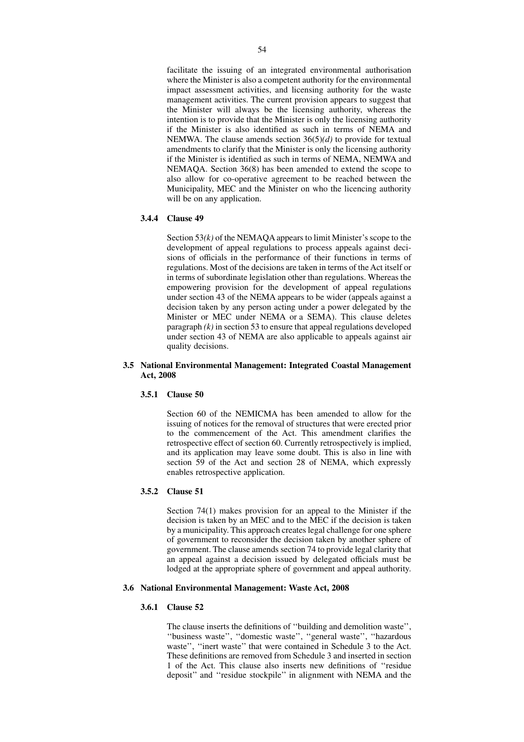facilitate the issuing of an integrated environmental authorisation where the Minister is also a competent authority for the environmental impact assessment activities, and licensing authority for the waste management activities. The current provision appears to suggest that the Minister will always be the licensing authority, whereas the intention is to provide that the Minister is only the licensing authority if the Minister is also identified as such in terms of NEMA and NEMWA. The clause amends section 36(5)*(d)* to provide for textual amendments to clarify that the Minister is only the licensing authority if the Minister is identified as such in terms of NEMA, NEMWA and NEMAQA. Section 36(8) has been amended to extend the scope to also allow for co-operative agreement to be reached between the Municipality, MEC and the Minister on who the licencing authority will be on any application.

#### 3.4.4 Clause 49

Section 53*(k)* of the NEMAQA appears to limit Minister's scope to the development of appeal regulations to process appeals against decisions of officials in the performance of their functions in terms of regulations. Most of the decisions are taken in terms of the Act itself or in terms of subordinate legislation other than regulations. Whereas the empowering provision for the development of appeal regulations under section 43 of the NEMA appears to be wider (appeals against a decision taken by any person acting under a power delegated by the Minister or MEC under NEMA or a SEMA). This clause deletes paragraph *(k)* in section 53 to ensure that appeal regulations developed under section 43 of NEMA are also applicable to appeals against air quality decisions.

### 3.5 National Environmental Management: Integrated Coastal Management Act, 2008

#### 3.5.1 Clause 50

Section 60 of the NEMICMA has been amended to allow for the issuing of notices for the removal of structures that were erected prior to the commencement of the Act. This amendment clarifies the retrospective effect of section 60. Currently retrospectively is implied, and its application may leave some doubt. This is also in line with section 59 of the Act and section 28 of NEMA, which expressly enables retrospective application.

#### 3.5.2 Clause 51

Section 74(1) makes provision for an appeal to the Minister if the decision is taken by an MEC and to the MEC if the decision is taken by a municipality. This approach creates legal challenge for one sphere of government to reconsider the decision taken by another sphere of government. The clause amends section 74 to provide legal clarity that an appeal against a decision issued by delegated officials must be lodged at the appropriate sphere of government and appeal authority.

### 3.6 National Environmental Management: Waste Act, 2008

#### 3.6.1 Clause 52

The clause inserts the definitions of ''building and demolition waste'', ''business waste'', ''domestic waste'', ''general waste'', ''hazardous waste'', ''inert waste'' that were contained in Schedule 3 to the Act. These definitions are removed from Schedule 3 and inserted in section 1 of the Act. This clause also inserts new definitions of ''residue deposit'' and ''residue stockpile'' in alignment with NEMA and the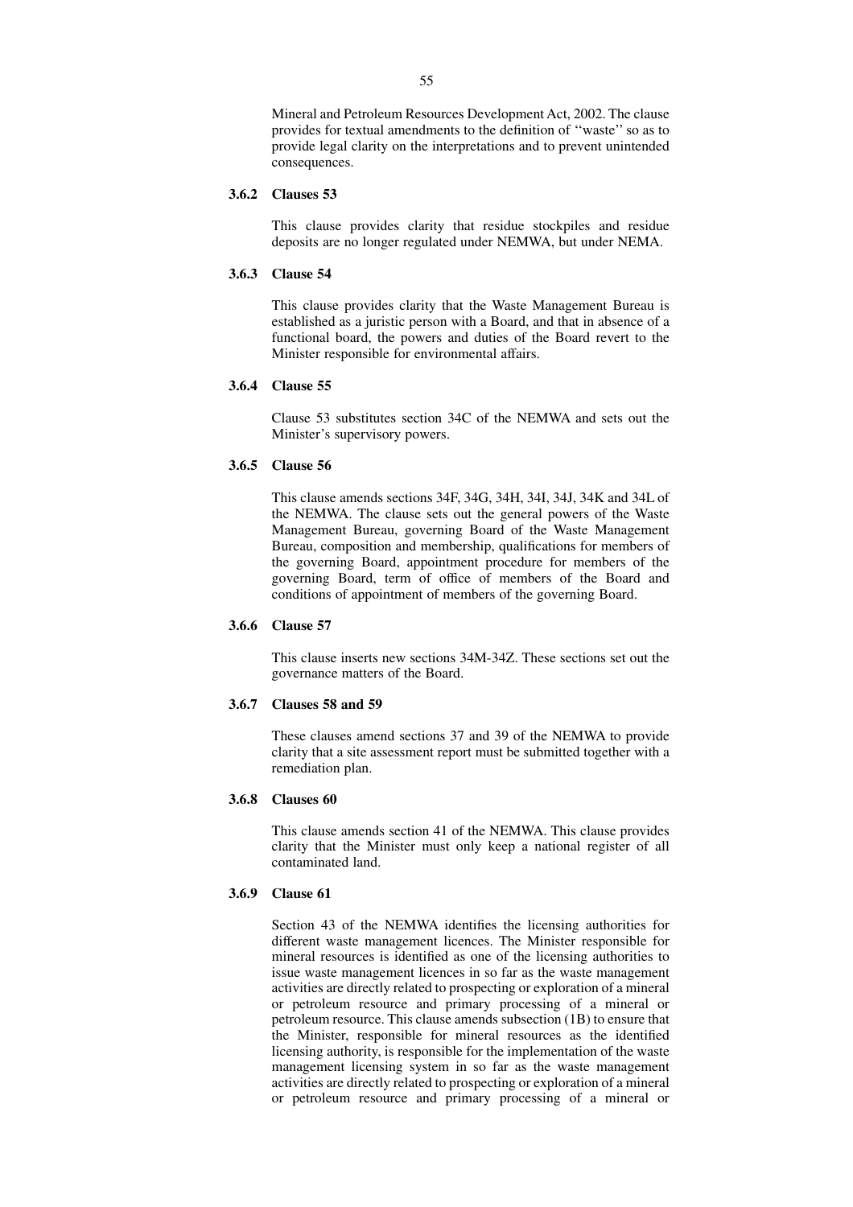Mineral and Petroleum Resources Development Act, 2002. The clause provides for textual amendments to the definition of ''waste'' so as to provide legal clarity on the interpretations and to prevent unintended consequences.

### 3.6.2 Clauses 53

This clause provides clarity that residue stockpiles and residue deposits are no longer regulated under NEMWA, but under NEMA.

### 3.6.3 Clause 54

This clause provides clarity that the Waste Management Bureau is established as a juristic person with a Board, and that in absence of a functional board, the powers and duties of the Board revert to the Minister responsible for environmental affairs.

### 3.6.4 Clause 55

Clause 53 substitutes section 34C of the NEMWA and sets out the Minister's supervisory powers.

### 3.6.5 Clause 56

This clause amends sections 34F, 34G, 34H, 34I, 34J, 34K and 34L of the NEMWA. The clause sets out the general powers of the Waste Management Bureau, governing Board of the Waste Management Bureau, composition and membership, qualifications for members of the governing Board, appointment procedure for members of the governing Board, term of office of members of the Board and conditions of appointment of members of the governing Board.

### 3.6.6 Clause 57

This clause inserts new sections 34M-34Z. These sections set out the governance matters of the Board.

### 3.6.7 Clauses 58 and 59

These clauses amend sections 37 and 39 of the NEMWA to provide clarity that a site assessment report must be submitted together with a remediation plan.

### 3.6.8 Clauses 60

This clause amends section 41 of the NEMWA. This clause provides clarity that the Minister must only keep a national register of all contaminated land.

### 3.6.9 Clause 61

Section 43 of the NEMWA identifies the licensing authorities for different waste management licences. The Minister responsible for mineral resources is identified as one of the licensing authorities to issue waste management licences in so far as the waste management activities are directly related to prospecting or exploration of a mineral or petroleum resource and primary processing of a mineral or petroleum resource. This clause amends subsection (1B) to ensure that the Minister, responsible for mineral resources as the identified licensing authority, is responsible for the implementation of the waste management licensing system in so far as the waste management activities are directly related to prospecting or exploration of a mineral or petroleum resource and primary processing of a mineral or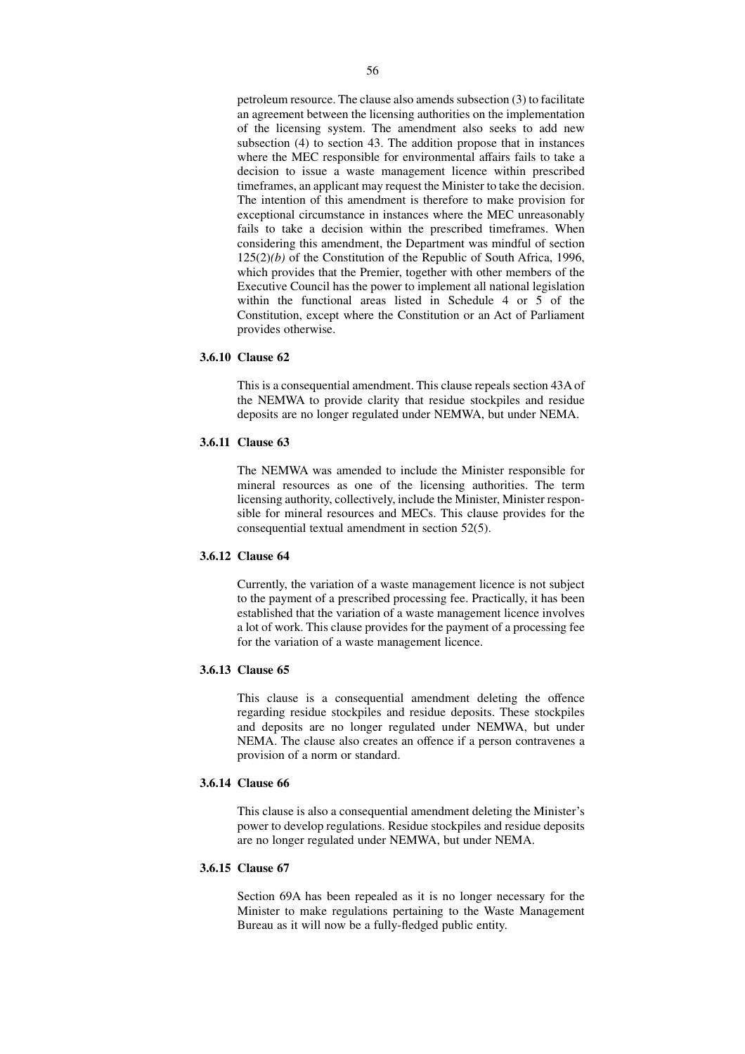petroleum resource. The clause also amends subsection (3) to facilitate an agreement between the licensing authorities on the implementation of the licensing system. The amendment also seeks to add new subsection (4) to section 43. The addition propose that in instances where the MEC responsible for environmental affairs fails to take a decision to issue a waste management licence within prescribed timeframes, an applicant may request the Minister to take the decision. The intention of this amendment is therefore to make provision for exceptional circumstance in instances where the MEC unreasonably fails to take a decision within the prescribed timeframes. When considering this amendment, the Department was mindful of section 125(2)*(b)* of the Constitution of the Republic of South Africa, 1996, which provides that the Premier, together with other members of the Executive Council has the power to implement all national legislation within the functional areas listed in Schedule 4 or 5 of the Constitution, except where the Constitution or an Act of Parliament provides otherwise.

### 3.6.10 Clause 62

This is a consequential amendment. This clause repeals section 43A of the NEMWA to provide clarity that residue stockpiles and residue deposits are no longer regulated under NEMWA, but under NEMA.

### 3.6.11 Clause 63

The NEMWA was amended to include the Minister responsible for mineral resources as one of the licensing authorities. The term licensing authority, collectively, include the Minister, Minister responsible for mineral resources and MECs. This clause provides for the consequential textual amendment in section 52(5).

### 3.6.12 Clause 64

Currently, the variation of a waste management licence is not subject to the payment of a prescribed processing fee. Practically, it has been established that the variation of a waste management licence involves a lot of work. This clause provides for the payment of a processing fee for the variation of a waste management licence.

### 3.6.13 Clause 65

This clause is a consequential amendment deleting the offence regarding residue stockpiles and residue deposits. These stockpiles and deposits are no longer regulated under NEMWA, but under NEMA. The clause also creates an offence if a person contravenes a provision of a norm or standard.

### 3.6.14 Clause 66

This clause is also a consequential amendment deleting the Minister's power to develop regulations. Residue stockpiles and residue deposits are no longer regulated under NEMWA, but under NEMA.

### 3.6.15 Clause 67

Section 69A has been repealed as it is no longer necessary for the Minister to make regulations pertaining to the Waste Management Bureau as it will now be a fully-fledged public entity.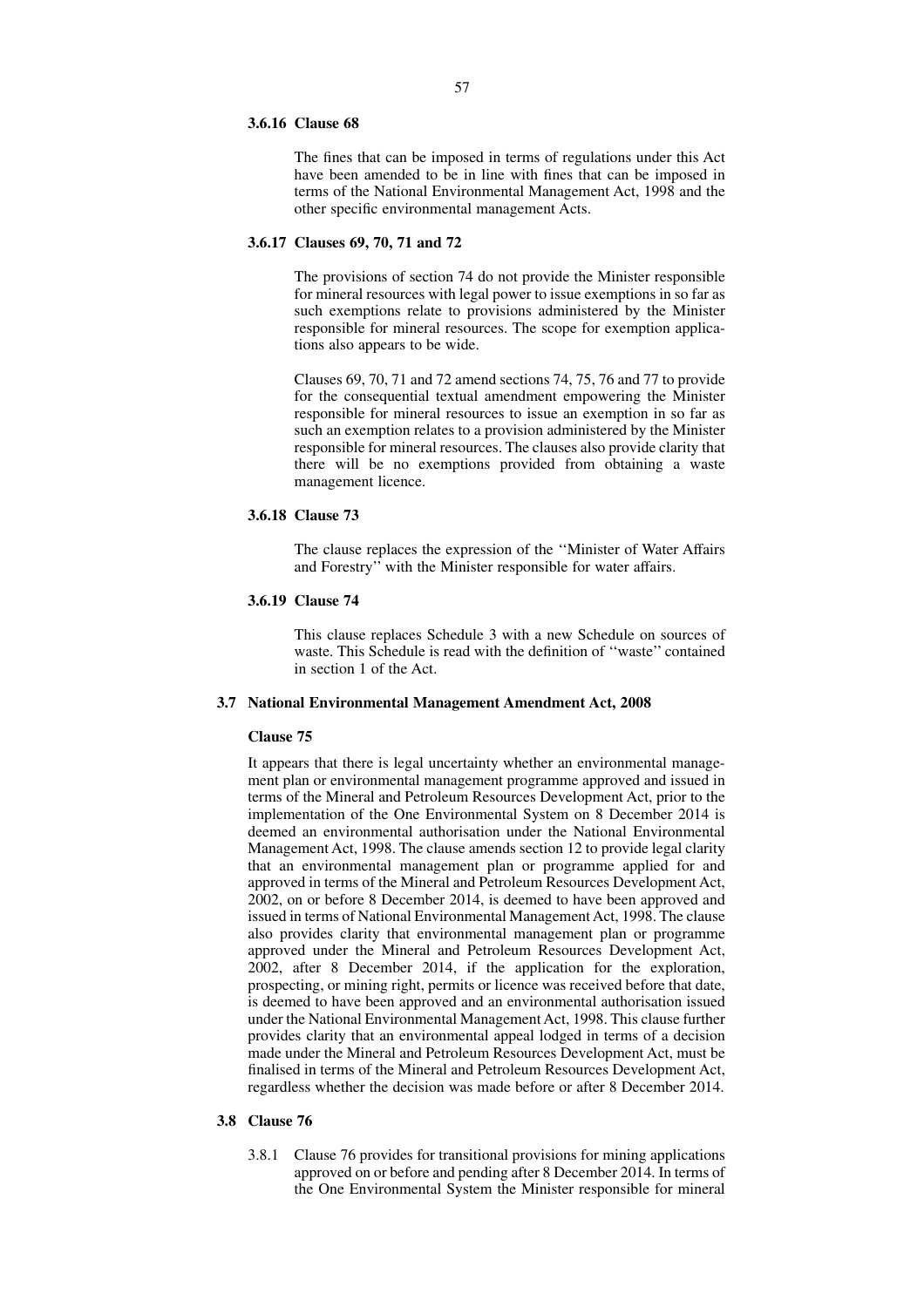#### 3.6.16 Clause 68

The fines that can be imposed in terms of regulations under this Act have been amended to be in line with fines that can be imposed in terms of the National Environmental Management Act, 1998 and the other specific environmental management Acts.

#### 3.6.17 Clauses 69, 70, 71 and 72

The provisions of section 74 do not provide the Minister responsible for mineral resources with legal power to issue exemptions in so far as such exemptions relate to provisions administered by the Minister responsible for mineral resources. The scope for exemption applications also appears to be wide.

Clauses 69, 70, 71 and 72 amend sections 74, 75, 76 and 77 to provide for the consequential textual amendment empowering the Minister responsible for mineral resources to issue an exemption in so far as such an exemption relates to a provision administered by the Minister responsible for mineral resources. The clauses also provide clarity that there will be no exemptions provided from obtaining a waste management licence.

#### 3.6.18 Clause 73

The clause replaces the expression of the ''Minister of Water Affairs and Forestry'' with the Minister responsible for water affairs.

#### 3.6.19 Clause 74

This clause replaces Schedule 3 with a new Schedule on sources of waste. This Schedule is read with the definition of ''waste'' contained in section 1 of the Act.

### 3.7 National Environmental Management Amendment Act, 2008

**Clause 75**

It appears that there is legal uncertainty whether an environmental management plan or environmental management programme approved and issued in terms of the Mineral and Petroleum Resources Development Act, prior to the implementation of the One Environmental System on 8 December 2014 is deemed an environmental authorisation under the National Environmental Management Act, 1998. The clause amends section 12 to provide legal clarity that an environmental management plan or programme applied for and approved in terms of the Mineral and Petroleum Resources Development Act, 2002, on or before 8 December 2014, is deemed to have been approved and issued in terms of National Environmental Management Act, 1998. The clause also provides clarity that environmental management plan or programme approved under the Mineral and Petroleum Resources Development Act, 2002, after 8 December 2014, if the application for the exploration, prospecting, or mining right, permits or licence was received before that date, is deemed to have been approved and an environmental authorisation issued under the National Environmental Management Act, 1998. This clause further provides clarity that an environmental appeal lodged in terms of a decision made under the Mineral and Petroleum Resources Development Act, must be finalised in terms of the Mineral and Petroleum Resources Development Act, regardless whether the decision was made before or after 8 December 2014.

### 3.8 Clause 76

3.8.1 Clause 76 provides for transitional provisions for mining applications approved on or before and pending after 8 December 2014. In terms of the One Environmental System the Minister responsible for mineral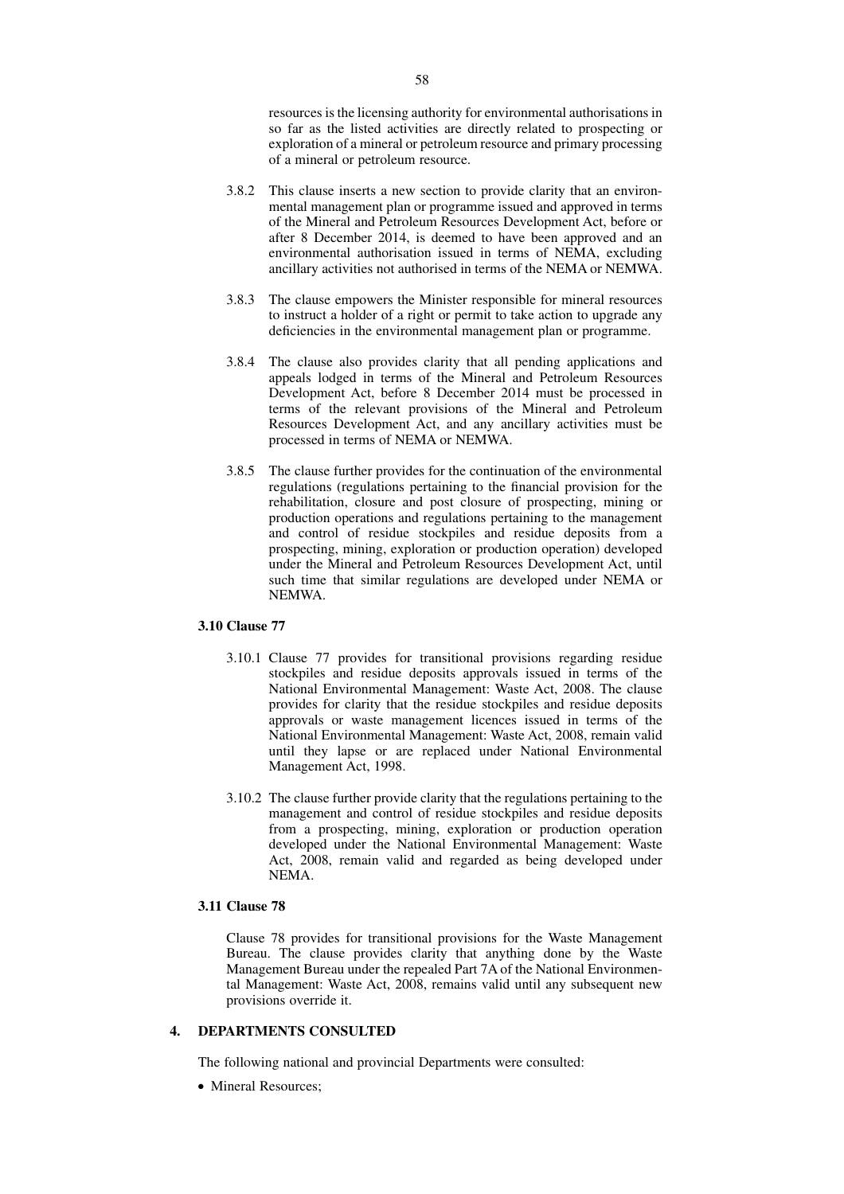resources is the licensing authority for environmental authorisations in so far as the listed activities are directly related to prospecting or exploration of a mineral or petroleum resource and primary processing of a mineral or petroleum resource.

3.8.2 This clause inserts a new section to provide clarity that an environmental management plan or programme issued and approved in terms of the Mineral and Petroleum Resources Development Act, before or after 8 December 2014, is deemed to have been approved and an environmental authorisation issued in terms of NEMA, excluding ancillary activities not authorised in terms of the NEMA or NEMWA.

3.8.3 The clause empowers the Minister responsible for mineral resources to instruct a holder of a right or permit to take action to upgrade any deficiencies in the environmental management plan or programme.

3.8.4 The clause also provides clarity that all pending applications and appeals lodged in terms of the Mineral and Petroleum Resources Development Act, before 8 December 2014 must be processed in terms of the relevant provisions of the Mineral and Petroleum Resources Development Act, and any ancillary activities must be processed in terms of NEMA or NEMWA.

3.8.5 The clause further provides for the continuation of the environmental regulations (regulations pertaining to the financial provision for the rehabilitation, closure and post closure of prospecting, mining or production operations and regulations pertaining to the management and control of residue stockpiles and residue deposits from a prospecting, mining, exploration or production operation) developed under the Mineral and Petroleum Resources Development Act, until such time that similar regulations are developed under NEMA or NEMWA.

**3.10 Clause 77**

3.10.1 Clause 77 provides for transitional provisions regarding residue stockpiles and residue deposits approvals issued in terms of the National Environmental Management: Waste Act, 2008. The clause provides for clarity that the residue stockpiles and residue deposits approvals or waste management licences issued in terms of the National Environmental Management: Waste Act, 2008, remain valid until they lapse or are replaced under National Environmental Management Act, 1998.

3.10.2 The clause further provide clarity that the regulations pertaining to the management and control of residue stockpiles and residue deposits from a prospecting, mining, exploration or production operation developed under the National Environmental Management: Waste Act, 2008, remain valid and regarded as being developed under NEMA.

**3.11 Clause 78**

Clause 78 provides for transitional provisions for the Waste Management Bureau. The clause provides clarity that anything done by the Waste Management Bureau under the repealed Part 7A of the National Environmental Management: Waste Act, 2008, remains valid until any subsequent new provisions override it.

**4. DEPARTMENTS CONSULTED**

The following national and provincial Departments were consulted:

- Mineral Resources;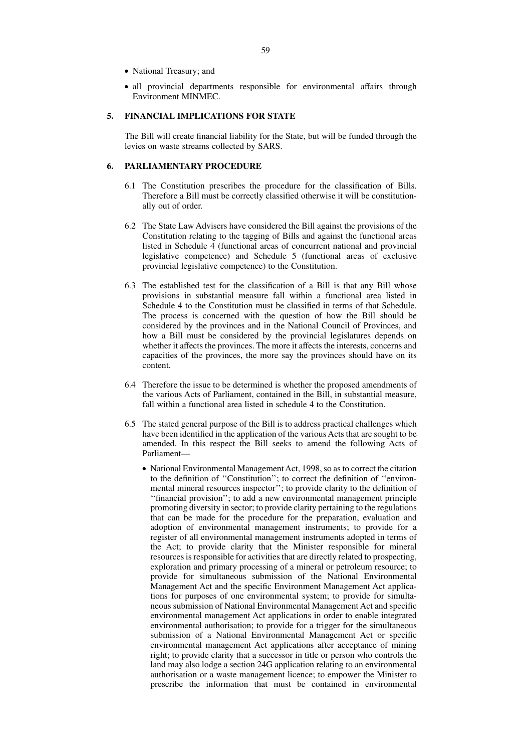- National Treasury; and
- all provincial departments responsible for environmental affairs through Environment MINMEC.

## 5. FINANCIAL IMPLICATIONS FOR STATE

The Bill will create financial liability for the State, but will be funded through the levies on waste streams collected by SARS.

## 6. PARLIAMENTARY PROCEDURE

6.1 The Constitution prescribes the procedure for the classification of Bills. Therefore a Bill must be correctly classified otherwise it will be constitutionally out of order.

6.2 The State Law Advisers have considered the Bill against the provisions of the Constitution relating to the tagging of Bills and against the functional areas listed in Schedule 4 (functional areas of concurrent national and provincial legislative competence) and Schedule 5 (functional areas of exclusive provincial legislative competence) to the Constitution.

6.3 The established test for the classification of a Bill is that any Bill whose provisions in substantial measure fall within a functional area listed in Schedule 4 to the Constitution must be classified in terms of that Schedule. The process is concerned with the question of how the Bill should be considered by the provinces and in the National Council of Provinces, and how a Bill must be considered by the provincial legislatures depends on whether it affects the provinces. The more it affects the interests, concerns and capacities of the provinces, the more say the provinces should have on its content.

6.4 Therefore the issue to be determined is whether the proposed amendments of the various Acts of Parliament, contained in the Bill, in substantial measure, fall within a functional area listed in schedule 4 to the Constitution.

6.5 The stated general purpose of the Bill is to address practical challenges which have been identified in the application of the various Acts that are sought to be amended. In this respect the Bill seeks to amend the following Acts of Parliament—

- National Environmental Management Act, 1998, so as to correct the citation to the definition of ''Constitution''; to correct the definition of ''environmental mineral resources inspector''; to provide clarity to the definition of ''financial provision''; to add a new environmental management principle promoting diversity in sector; to provide clarity pertaining to the regulations that can be made for the procedure for the preparation, evaluation and adoption of environmental management instruments; to provide for a register of all environmental management instruments adopted in terms of the Act; to provide clarity that the Minister responsible for mineral resources is responsible for activities that are directly related to prospecting, exploration and primary processing of a mineral or petroleum resource; to provide for simultaneous submission of the National Environmental Management Act and the specific Environment Management Act applications for purposes of one environmental system; to provide for simultaneous submission of National Environmental Management Act and specific environmental management Act applications in order to enable integrated environmental authorisation; to provide for a trigger for the simultaneous submission of a National Environmental Management Act or specific environmental management Act applications after acceptance of mining right; to provide clarity that a successor in title or person who controls the land may also lodge a section 24G application relating to an environmental authorisation or a waste management licence; to empower the Minister to prescribe the information that must be contained in environmental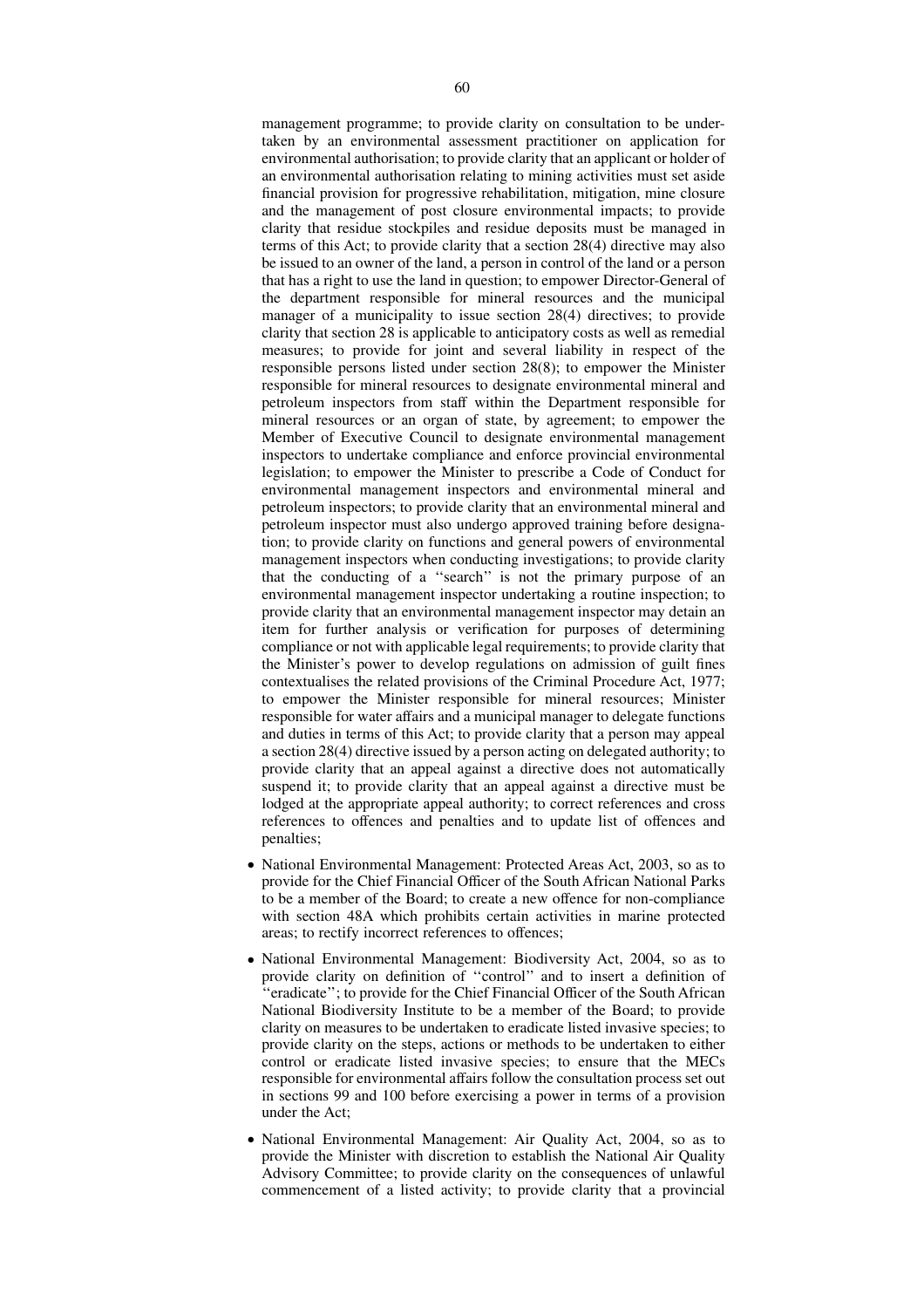management programme; to provide clarity on consultation to be undertaken by an environmental assessment practitioner on application for environmental authorisation; to provide clarity that an applicant or holder of an environmental authorisation relating to mining activities must set aside financial provision for progressive rehabilitation, mitigation, mine closure and the management of post closure environmental impacts; to provide clarity that residue stockpiles and residue deposits must be managed in terms of this Act; to provide clarity that a section 28(4) directive may also be issued to an owner of the land, a person in control of the land or a person that has a right to use the land in question; to empower Director-General of the department responsible for mineral resources and the municipal manager of a municipality to issue section 28(4) directives; to provide clarity that section 28 is applicable to anticipatory costs as well as remedial measures; to provide for joint and several liability in respect of the responsible persons listed under section 28(8); to empower the Minister responsible for mineral resources to designate environmental mineral and petroleum inspectors from staff within the Department responsible for mineral resources or an organ of state, by agreement; to empower the Member of Executive Council to designate environmental management inspectors to undertake compliance and enforce provincial environmental legislation; to empower the Minister to prescribe a Code of Conduct for environmental management inspectors and environmental mineral and petroleum inspectors; to provide clarity that an environmental mineral and petroleum inspector must also undergo approved training before designation; to provide clarity on functions and general powers of environmental management inspectors when conducting investigations; to provide clarity that the conducting of a ''search'' is not the primary purpose of an environmental management inspector undertaking a routine inspection; to provide clarity that an environmental management inspector may detain an item for further analysis or verification for purposes of determining compliance or not with applicable legal requirements; to provide clarity that the Minister's power to develop regulations on admission of guilt fines contextualises the related provisions of the Criminal Procedure Act, 1977; to empower the Minister responsible for mineral resources; Minister responsible for water affairs and a municipal manager to delegate functions and duties in terms of this Act; to provide clarity that a person may appeal a section 28(4) directive issued by a person acting on delegated authority; to provide clarity that an appeal against a directive does not automatically suspend it; to provide clarity that an appeal against a directive must be lodged at the appropriate appeal authority; to correct references and cross references to offences and penalties and to update list of offences and penalties;

- National Environmental Management: Protected Areas Act, 2003, so as to provide for the Chief Financial Officer of the South African National Parks to be a member of the Board; to create a new offence for non-compliance with section 48A which prohibits certain activities in marine protected areas; to rectify incorrect references to offences;
- National Environmental Management: Biodiversity Act, 2004, so as to provide clarity on definition of ''control'' and to insert a definition of ''eradicate''; to provide for the Chief Financial Officer of the South African National Biodiversity Institute to be a member of the Board; to provide clarity on measures to be undertaken to eradicate listed invasive species; to provide clarity on the steps, actions or methods to be undertaken to either control or eradicate listed invasive species; to ensure that the MECs responsible for environmental affairs follow the consultation process set out in sections 99 and 100 before exercising a power in terms of a provision under the Act;
- National Environmental Management: Air Quality Act, 2004, so as to provide the Minister with discretion to establish the National Air Quality Advisory Committee; to provide clarity on the consequences of unlawful commencement of a listed activity; to provide clarity that a provincial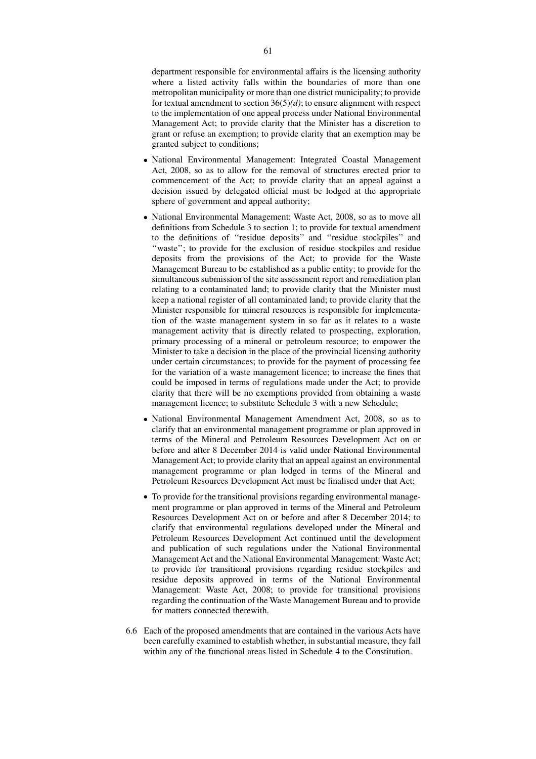department responsible for environmental affairs is the licensing authority where a listed activity falls within the boundaries of more than one metropolitan municipality or more than one district municipality; to provide for textual amendment to section 36(5)*(d)*; to ensure alignment with respect to the implementation of one appeal process under National Environmental Management Act; to provide clarity that the Minister has a discretion to grant or refuse an exemption; to provide clarity that an exemption may be granted subject to conditions;

- National Environmental Management: Integrated Coastal Management Act, 2008, so as to allow for the removal of structures erected prior to commencement of the Act; to provide clarity that an appeal against a decision issued by delegated official must be lodged at the appropriate sphere of government and appeal authority;
- National Environmental Management: Waste Act, 2008, so as to move all definitions from Schedule 3 to section 1; to provide for textual amendment to the definitions of ''residue deposits'' and ''residue stockpiles'' and ''waste''; to provide for the exclusion of residue stockpiles and residue deposits from the provisions of the Act; to provide for the Waste Management Bureau to be established as a public entity; to provide for the simultaneous submission of the site assessment report and remediation plan relating to a contaminated land; to provide clarity that the Minister must keep a national register of all contaminated land; to provide clarity that the Minister responsible for mineral resources is responsible for implementation of the waste management system in so far as it relates to a waste management activity that is directly related to prospecting, exploration, primary processing of a mineral or petroleum resource; to empower the Minister to take a decision in the place of the provincial licensing authority under certain circumstances; to provide for the payment of processing fee for the variation of a waste management licence; to increase the fines that could be imposed in terms of regulations made under the Act; to provide clarity that there will be no exemptions provided from obtaining a waste management licence; to substitute Schedule 3 with a new Schedule;
- National Environmental Management Amendment Act, 2008, so as to clarify that an environmental management programme or plan approved in terms of the Mineral and Petroleum Resources Development Act on or before and after 8 December 2014 is valid under National Environmental Management Act; to provide clarity that an appeal against an environmental management programme or plan lodged in terms of the Mineral and Petroleum Resources Development Act must be finalised under that Act;
- To provide for the transitional provisions regarding environmental management programme or plan approved in terms of the Mineral and Petroleum Resources Development Act on or before and after 8 December 2014; to clarify that environmental regulations developed under the Mineral and Petroleum Resources Development Act continued until the development and publication of such regulations under the National Environmental Management Act and the National Environmental Management: Waste Act; to provide for transitional provisions regarding residue stockpiles and residue deposits approved in terms of the National Environmental Management: Waste Act, 2008; to provide for transitional provisions regarding the continuation of the Waste Management Bureau and to provide for matters connected therewith.

6.6 Each of the proposed amendments that are contained in the various Acts have been carefully examined to establish whether, in substantial measure, they fall within any of the functional areas listed in Schedule 4 to the Constitution.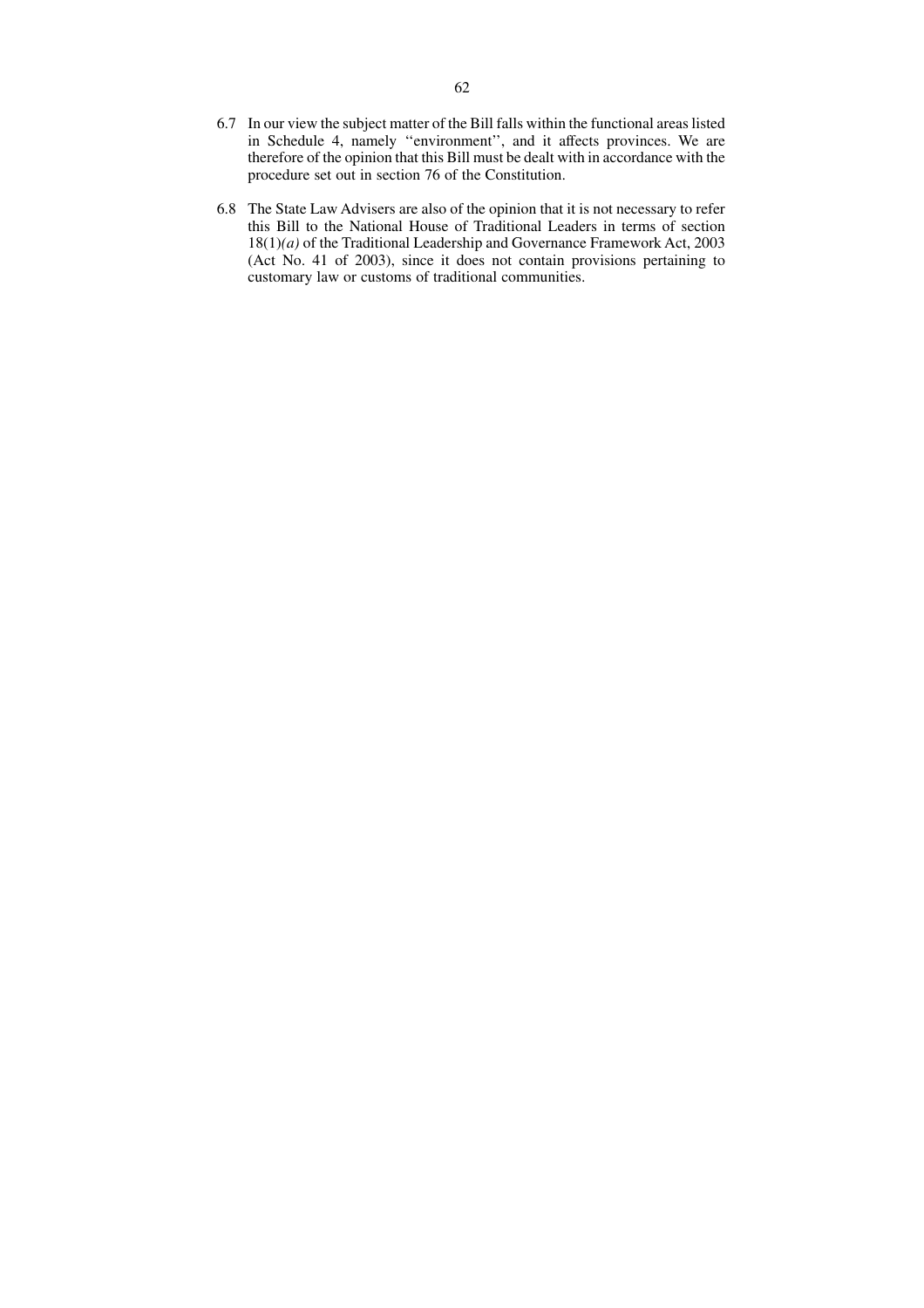6.7 In our view the subject matter of the Bill falls within the functional areas listed in Schedule 4, namely ''environment'', and it affects provinces. We are therefore of the opinion that this Bill must be dealt with in accordance with the procedure set out in section 76 of the Constitution.

6.8 The State Law Advisers are also of the opinion that it is not necessary to refer this Bill to the National House of Traditional Leaders in terms of section 18(1)*(a)* of the Traditional Leadership and Governance Framework Act, 2003 (Act No. 41 of 2003), since it does not contain provisions pertaining to customary law or customs of traditional communities.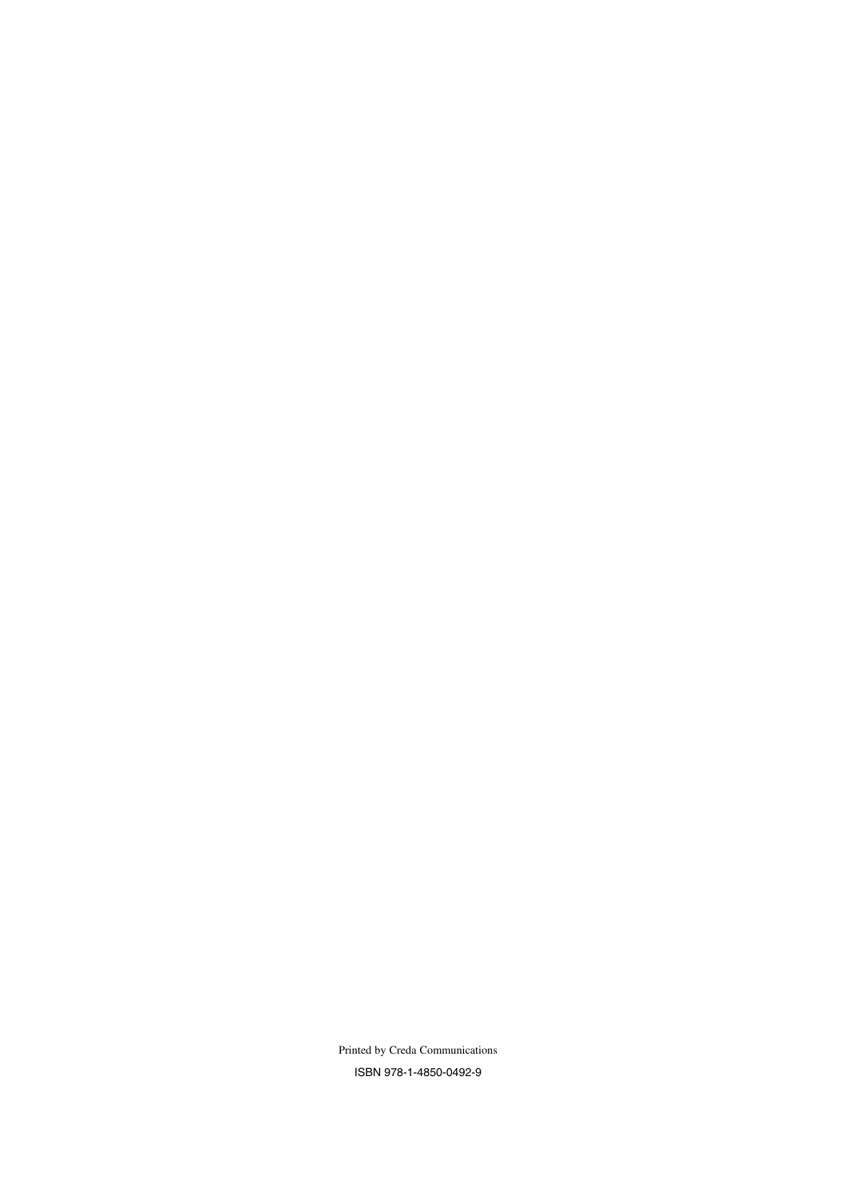Printed by Creda Communications

ISBN 978-1-4850-0492-9